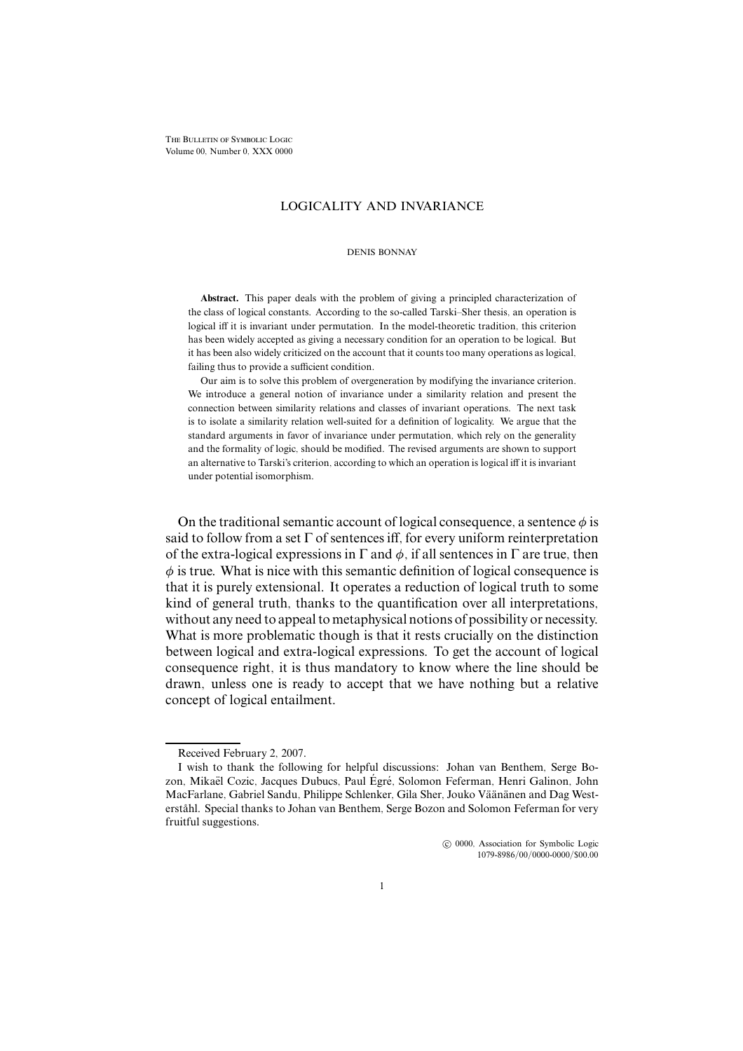# LOGICALITY AND INVARIANCE

DENIS BONNAY

**Abstract.** This paper deals with the problem of giving a principled characterization of the class of logical constants. According to the so-called Tarski–Sher thesis, an operation is logical iff it is invariant under permutation. In the model-theoretic tradition, this criterion has been widely accepted as giving a necessary condition for an operation to be logical. But it has been also widely criticized on the account that it counts too many operations as logical, failing thus to provide a sufficient condition.

Our aim is to solve this problem of overgeneration by modifying the invariance criterion. We introduce a general notion of invariance under a similarity relation and present the connection between similarity relations and classes of invariant operations. The next task is to isolate a similarity relation well-suited for a definition of logicality. We argue that the standard arguments in favor of invariance under permutation, which rely on the generality and the formality of logic, should be modified. The revised arguments are shown to support an alternative to Tarski's criterion, according to which an operation is logical iff it is invariant under potential isomorphism.

On the traditional semantic account of logical consequence, a sentence $\phi$ is said to follow from a set $\Gamma$ of sentences iff, for every uniform reinterpretation of the extra-logical expressions in $\Gamma$ and $\phi$, if all sentences in $\Gamma$ are true, then $\phi$ is true. What is nice with this semantic definition of logical consequence is that it is purely extensional. It operates a reduction of logical truth to some kind of general truth, thanks to the quantification over all interpretations, without any need to appeal to metaphysical notions of possibility or necessity. What is more problematic though is that it rests crucially on the distinction between logical and extra-logical expressions. To get the account of logical consequence right, it is thus mandatory to know where the line should be drawn, unless one is ready to accept that we have nothing but a relative concept of logical entailment.

---

Received February 2, 2007.

I wish to thank the following for helpful discussions: Johan van Benthem, Serge Bozon, Mikaël Cozic, Jacques Dubucs, Paul Égré, Solomon Feferman, Henri Galinon, John MacFarlane, Gabriel Sandu, Philippe Schlenker, Gila Sher, Jouko Väänänen and Dag Westerståhl. Special thanks to Johan van Benthem, Serge Bozon and Solomon Feferman for very fruitful suggestions.

© 0000, Association for Symbolic Logic
1079-8986/00/0000-0000/$00.00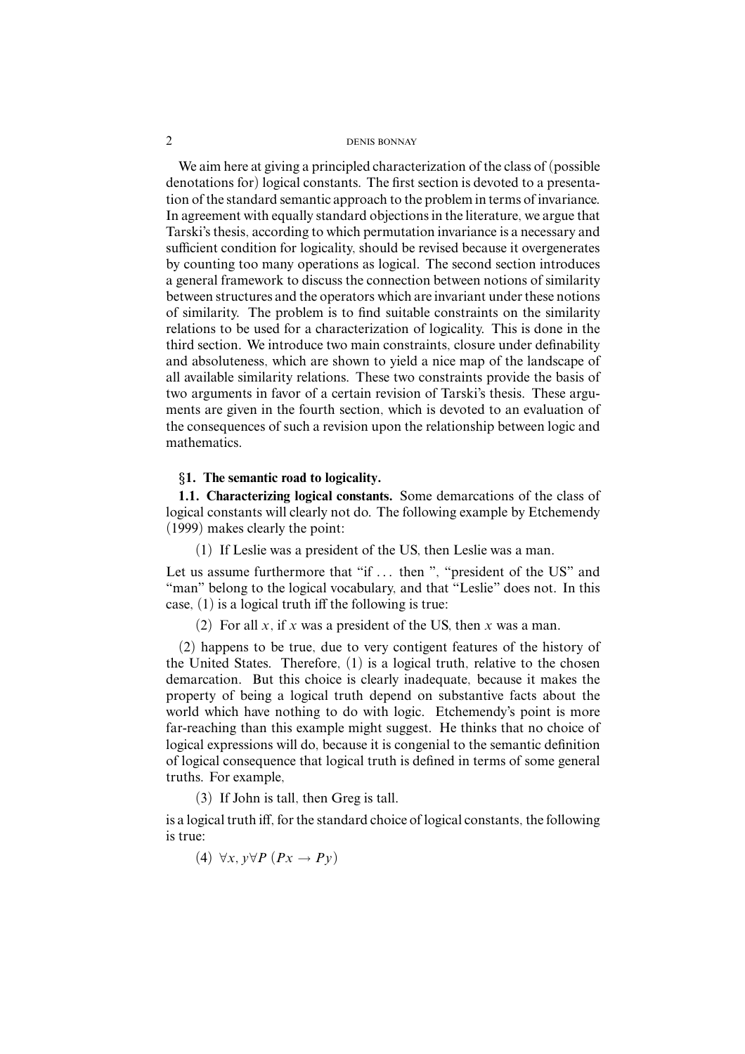We aim here at giving a principled characterization of the class of (possible denotations for) logical constants. The first section is devoted to a presentation of the standard semantic approach to the problem in terms of invariance. In agreement with equally standard objections in the literature, we argue that Tarski's thesis, according to which permutation invariance is a necessary and sufficient condition for logicality, should be revised because it overgenerates by counting too many operations as logical. The second section introduces a general framework to discuss the connection between notions of similarity between structures and the operators which are invariant under these notions of similarity. The problem is to find suitable constraints on the similarity relations to be used for a characterization of logicality. This is done in the third section. We introduce two main constraints, closure under definability and absoluteness, which are shown to yield a nice map of the landscape of all available similarity relations. These two constraints provide the basis of two arguments in favor of a certain revision of Tarski's thesis. These arguments are given in the fourth section, which is devoted to an evaluation of the consequences of such a revision upon the relationship between logic and mathematics.

## §1. The semantic road to logicality.

**1.1. Characterizing logical constants.** Some demarcations of the class of logical constants will clearly not do. The following example by Etchemendy (1999) makes clearly the point:

(1) If Leslie was a president of the US, then Leslie was a man.

Let us assume furthermore that "if ... then ", "president of the US" and "man" belong to the logical vocabulary, and that "Leslie" does not. In this case, (1) is a logical truth iff the following is true:

(2) For all $x$, if $x$ was a president of the US, then $x$ was a man.

(2) happens to be true, due to very contigent features of the history of the United States. Therefore, (1) is a logical truth, relative to the chosen demarcation. But this choice is clearly inadequate, because it makes the property of being a logical truth depend on substantive facts about the world which have nothing to do with logic. Etchemendy's point is more far-reaching than this example might suggest. He thinks that no choice of logical expressions will do, because it is congenial to the semantic definition of logical consequence that logical truth is defined in terms of some general truths. For example,

(3) If John is tall, then Greg is tall.

is a logical truth iff, for the standard choice of logical constants, the following is true:

(4) $\forall x, y \forall P \; (Px \rightarrow Py)$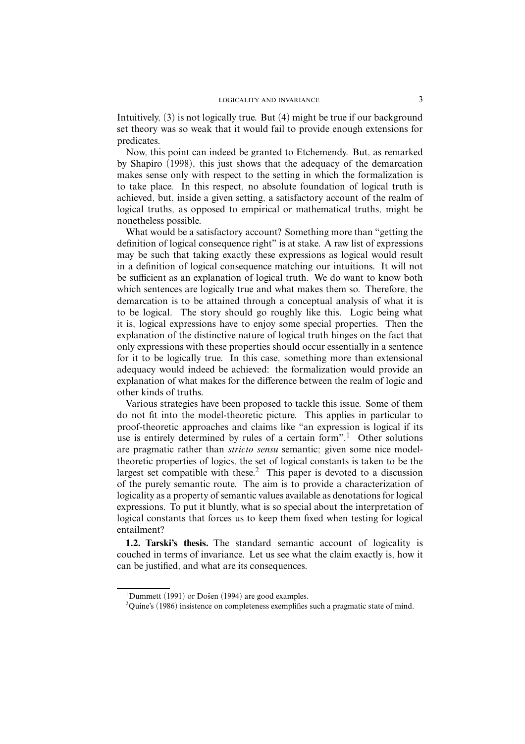Intuitively, (3) is not logically true. But (4) might be true if our background set theory was so weak that it would fail to provide enough extensions for predicates.

Now, this point can indeed be granted to Etchemendy. But, as remarked by Shapiro (1998), this just shows that the adequacy of the demarcation makes sense only with respect to the setting in which the formalization is to take place. In this respect, no absolute foundation of logical truth is achieved, but, inside a given setting, a satisfactory account of the realm of logical truths, as opposed to empirical or mathematical truths, might be nonetheless possible.

What would be a satisfactory account? Something more than "getting the definition of logical consequence right" is at stake. A raw list of expressions may be such that taking exactly these expressions as logical would result in a definition of logical consequence matching our intuitions. It will not be sufficient as an explanation of logical truth. We do want to know both which sentences are logically true and what makes them so. Therefore, the demarcation is to be attained through a conceptual analysis of what it is to be logical. The story should go roughly like this. Logic being what it is, logical expressions have to enjoy some special properties. Then the explanation of the distinctive nature of logical truth hinges on the fact that only expressions with these properties should occur essentially in a sentence for it to be logically true. In this case, something more than extensional adequacy would indeed be achieved: the formalization would provide an explanation of what makes for the difference between the realm of logic and other kinds of truths.

Various strategies have been proposed to tackle this issue. Some of them do not fit into the model-theoretic picture. This applies in particular to proof-theoretic approaches and claims like "an expression is logical if its use is entirely determined by rules of a certain form".[1] Other solutions are pragmatic rather than *stricto sensu* semantic; given some nice model-theoretic properties of logics, the set of logical constants is taken to be the largest set compatible with these.[2] This paper is devoted to a discussion of the purely semantic route. The aim is to provide a characterization of logicality as a property of semantic values available as denotations for logical expressions. To put it bluntly, what is so special about the interpretation of logical constants that forces us to keep them fixed when testing for logical entailment?

**1.2. Tarski's thesis.** The standard semantic account of logicality is couched in terms of invariance. Let us see what the claim exactly is, how it can be justified, and what are its consequences.

---

[1] Dummett (1991) or Došen (1994) are good examples.

[2] Quine's (1986) insistence on completeness exemplifies such a pragmatic state of mind.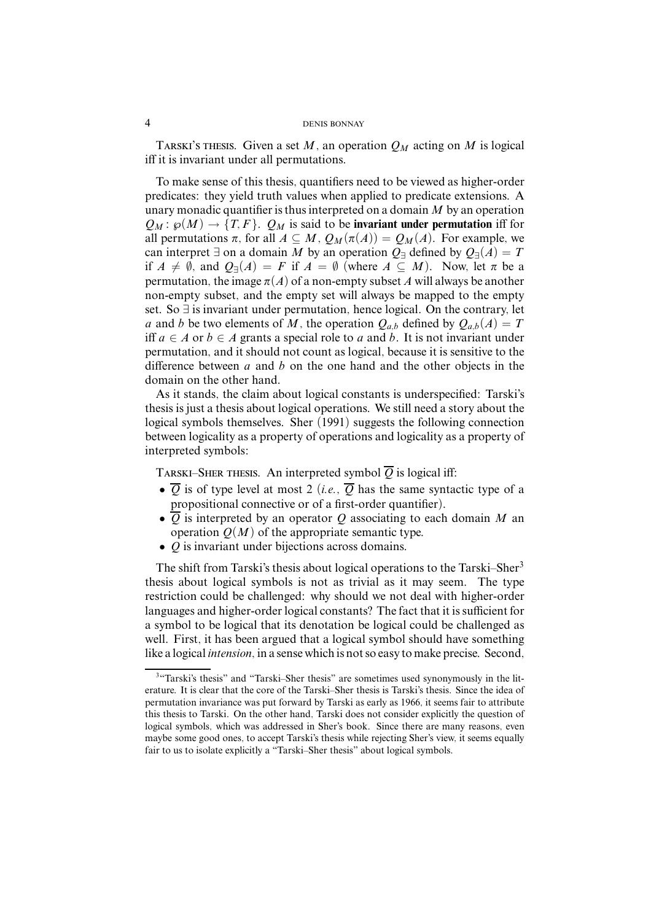TARSKI'S THESIS. Given a set $M$, an operation $Q_M$ acting on $M$ is logical iff it is invariant under all permutations.

To make sense of this thesis, quantifiers need to be viewed as higher-order predicates: they yield truth values when applied to predicate extensions. A unary monadic quantifier is thus interpreted on a domain $M$ by an operation $Q_M : \wp(M) \to \{T, F\}$. $Q_M$ is said to be **invariant under permutation** iff for all permutations $\pi$, for all $A \subseteq M$, $Q_M(\pi(A)) = Q_M(A)$. For example, we can interpret $\exists$ on a domain $M$ by an operation $Q_\exists$ defined by $Q_\exists(A) = T$ if $A \neq \emptyset$, and $Q_\exists(A) = F$ if $A = \emptyset$ (where $A \subseteq M$). Now, let $\pi$ be a permutation, the image $\pi(A)$ of a non-empty subset $A$ will always be another non-empty subset, and the empty set will always be mapped to the empty set. So $\exists$ is invariant under permutation, hence logical. On the contrary, let $a$ and $b$ be two elements of $M$, the operation $Q_{a,b}$ defined by $Q_{a,b}(A) = T$ iff $a \in A$ or $b \in A$ grants a special role to $a$ and $b$. It is not invariant under permutation, and it should not count as logical, because it is sensitive to the difference between $a$ and $b$ on the one hand and the other objects in the domain on the other hand.

As it stands, the claim about logical constants is underspecified: Tarski's thesis is just a thesis about logical operations. We still need a story about the logical symbols themselves. Sher (1991) suggests the following connection between logicality as a property of operations and logicality as a property of interpreted symbols:

TARSKI–SHER THESIS. An interpreted symbol $\overline{Q}$ is logical iff:

- $\overline{Q}$ is of type level at most 2 (*i.e.*, $\overline{Q}$ has the same syntactic type of a propositional connective or of a first-order quantifier).
- $\overline{Q}$ is interpreted by an operator $Q$ associating to each domain $M$ an operation $Q(M)$ of the appropriate semantic type.
- $Q$ is invariant under bijections across domains.

The shift from Tarski's thesis about logical operations to the Tarski–Sher[3] thesis about logical symbols is not as trivial as it may seem. The type restriction could be challenged: why should we not deal with higher-order languages and higher-order logical constants? The fact that it is sufficient for a symbol to be logical that its denotation be logical could be challenged as well. First, it has been argued that a logical symbol should have something like a logical *intension*, in a sense which is not so easy to make precise. Second,

[3] "Tarski's thesis" and "Tarski–Sher thesis" are sometimes used synonymously in the literature. It is clear that the core of the Tarski–Sher thesis is Tarski's thesis. Since the idea of permutation invariance was put forward by Tarski as early as 1966, it seems fair to attribute this thesis to Tarski. On the other hand, Tarski does not consider explicitly the question of logical symbols, which was addressed in Sher's book. Since there are many reasons, even maybe some good ones, to accept Tarski's thesis while rejecting Sher's view, it seems equally fair to us to isolate explicitly a "Tarski–Sher thesis" about logical symbols.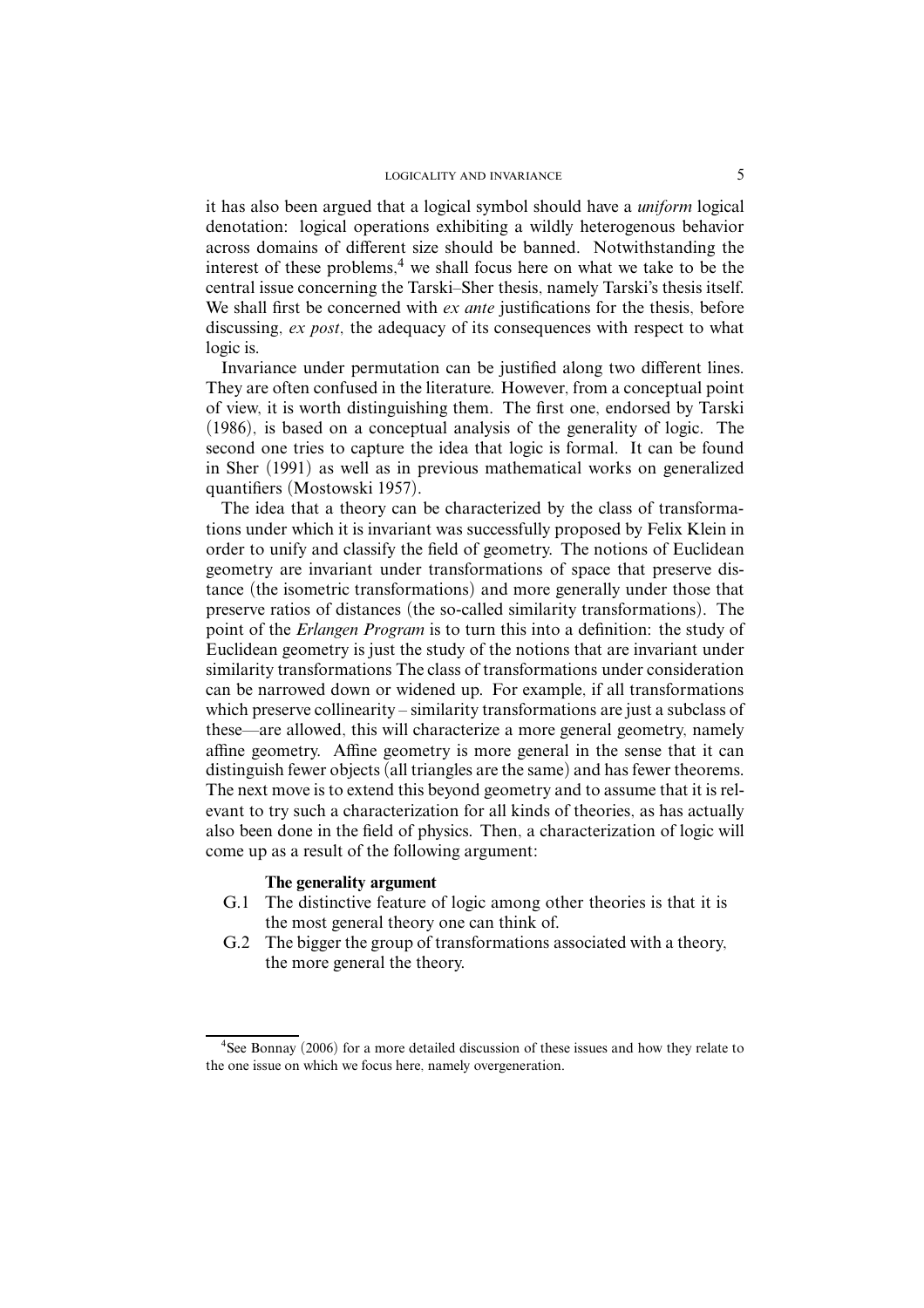it has also been argued that a logical symbol should have a *uniform* logical denotation: logical operations exhibiting a wildly heterogenous behavior across domains of different size should be banned. Notwithstanding the interest of these problems,[4] we shall focus here on what we take to be the central issue concerning the Tarski–Sher thesis, namely Tarski's thesis itself. We shall first be concerned with *ex ante* justifications for the thesis, before discussing, *ex post*, the adequacy of its consequences with respect to what logic is.

Invariance under permutation can be justified along two different lines. They are often confused in the literature. However, from a conceptual point of view, it is worth distinguishing them. The first one, endorsed by Tarski (1986), is based on a conceptual analysis of the generality of logic. The second one tries to capture the idea that logic is formal. It can be found in Sher (1991) as well as in previous mathematical works on generalized quantifiers (Mostowski 1957).

The idea that a theory can be characterized by the class of transformations under which it is invariant was successfully proposed by Felix Klein in order to unify and classify the field of geometry. The notions of Euclidean geometry are invariant under transformations of space that preserve distance (the isometric transformations) and more generally under those that preserve ratios of distances (the so-called similarity transformations). The point of the *Erlangen Program* is to turn this into a definition: the study of Euclidean geometry is just the study of the notions that are invariant under similarity transformations The class of transformations under consideration can be narrowed down or widened up. For example, if all transformations which preserve collinearity – similarity transformations are just a subclass of these—are allowed, this will characterize a more general geometry, namely affine geometry. Affine geometry is more general in the sense that it can distinguish fewer objects (all triangles are the same) and has fewer theorems. The next move is to extend this beyond geometry and to assume that it is relevant to try such a characterization for all kinds of theories, as has actually also been done in the field of physics. Then, a characterization of logic will come up as a result of the following argument:

**The generality argument**

G.1 The distinctive feature of logic among other theories is that it is the most general theory one can think of.

G.2 The bigger the group of transformations associated with a theory, the more general the theory.

[4] See Bonnay (2006) for a more detailed discussion of these issues and how they relate to the one issue on which we focus here, namely overgeneration.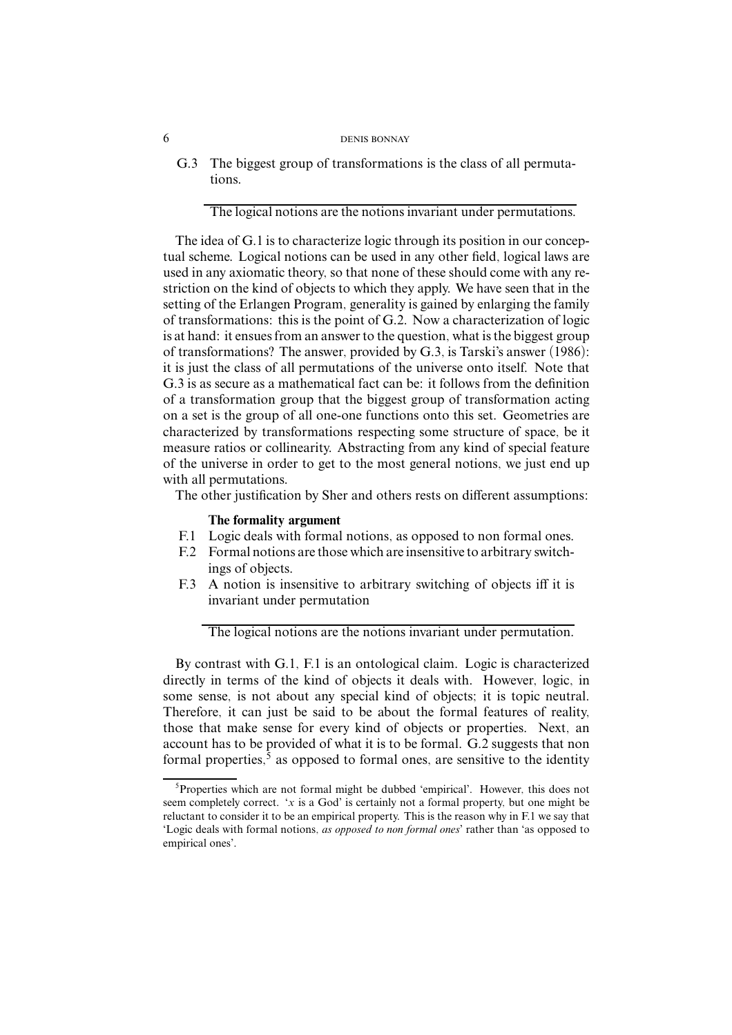G.3 The biggest group of transformations is the class of all permutations.

---

The logical notions are the notions invariant under permutations.

The idea of G.1 is to characterize logic through its position in our conceptual scheme. Logical notions can be used in any other field, logical laws are used in any axiomatic theory, so that none of these should come with any restriction on the kind of objects to which they apply. We have seen that in the setting of the Erlangen Program, generality is gained by enlarging the family of transformations: this is the point of G.2. Now a characterization of logic is at hand: it ensues from an answer to the question, what is the biggest group of transformations? The answer, provided by G.3, is Tarski's answer (1986): it is just the class of all permutations of the universe onto itself. Note that G.3 is as secure as a mathematical fact can be: it follows from the definition of a transformation group that the biggest group of transformation acting on a set is the group of all one-one functions onto this set. Geometries are characterized by transformations respecting some structure of space, be it measure ratios or collinearity. Abstracting from any kind of special feature of the universe in order to get to the most general notions, we just end up with all permutations.

The other justification by Sher and others rests on different assumptions:

**The formality argument**

F.1 Logic deals with formal notions, as opposed to non formal ones.

F.2 Formal notions are those which are insensitive to arbitrary switchings of objects.

F.3 A notion is insensitive to arbitrary switching of objects iff it is invariant under permutation

---

The logical notions are the notions invariant under permutation.

By contrast with G.1, F.1 is an ontological claim. Logic is characterized directly in terms of the kind of objects it deals with. However, logic, in some sense, is not about any special kind of objects; it is topic neutral. Therefore, it can just be said to be about the formal features of reality, those that make sense for every kind of objects or properties. Next, an account has to be provided of what it is to be formal. G.2 suggests that non formal properties,[5] as opposed to formal ones, are sensitive to the identity

[5] Properties which are not formal might be dubbed 'empirical'. However, this does not seem completely correct. '$x$ is a God' is certainly not a formal property, but one might be reluctant to consider it to be an empirical property. This is the reason why in F.1 we say that 'Logic deals with formal notions, *as opposed to non formal ones*' rather than 'as opposed to empirical ones'.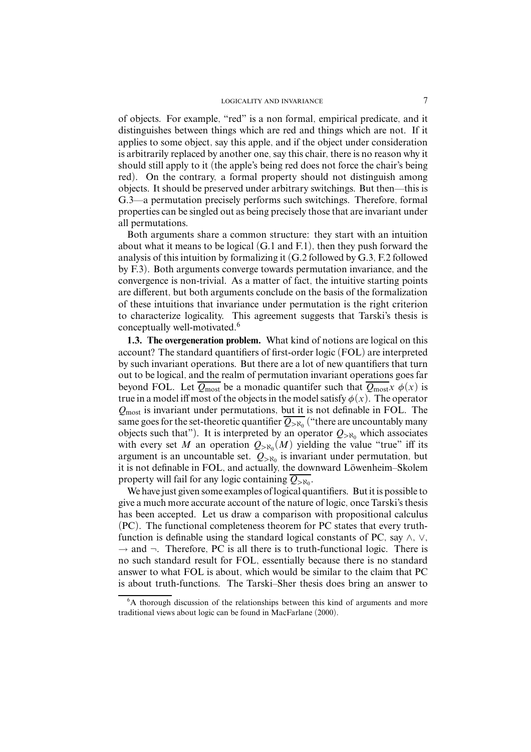of objects. For example, "red" is a non formal, empirical predicate, and it distinguishes between things which are red and things which are not. If it applies to some object, say this apple, and if the object under consideration is arbitrarily replaced by another one, say this chair, there is no reason why it should still apply to it (the apple's being red does not force the chair's being red). On the contrary, a formal property should not distinguish among objects. It should be preserved under arbitrary switchings. But then—this is G.3—a permutation precisely performs such switchings. Therefore, formal properties can be singled out as being precisely those that are invariant under all permutations.

Both arguments share a common structure: they start with an intuition about what it means to be logical (G.1 and F.1), then they push forward the analysis of this intuition by formalizing it (G.2 followed by G.3, F.2 followed by F.3). Both arguments converge towards permutation invariance, and the convergence is non-trivial. As a matter of fact, the intuitive starting points are different, but both arguments conclude on the basis of the formalization of these intuitions that invariance under permutation is the right criterion to characterize logicality. This agreement suggests that Tarski's thesis is conceptually well-motivated.[6]

**1.3. The overgeneration problem.** What kind of notions are logical on this account? The standard quantifiers of first-order logic (FOL) are interpreted by such invariant operations. But there are a lot of new quantifiers that turn out to be logical, and the realm of permutation invariant operations goes far beyond FOL. Let $\overline{Q_{\text{most}}}$ be a monadic quantifer such that $\overline{Q_{\text{most}}}x\ \phi(x)$ is true in a model iff most of the objects in the model satisfy $\phi(x)$. The operator $Q_{\text{most}}$ is invariant under permutations, but it is not definable in FOL. The same goes for the set-theoretic quantifier $\overline{Q_{>\aleph_0}}$ ("there are uncountably many objects such that"). It is interpreted by an operator $Q_{>\aleph_0}$ which associates with every set $M$ an operation $Q_{>\aleph_0}(M)$ yielding the value "true" iff its argument is an uncountable set. $Q_{>\aleph_0}$ is invariant under permutation, but it is not definable in FOL, and actually, the downward Löwenheim–Skolem property will fail for any logic containing $\overline{Q_{>\aleph_0}}$.

We have just given some examples of logical quantifiers. But it is possible to give a much more accurate account of the nature of logic, once Tarski's thesis has been accepted. Let us draw a comparison with propositional calculus (PC). The functional completeness theorem for PC states that every truth-function is definable using the standard logical constants of PC, say $\wedge$, $\vee$, $\rightarrow$ and $\neg$. Therefore, PC is all there is to truth-functional logic. There is no such standard result for FOL, essentially because there is no standard answer to what FOL is about, which would be similar to the claim that PC is about truth-functions. The Tarski–Sher thesis does bring an answer to

[6] A thorough discussion of the relationships between this kind of arguments and more traditional views about logic can be found in MacFarlane (2000).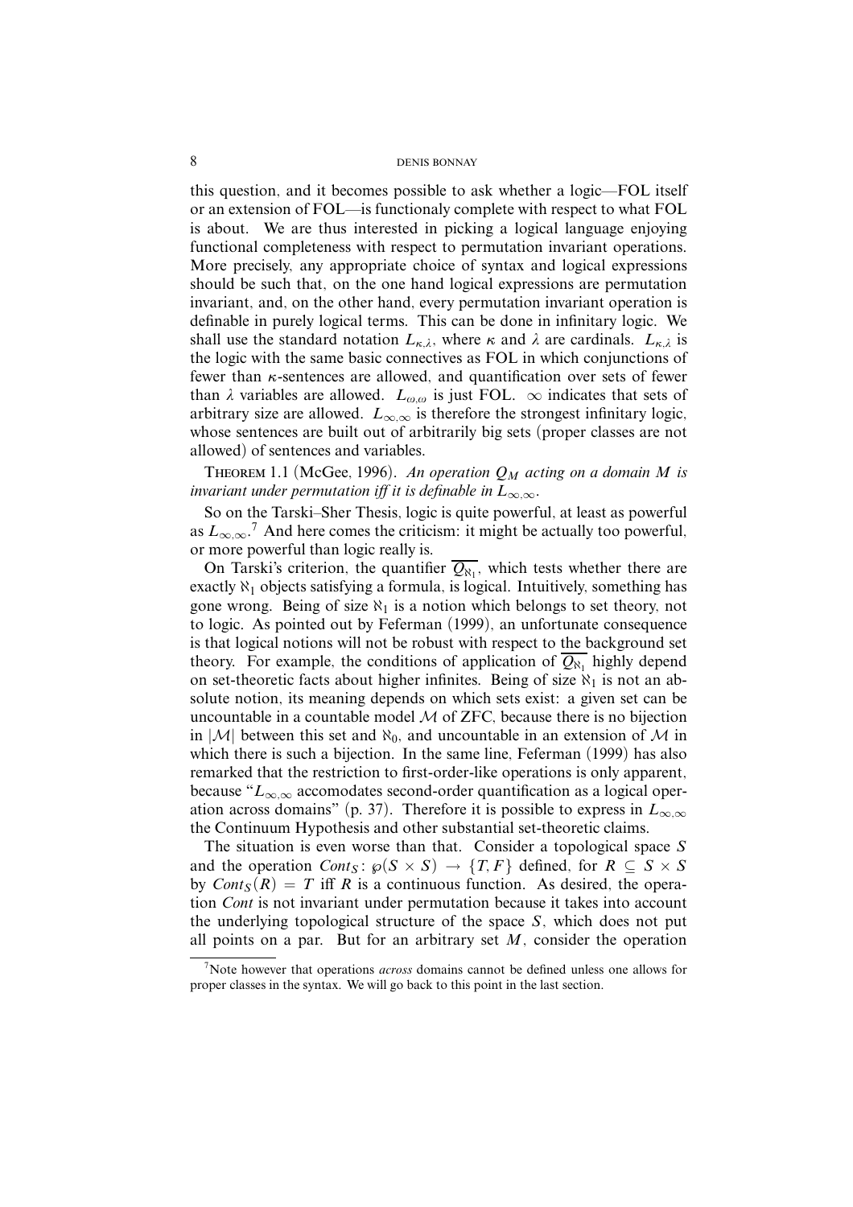this question, and it becomes possible to ask whether a logic—FOL itself or an extension of FOL—is functionaly complete with respect to what FOL is about. We are thus interested in picking a logical language enjoying functional completeness with respect to permutation invariant operations. More precisely, any appropriate choice of syntax and logical expressions should be such that, on the one hand logical expressions are permutation invariant, and, on the other hand, every permutation invariant operation is definable in purely logical terms. This can be done in infinitary logic. We shall use the standard notation $L_{\kappa,\lambda}$, where $\kappa$ and $\lambda$ are cardinals. $L_{\kappa,\lambda}$ is the logic with the same basic connectives as FOL in which conjunctions of fewer than $\kappa$-sentences are allowed, and quantification over sets of fewer than $\lambda$ variables are allowed. $L_{\omega,\omega}$ is just FOL. $\infty$ indicates that sets of arbitrary size are allowed. $L_{\infty,\infty}$ is therefore the strongest infinitary logic, whose sentences are built out of arbitrarily big sets (proper classes are not allowed) of sentences and variables.

THEOREM 1.1 (McGee, 1996). *An operation $Q_M$ acting on a domain $M$ is invariant under permutation iff it is definable in $L_{\infty,\infty}$.*

So on the Tarski–Sher Thesis, logic is quite powerful, at least as powerful as $L_{\infty,\infty}$.[7] And here comes the criticism: it might be actually too powerful, or more powerful than logic really is.

On Tarski's criterion, the quantifier $\overline{Q_{\aleph_1}}$, which tests whether there are exactly $\aleph_1$ objects satisfying a formula, is logical. Intuitively, something has gone wrong. Being of size $\aleph_1$ is a notion which belongs to set theory, not to logic. As pointed out by Feferman (1999), an unfortunate consequence is that logical notions will not be robust with respect to the background set theory. For example, the conditions of application of $\overline{Q_{\aleph_1}}$ highly depend on set-theoretic facts about higher infinites. Being of size $\aleph_1$ is not an absolute notion, its meaning depends on which sets exist: a given set can be uncountable in a countable model $\mathcal{M}$ of ZFC, because there is no bijection in $|\mathcal{M}|$ between this set and $\aleph_0$, and uncountable in an extension of $\mathcal{M}$ in which there is such a bijection. In the same line, Feferman (1999) has also remarked that the restriction to first-order-like operations is only apparent, because "$L_{\infty,\infty}$ accomodates second-order quantification as a logical operation across domains" (p. 37). Therefore it is possible to express in $L_{\infty,\infty}$ the Continuum Hypothesis and other substantial set-theoretic claims.

The situation is even worse than that. Consider a topological space $S$ and the operation $Cont_S\colon \wp(S \times S) \to \{T, F\}$ defined, for $R \subseteq S \times S$ by $Cont_S(R) = T$ iff $R$ is a continuous function. As desired, the operation *Cont* is not invariant under permutation because it takes into account the underlying topological structure of the space $S$, which does not put all points on a par. But for an arbitrary set $M$, consider the operation

[7] Note however that operations *across* domains cannot be defined unless one allows for proper classes in the syntax. We will go back to this point in the last section.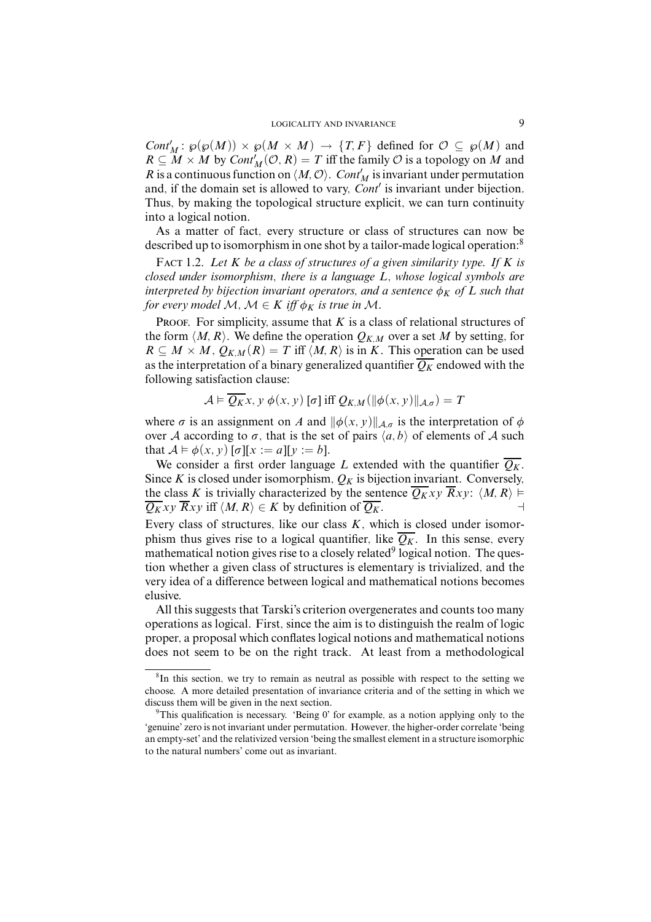$Cont'_M \colon \wp(\wp(M)) \times \wp(M \times M) \to \{T, F\}$ defined for $\mathcal{O} \subseteq \wp(M)$ and $R \subseteq M \times M$ by $Cont'_M(\mathcal{O}, R) = T$ iff the family $\mathcal{O}$ is a topology on $M$ and $R$ is a continuous function on $\langle M, \mathcal{O}\rangle$. $Cont'_M$ is invariant under permutation and, if the domain set is allowed to vary, $Cont'$ is invariant under bijection. Thus, by making the topological structure explicit, we can turn continuity into a logical notion.

As a matter of fact, every structure or class of structures can now be described up to isomorphism in one shot by a tailor-made logical operation:[8]

Fact 1.2. *Let $K$ be a class of structures of a given similarity type. If $K$ is closed under isomorphism, there is a language $L$, whose logical symbols are interpreted by bijection invariant operators, and a sentence $\phi_K$ of $L$ such that for every model $\mathcal{M}$, $\mathcal{M} \in K$ iff $\phi_K$ is true in $\mathcal{M}$.*

Proof. For simplicity, assume that $K$ is a class of relational structures of the form $\langle M, R\rangle$. We define the operation $Q_{K,M}$ over a set $M$ by setting, for $R \subseteq M \times M$, $Q_{K,M}(R) = T$ iff $\langle M, R\rangle$ is in $K$. This operation can be used as the interpretation of a binary generalized quantifier $\overline{Q_K}$ endowed with the following satisfaction clause:

$$\mathcal{A} \vDash \overline{Q_K} x, y\ \phi(x, y)\ [\sigma] \text{ iff } Q_{K,M}(\|\phi(x, y)\|_{\mathcal{A},\sigma}) = T$$

where $\sigma$ is an assignment on $A$ and $\|\phi(x, y)\|_{\mathcal{A},\sigma}$ is the interpretation of $\phi$ over $\mathcal{A}$ according to $\sigma$, that is the set of pairs $\langle a, b\rangle$ of elements of $\mathcal{A}$ such that $\mathcal{A} \vDash \phi(x, y)\ [\sigma][x := a][y := b]$.

We consider a first order language $L$ extended with the quantifier $\overline{Q_K}$. Since $K$ is closed under isomorphism, $Q_K$ is bijection invariant. Conversely, the class $K$ is trivially characterized by the sentence $\overline{Q_K} xy\ \overline{R}xy$: $\langle M, R\rangle \vDash \overline{Q_K} xy\ \overline{R}xy$ iff $\langle M, R\rangle \in K$ by definition of $\overline{Q_K}$. ⊣

Every class of structures, like our class $K$, which is closed under isomorphism thus gives rise to a logical quantifier, like $\overline{Q_K}$. In this sense, every mathematical notion gives rise to a closely related[9] logical notion. The question whether a given class of structures is elementary is trivialized, and the very idea of a difference between logical and mathematical notions becomes elusive.

All this suggests that Tarski's criterion overgenerates and counts too many operations as logical. First, since the aim is to distinguish the realm of logic proper, a proposal which conflates logical notions and mathematical notions does not seem to be on the right track. At least from a methodological

[8] In this section, we try to remain as neutral as possible with respect to the setting we choose. A more detailed presentation of invariance criteria and of the setting in which we discuss them will be given in the next section.

[9] This qualification is necessary. 'Being 0' for example, as a notion applying only to the 'genuine' zero is not invariant under permutation. However, the higher-order correlate 'being an empty-set' and the relativized version 'being the smallest element in a structure isomorphic to the natural numbers' come out as invariant.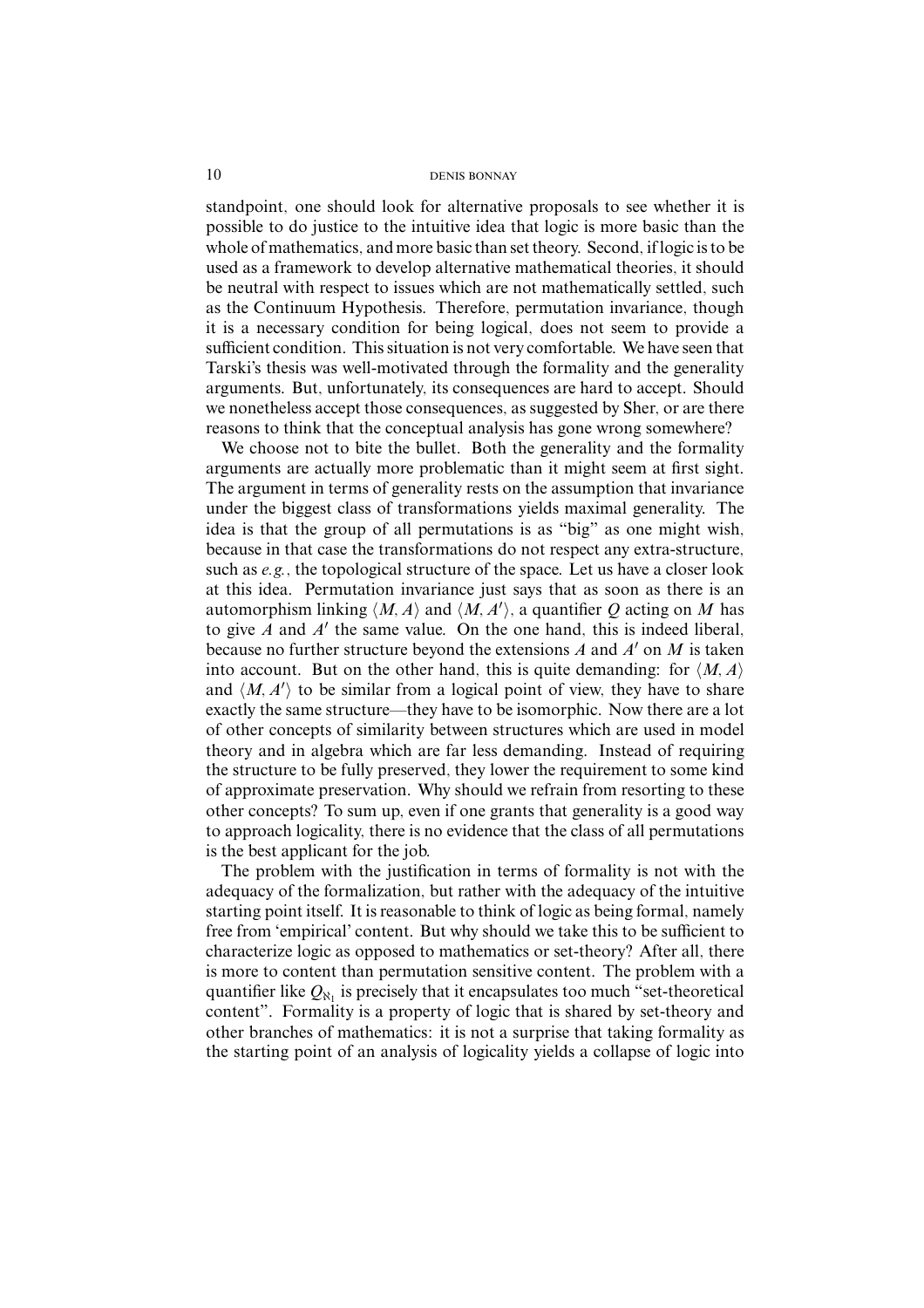standpoint, one should look for alternative proposals to see whether it is possible to do justice to the intuitive idea that logic is more basic than the whole of mathematics, and more basic than set theory. Second, if logic is to be used as a framework to develop alternative mathematical theories, it should be neutral with respect to issues which are not mathematically settled, such as the Continuum Hypothesis. Therefore, permutation invariance, though it is a necessary condition for being logical, does not seem to provide a sufficient condition. This situation is not very comfortable. We have seen that Tarski's thesis was well-motivated through the formality and the generality arguments. But, unfortunately, its consequences are hard to accept. Should we nonetheless accept those consequences, as suggested by Sher, or are there reasons to think that the conceptual analysis has gone wrong somewhere?

We choose not to bite the bullet. Both the generality and the formality arguments are actually more problematic than it might seem at first sight. The argument in terms of generality rests on the assumption that invariance under the biggest class of transformations yields maximal generality. The idea is that the group of all permutations is as "big" as one might wish, because in that case the transformations do not respect any extra-structure, such as *e.g.*, the topological structure of the space. Let us have a closer look at this idea. Permutation invariance just says that as soon as there is an automorphism linking $\langle M, A\rangle$ and $\langle M, A'\rangle$, a quantifier $Q$ acting on $M$ has to give $A$ and $A'$ the same value. On the one hand, this is indeed liberal, because no further structure beyond the extensions $A$ and $A'$ on $M$ is taken into account. But on the other hand, this is quite demanding: for $\langle M, A\rangle$ and $\langle M, A'\rangle$ to be similar from a logical point of view, they have to share exactly the same structure—they have to be isomorphic. Now there are a lot of other concepts of similarity between structures which are used in model theory and in algebra which are far less demanding. Instead of requiring the structure to be fully preserved, they lower the requirement to some kind of approximate preservation. Why should we refrain from resorting to these other concepts? To sum up, even if one grants that generality is a good way to approach logicality, there is no evidence that the class of all permutations is the best applicant for the job.

The problem with the justification in terms of formality is not with the adequacy of the formalization, but rather with the adequacy of the intuitive starting point itself. It is reasonable to think of logic as being formal, namely free from 'empirical' content. But why should we take this to be sufficient to characterize logic as opposed to mathematics or set-theory? After all, there is more to content than permutation sensitive content. The problem with a quantifier like $Q_{\aleph_1}$ is precisely that it encapsulates too much "set-theoretical content". Formality is a property of logic that is shared by set-theory and other branches of mathematics: it is not a surprise that taking formality as the starting point of an analysis of logicality yields a collapse of logic into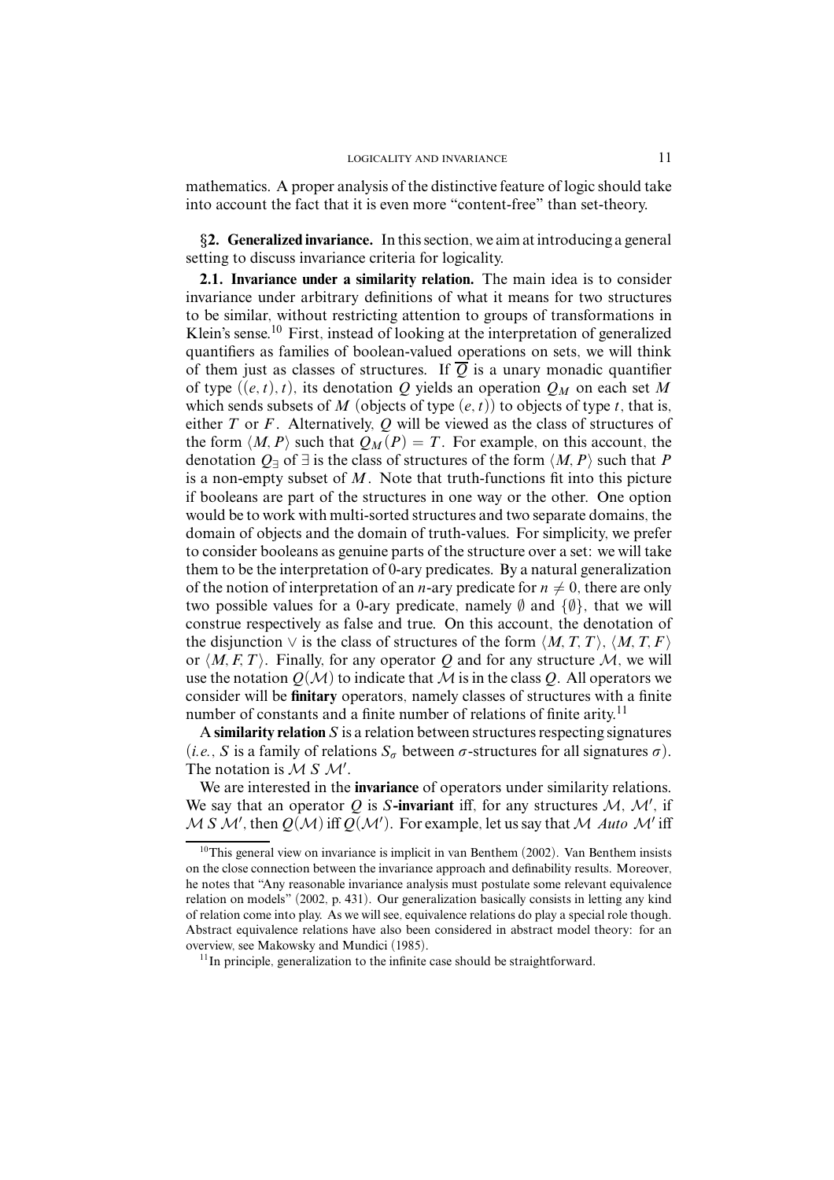mathematics. A proper analysis of the distinctive feature of logic should take into account the fact that it is even more "content-free" than set-theory.

## §2. Generalized invariance.

In this section, we aim at introducing a general setting to discuss invariance criteria for logicality.

**2.1. Invariance under a similarity relation.** The main idea is to consider invariance under arbitrary definitions of what it means for two structures to be similar, without restricting attention to groups of transformations in Klein's sense.[10] First, instead of looking at the interpretation of generalized quantifiers as families of boolean-valued operations on sets, we will think of them just as classes of structures. If $\overline{Q}$ is a unary monadic quantifier of type $((e, t), t)$, its denotation $Q$ yields an operation $Q_M$ on each set $M$ which sends subsets of $M$ (objects of type $(e, t)$) to objects of type $t$, that is, either $T$ or $F$. Alternatively, $Q$ will be viewed as the class of structures of the form $\langle M, P \rangle$ such that $Q_M(P) = T$. For example, on this account, the denotation $Q_\exists$ of $\exists$ is the class of structures of the form $\langle M, P \rangle$ such that $P$ is a non-empty subset of $M$. Note that truth-functions fit into this picture if booleans are part of the structures in one way or the other. One option would be to work with multi-sorted structures and two separate domains, the domain of objects and the domain of truth-values. For simplicity, we prefer to consider booleans as genuine parts of the structure over a set: we will take them to be the interpretation of 0-ary predicates. By a natural generalization of the notion of interpretation of an $n$-ary predicate for $n \neq 0$, there are only two possible values for a 0-ary predicate, namely $\emptyset$ and $\{\emptyset\}$, that we will construe respectively as false and true. On this account, the denotation of the disjunction $\vee$ is the class of structures of the form $\langle M, T, T \rangle$, $\langle M, T, F \rangle$ or $\langle M, F, T \rangle$. Finally, for any operator $Q$ and for any structure $\mathcal{M}$, we will use the notation $Q(\mathcal{M})$ to indicate that $\mathcal{M}$ is in the class $Q$. All operators we consider will be **finitary** operators, namely classes of structures with a finite number of constants and a finite number of relations of finite arity.[11]

A **similarity relation** $S$ is a relation between structures respecting signatures (*i.e.*, $S$ is a family of relations $S_\sigma$ between $\sigma$-structures for all signatures $\sigma$). The notation is $\mathcal{M}\ S\ \mathcal{M}'$.

We are interested in the **invariance** of operators under similarity relations. We say that an operator $Q$ is $S$**-invariant** iff, for any structures $\mathcal{M}$, $\mathcal{M}'$, if $\mathcal{M}\ S\ \mathcal{M}'$, then $Q(\mathcal{M})$ iff $Q(\mathcal{M}')$. For example, let us say that $\mathcal{M}\ \mathit{Auto}\ \mathcal{M}'$ iff

---

[10] This general view on invariance is implicit in van Benthem (2002). Van Benthem insists on the close connection between the invariance approach and definability results. Moreover, he notes that "Any reasonable invariance analysis must postulate some relevant equivalence relation on models" (2002, p. 431). Our generalization basically consists in letting any kind of relation come into play. As we will see, equivalence relations do play a special role though. Abstract equivalence relations have also been considered in abstract model theory: for an overview, see Makowsky and Mundici (1985).

[11] In principle, generalization to the infinite case should be straightforward.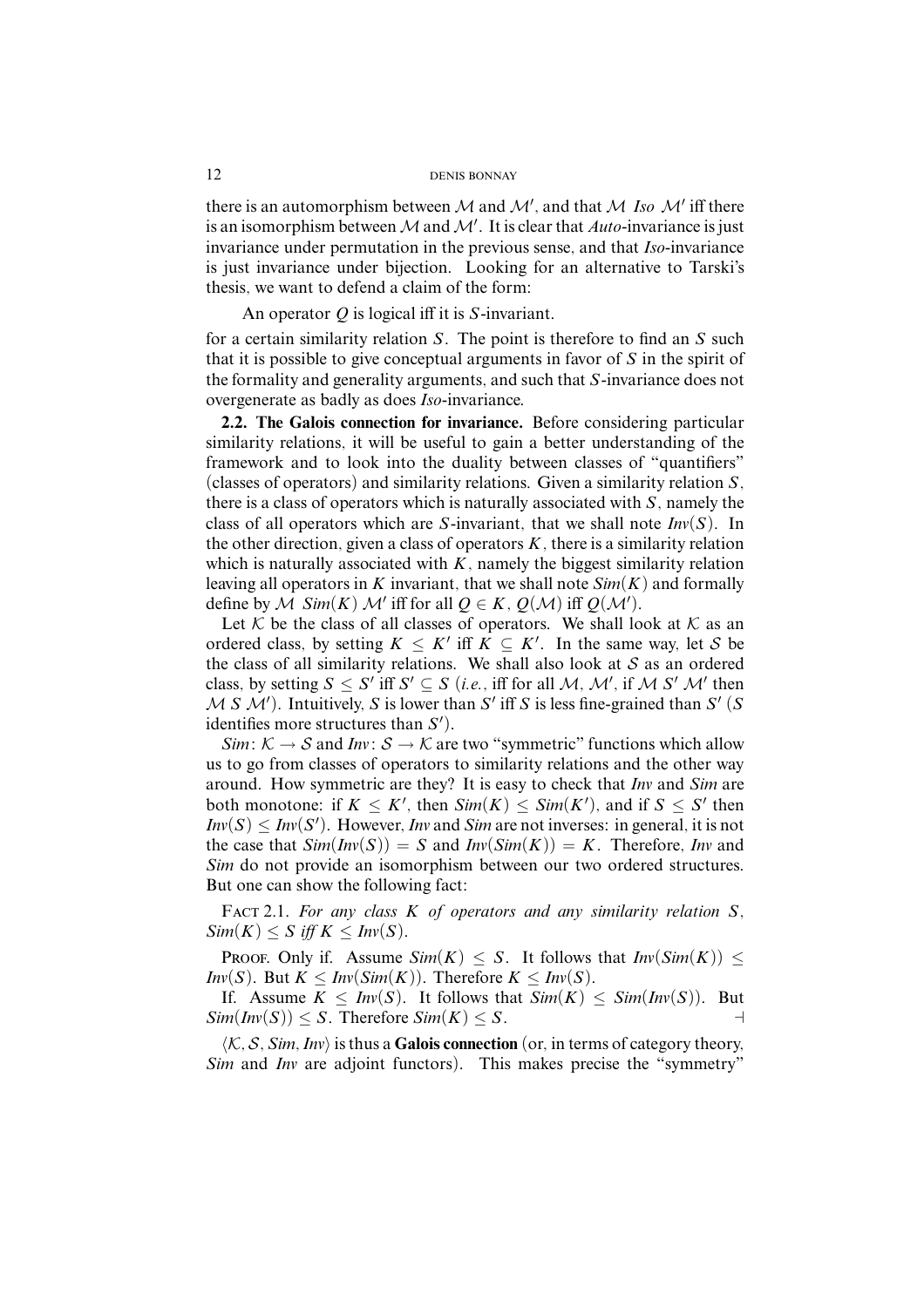there is an automorphism between $\mathcal{M}$ and $\mathcal{M}'$, and that $\mathcal{M}$ *Iso* $\mathcal{M}'$ iff there is an isomorphism between $\mathcal{M}$ and $\mathcal{M}'$. It is clear that *Auto*-invariance is just invariance under permutation in the previous sense, and that *Iso*-invariance is just invariance under bijection. Looking for an alternative to Tarski's thesis, we want to defend a claim of the form:

An operator $Q$ is logical iff it is $S$-invariant.

for a certain similarity relation $S$. The point is therefore to find an $S$ such that it is possible to give conceptual arguments in favor of $S$ in the spirit of the formality and generality arguments, and such that $S$-invariance does not overgenerate as badly as does *Iso*-invariance.

**2.2. The Galois connection for invariance.** Before considering particular similarity relations, it will be useful to gain a better understanding of the framework and to look into the duality between classes of "quantifiers" (classes of operators) and similarity relations. Given a similarity relation $S$, there is a class of operators which is naturally associated with $S$, namely the class of all operators which are $S$-invariant, that we shall note $Inv(S)$. In the other direction, given a class of operators $K$, there is a similarity relation which is naturally associated with $K$, namely the biggest similarity relation leaving all operators in $K$ invariant, that we shall note $Sim(K)$ and formally define by $\mathcal{M}\ Sim(K)\ \mathcal{M}'$ iff for all $Q \in K$, $Q(\mathcal{M})$ iff $Q(\mathcal{M}')$.

Let $\mathcal{K}$ be the class of all classes of operators. We shall look at $\mathcal{K}$ as an ordered class, by setting $K \leq K'$ iff $K \subseteq K'$. In the same way, let $\mathcal{S}$ be the class of all similarity relations. We shall also look at $\mathcal{S}$ as an ordered class, by setting $S \leq S'$ iff $S' \subseteq S$ (*i.e.*, iff for all $\mathcal{M}$, $\mathcal{M}'$, if $\mathcal{M}\ S'\ \mathcal{M}'$ then $\mathcal{M}\ S\ \mathcal{M}'$). Intuitively, $S$ is lower than $S'$ iff $S$ is less fine-grained than $S'$ ($S$ identifies more structures than $S'$).

$Sim\colon \mathcal{K} \to \mathcal{S}$ and $Inv\colon \mathcal{S} \to \mathcal{K}$ are two "symmetric" functions which allow us to go from classes of operators to similarity relations and the other way around. How symmetric are they? It is easy to check that *Inv* and *Sim* are both monotone: if $K \leq K'$, then $Sim(K) \leq Sim(K')$, and if $S \leq S'$ then $Inv(S) \leq Inv(S')$. However, *Inv* and *Sim* are not inverses: in general, it is not the case that $Sim(Inv(S)) = S$ and $Inv(Sim(K)) = K$. Therefore, *Inv* and *Sim* do not provide an isomorphism between our two ordered structures. But one can show the following fact:

Fact 2.1. *For any class $K$ of operators and any similarity relation $S$, $Sim(K) \leq S$ iff $K \leq Inv(S)$.*

Proof. Only if. Assume $Sim(K) \leq S$. It follows that $Inv(Sim(K)) \leq Inv(S)$. But $K \leq Inv(Sim(K))$. Therefore $K \leq Inv(S)$.

If. Assume $K \leq Inv(S)$. It follows that $Sim(K) \leq Sim(Inv(S))$. But $Sim(Inv(S)) \leq S$. Therefore $Sim(K) \leq S$. $\dashv$

$\langle \mathcal{K}, \mathcal{S}, Sim, Inv \rangle$ is thus a **Galois connection** (or, in terms of category theory, *Sim* and *Inv* are adjoint functors). This makes precise the "symmetry"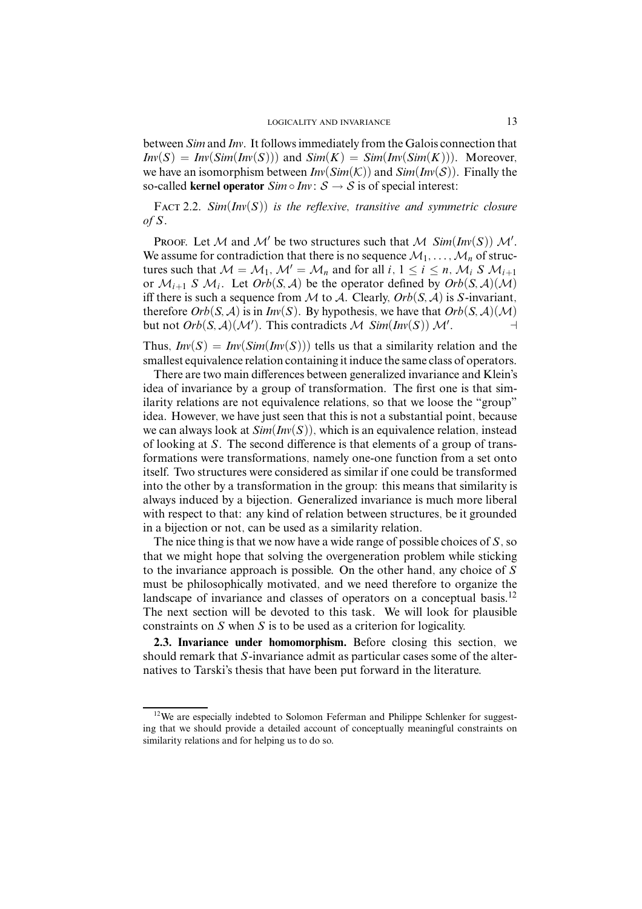between *Sim* and *Inv*. It follows immediately from the Galois connection that $Inv(S) = Inv(Sim(Inv(S)))$ and $Sim(K) = Sim(Inv(Sim(K)))$. Moreover, we have an isomorphism between $Inv(Sim(\mathcal{K}))$ and $Sim(Inv(\mathcal{S}))$. Finally the so-called **kernel operator** $Sim \circ Inv : \mathcal{S} \to \mathcal{S}$ is of special interest:

Fact 2.2. *$Sim(Inv(S))$ is the reflexive, transitive and symmetric closure of $S$.*

Proof. Let $\mathcal{M}$ and $\mathcal{M}'$ be two structures such that $\mathcal{M}\ Sim(Inv(S))\ \mathcal{M}'$. We assume for contradiction that there is no sequence $\mathcal{M}_1, \dots, \mathcal{M}_n$ of structures such that $\mathcal{M} = \mathcal{M}_1$, $\mathcal{M}' = \mathcal{M}_n$ and for all $i$, $1 \leq i \leq n$, $\mathcal{M}_i\ S\ \mathcal{M}_{i+1}$ or $\mathcal{M}_{i+1}\ S\ \mathcal{M}_i$. Let $Orb(S, \mathcal{A})$ be the operator defined by $Orb(S, \mathcal{A})(\mathcal{M})$ iff there is such a sequence from $\mathcal{M}$ to $\mathcal{A}$. Clearly, $Orb(S, \mathcal{A})$ is $S$-invariant, therefore $Orb(S, \mathcal{A})$ is in $Inv(S)$. By hypothesis, we have that $Orb(S, \mathcal{A})(\mathcal{M})$ but not $Orb(S, \mathcal{A})(\mathcal{M}')$. This contradicts $\mathcal{M}\ Sim(Inv(S))\ \mathcal{M}'$. ⊣

Thus, $Inv(S) = Inv(Sim(Inv(S)))$ tells us that a similarity relation and the smallest equivalence relation containing it induce the same class of operators.

There are two main differences between generalized invariance and Klein's idea of invariance by a group of transformation. The first one is that similarity relations are not equivalence relations, so that we loose the "group" idea. However, we have just seen that this is not a substantial point, because we can always look at $Sim(Inv(S))$, which is an equivalence relation, instead of looking at $S$. The second difference is that elements of a group of transformations were transformations, namely one-one function from a set onto itself. Two structures were considered as similar if one could be transformed into the other by a transformation in the group: this means that similarity is always induced by a bijection. Generalized invariance is much more liberal with respect to that: any kind of relation between structures, be it grounded in a bijection or not, can be used as a similarity relation.

The nice thing is that we now have a wide range of possible choices of $S$, so that we might hope that solving the overgeneration problem while sticking to the invariance approach is possible. On the other hand, any choice of $S$ must be philosophically motivated, and we need therefore to organize the landscape of invariance and classes of operators on a conceptual basis.[12] The next section will be devoted to this task. We will look for plausible constraints on $S$ when $S$ is to be used as a criterion for logicality.

**2.3. Invariance under homomorphism.** Before closing this section, we should remark that $S$-invariance admit as particular cases some of the alternatives to Tarski's thesis that have been put forward in the literature.

[12] We are especially indebted to Solomon Feferman and Philippe Schlenker for suggesting that we should provide a detailed account of conceptually meaningful constraints on similarity relations and for helping us to do so.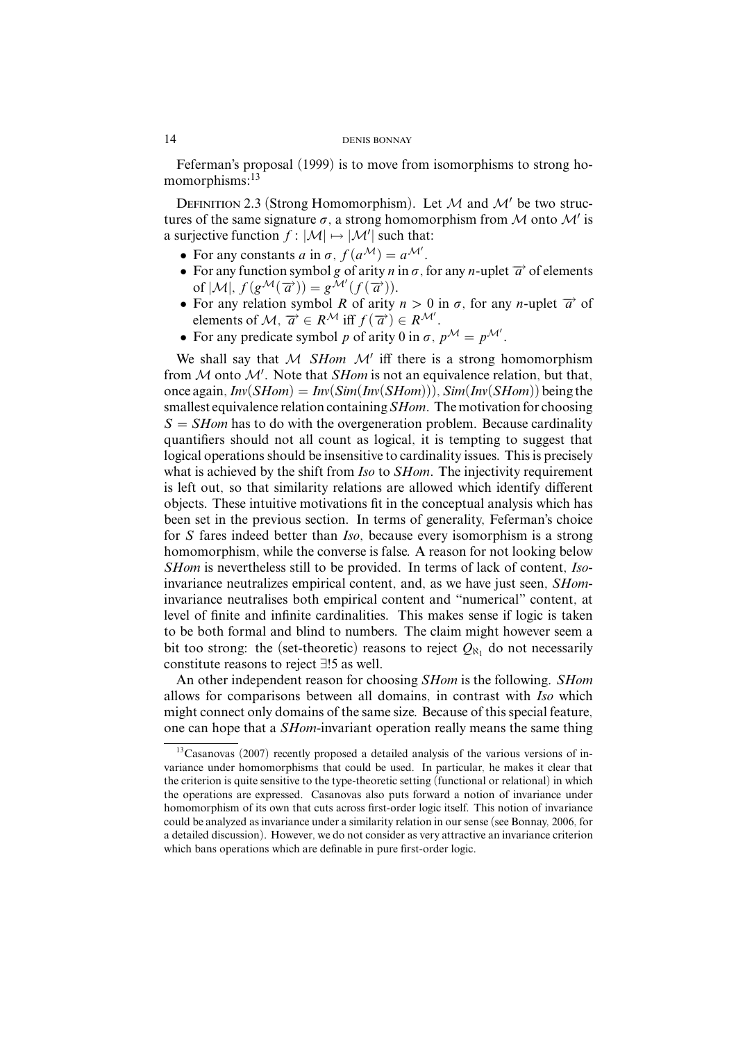Feferman's proposal (1999) is to move from isomorphisms to strong homomorphisms:[13]

DEFINITION 2.3 (Strong Homomorphism). Let $\mathcal{M}$ and $\mathcal{M}'$ be two structures of the same signature $\sigma$, a strong homomorphism from $\mathcal{M}$ onto $\mathcal{M}'$ is a surjective function $f : |\mathcal{M}| \mapsto |\mathcal{M}'|$ such that:

- For any constants $a$ in $\sigma$, $f(a^{\mathcal{M}}) = a^{\mathcal{M}'}$.
- For any function symbol $g$ of arity $n$ in $\sigma$, for any $n$-uplet $\overrightarrow{a}$ of elements of $|\mathcal{M}|$, $f(g^{\mathcal{M}}(\overrightarrow{a})) = g^{\mathcal{M}'}(f(\overrightarrow{a}))$.
- For any relation symbol $R$ of arity $n > 0$ in $\sigma$, for any $n$-uplet $\overrightarrow{a}$ of elements of $\mathcal{M}$, $\overrightarrow{a} \in R^{\mathcal{M}}$ iff $f(\overrightarrow{a}) \in R^{\mathcal{M}'}$.
- For any predicate symbol $p$ of arity 0 in $\sigma$, $p^{\mathcal{M}} = p^{\mathcal{M}'}$.

We shall say that $\mathcal{M}$ *SHom* $\mathcal{M}'$ iff there is a strong homomorphism from $\mathcal{M}$ onto $\mathcal{M}'$. Note that *SHom* is not an equivalence relation, but that, once again, $Inv(SHom) = Inv(Sim(Inv(SHom)))$, $Sim(Inv(SHom))$ being the smallest equivalence relation containing *SHom*. The motivation for choosing $S = SHom$ has to do with the overgeneration problem. Because cardinality quantifiers should not all count as logical, it is tempting to suggest that logical operations should be insensitive to cardinality issues. This is precisely what is achieved by the shift from *Iso* to *SHom*. The injectivity requirement is left out, so that similarity relations are allowed which identify different objects. These intuitive motivations fit in the conceptual analysis which has been set in the previous section. In terms of generality, Feferman's choice for $S$ fares indeed better than *Iso*, because every isomorphism is a strong homomorphism, while the converse is false. A reason for not looking below *SHom* is nevertheless still to be provided. In terms of lack of content, *Iso*-invariance neutralizes empirical content, and, as we have just seen, *SHom*-invariance neutralises both empirical content and "numerical" content, at level of finite and infinite cardinalities. This makes sense if logic is taken to be both formal and blind to numbers. The claim might however seem a bit too strong: the (set-theoretic) reasons to reject $Q_{\aleph_1}$ do not necessarily constitute reasons to reject $\exists!5$ as well.

An other independent reason for choosing *SHom* is the following. *SHom* allows for comparisons between all domains, in contrast with *Iso* which might connect only domains of the same size. Because of this special feature, one can hope that a *SHom*-invariant operation really means the same thing

[13] Casanovas (2007) recently proposed a detailed analysis of the various versions of invariance under homomorphisms that could be used. In particular, he makes it clear that the criterion is quite sensitive to the type-theoretic setting (functional or relational) in which the operations are expressed. Casanovas also puts forward a notion of invariance under homomorphism of its own that cuts across first-order logic itself. This notion of invariance could be analyzed as invariance under a similarity relation in our sense (see Bonnay, 2006, for a detailed discussion). However, we do not consider as very attractive an invariance criterion which bans operations which are definable in pure first-order logic.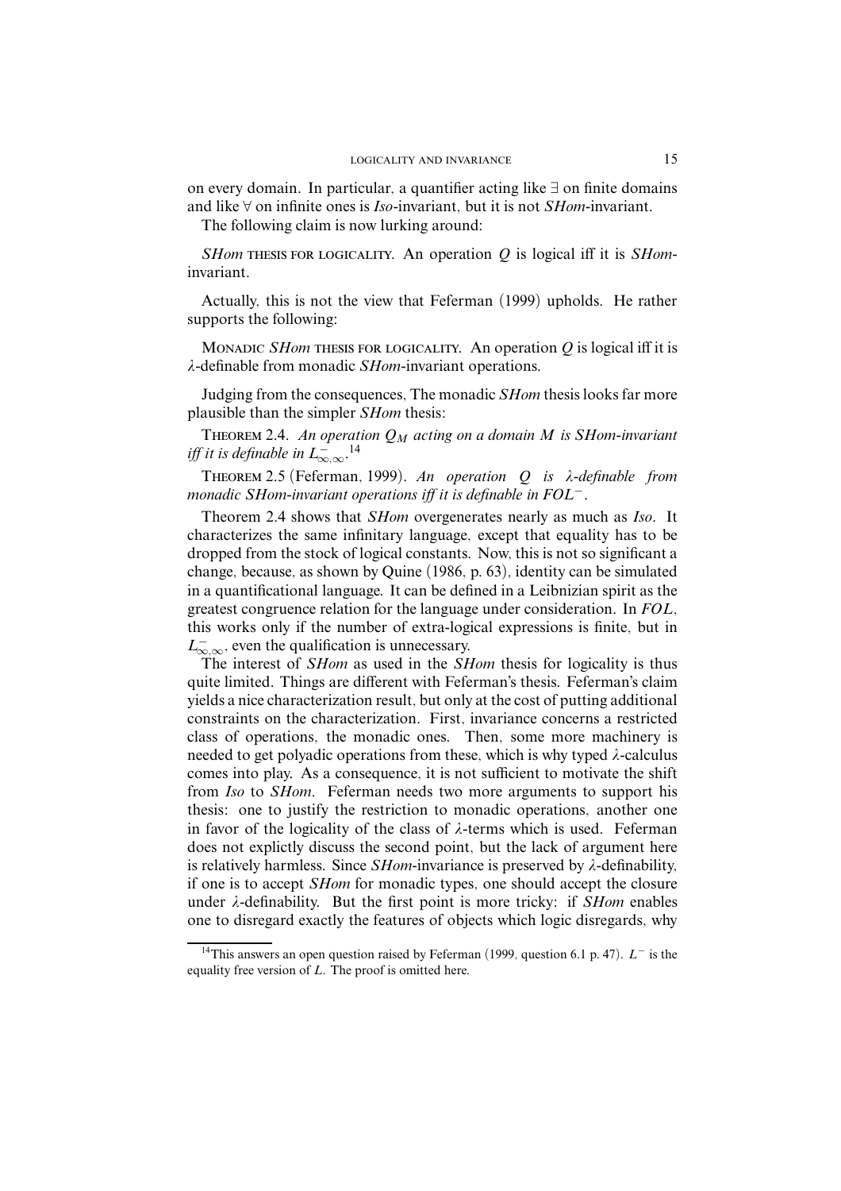on every domain. In particular, a quantifier acting like $\exists$ on finite domains and like $\forall$ on infinite ones is *Iso*-invariant, but it is not *SHom*-invariant.

The following claim is now lurking around:

*SHom* THESIS FOR LOGICALITY. An operation $Q$ is logical iff it is *SHom*-invariant.

Actually, this is not the view that Feferman (1999) upholds. He rather supports the following:

MONADIC *SHom* THESIS FOR LOGICALITY. An operation $Q$ is logical iff it is $\lambda$-definable from monadic *SHom*-invariant operations.

Judging from the consequences, The monadic *SHom* thesis looks far more plausible than the simpler *SHom* thesis:

THEOREM 2.4. *An operation $Q_M$ acting on a domain $M$ is SHom-invariant iff it is definable in $L^{-}_{\infty,\infty}$.*[14]

THEOREM 2.5 (Feferman, 1999). *An operation $Q$ is $\lambda$-definable from monadic SHom-invariant operations iff it is definable in $FOL^{-}$.*

Theorem 2.4 shows that *SHom* overgenerates nearly as much as *Iso*. It characterizes the same infinitary language, except that equality has to be dropped from the stock of logical constants. Now, this is not so significant a change, because, as shown by Quine (1986, p. 63), identity can be simulated in a quantificational language. It can be defined in a Leibnizian spirit as the greatest congruence relation for the language under consideration. In $FOL$, this works only if the number of extra-logical expressions is finite, but in $L^{-}_{\infty,\infty}$, even the qualification is unnecessary.

The interest of *SHom* as used in the *SHom* thesis for logicality is thus quite limited. Things are different with Feferman's thesis. Feferman's claim yields a nice characterization result, but only at the cost of putting additional constraints on the characterization. First, invariance concerns a restricted class of operations, the monadic ones. Then, some more machinery is needed to get polyadic operations from these, which is why typed $\lambda$-calculus comes into play. As a consequence, it is not sufficient to motivate the shift from *Iso* to *SHom*. Feferman needs two more arguments to support his thesis: one to justify the restriction to monadic operations, another one in favor of the logicality of the class of $\lambda$-terms which is used. Feferman does not explictly discuss the second point, but the lack of argument here is relatively harmless. Since *SHom*-invariance is preserved by $\lambda$-definability, if one is to accept *SHom* for monadic types, one should accept the closure under $\lambda$-definability. But the first point is more tricky: if *SHom* enables one to disregard exactly the features of objects which logic disregards, why

[14] This answers an open question raised by Feferman (1999, question 6.1 p. 47). $L^{-}$ is the equality free version of $L$. The proof is omitted here.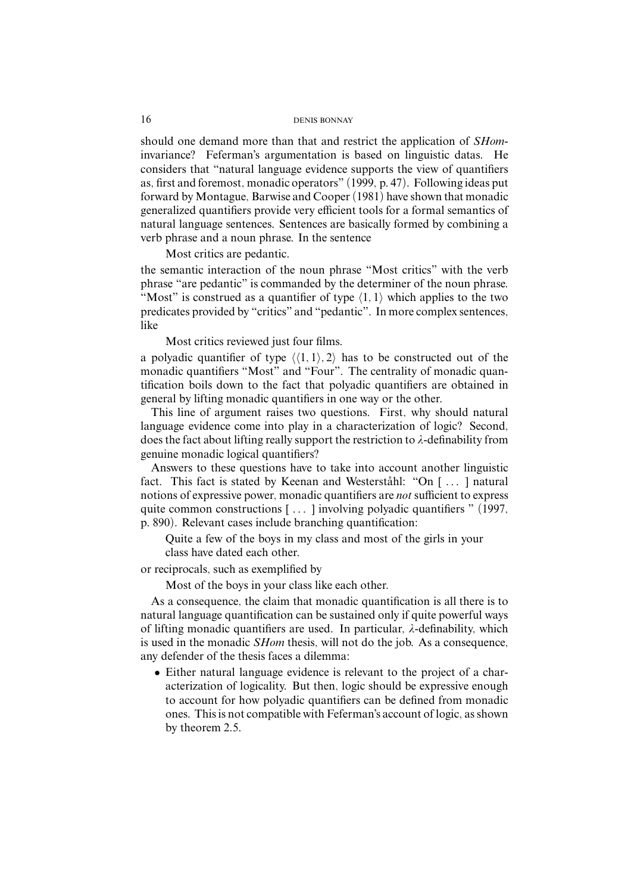should one demand more than that and restrict the application of *SHom*-invariance? Feferman's argumentation is based on linguistic datas. He considers that "natural language evidence supports the view of quantifiers as, first and foremost, monadic operators" (1999, p. 47). Following ideas put forward by Montague, Barwise and Cooper (1981) have shown that monadic generalized quantifiers provide very efficient tools for a formal semantics of natural language sentences. Sentences are basically formed by combining a verb phrase and a noun phrase. In the sentence

> Most critics are pedantic.

the semantic interaction of the noun phrase "Most critics" with the verb phrase "are pedantic" is commanded by the determiner of the noun phrase. "Most" is construed as a quantifier of type $\langle 1, 1 \rangle$ which applies to the two predicates provided by "critics" and "pedantic". In more complex sentences, like

> Most critics reviewed just four films.

a polyadic quantifier of type $\langle \langle 1, 1 \rangle, 2 \rangle$ has to be constructed out of the monadic quantifiers "Most" and "Four". The centrality of monadic quantification boils down to the fact that polyadic quantifiers are obtained in general by lifting monadic quantifiers in one way or the other.

This line of argument raises two questions. First, why should natural language evidence come into play in a characterization of logic? Second, does the fact about lifting really support the restriction to $\lambda$-definability from genuine monadic logical quantifiers?

Answers to these questions have to take into account another linguistic fact. This fact is stated by Keenan and Westerståhl: "On [ ... ] natural notions of expressive power, monadic quantifiers are *not* sufficient to express quite common constructions [ ... ] involving polyadic quantifiers " (1997, p. 890). Relevant cases include branching quantification:

> Quite a few of the boys in my class and most of the girls in your class have dated each other.

or reciprocals, such as exemplified by

> Most of the boys in your class like each other.

As a consequence, the claim that monadic quantification is all there is to natural language quantification can be sustained only if quite powerful ways of lifting monadic quantifiers are used. In particular, $\lambda$-definability, which is used in the monadic *SHom* thesis, will not do the job. As a consequence, any defender of the thesis faces a dilemma:

- Either natural language evidence is relevant to the project of a characterization of logicality. But then, logic should be expressive enough to account for how polyadic quantifiers can be defined from monadic ones. This is not compatible with Feferman's account of logic, as shown by theorem 2.5.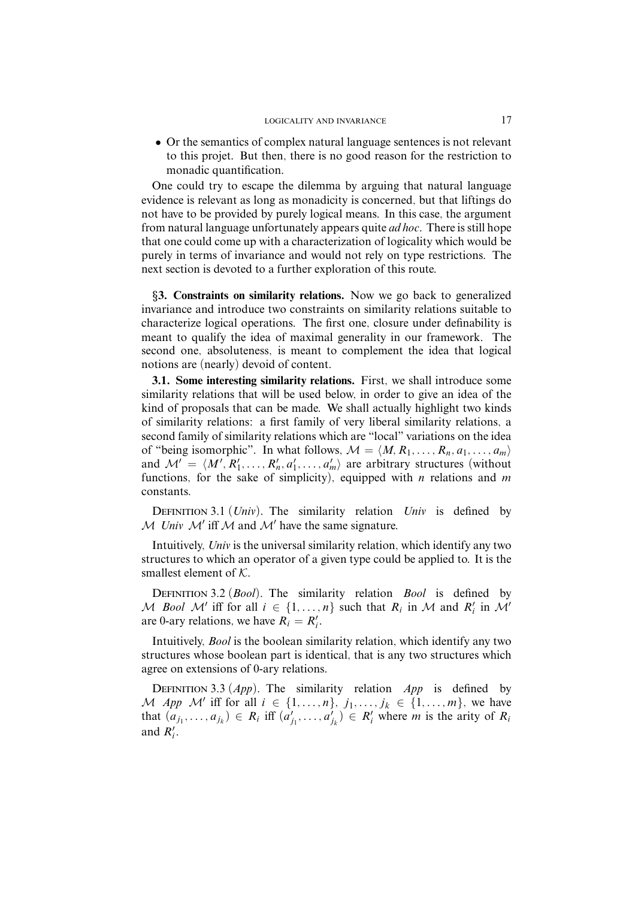- Or the semantics of complex natural language sentences is not relevant to this projet. But then, there is no good reason for the restriction to monadic quantification.

One could try to escape the dilemma by arguing that natural language evidence is relevant as long as monadicity is concerned, but that liftings do not have to be provided by purely logical means. In this case, the argument from natural language unfortunately appears quite *ad hoc*. There is still hope that one could come up with a characterization of logicality which would be purely in terms of invariance and would not rely on type restrictions. The next section is devoted to a further exploration of this route.

## §3. Constraints on similarity relations.

Now we go back to generalized invariance and introduce two constraints on similarity relations suitable to characterize logical operations. The first one, closure under definability is meant to qualify the idea of maximal generality in our framework. The second one, absoluteness, is meant to complement the idea that logical notions are (nearly) devoid of content.

**3.1. Some interesting similarity relations.** First, we shall introduce some similarity relations that will be used below, in order to give an idea of the kind of proposals that can be made. We shall actually highlight two kinds of similarity relations: a first family of very liberal similarity relations, a second family of similarity relations which are "local" variations on the idea of "being isomorphic". In what follows, $\mathcal{M} = \langle M, R_1, \dots, R_n, a_1, \dots, a_m \rangle$ and $\mathcal{M}' = \langle M', R'_1, \dots, R'_n, a'_1, \dots, a'_m \rangle$ are arbitrary structures (without functions, for the sake of simplicity), equipped with $n$ relations and $m$ constants.

Definition 3.1 (*Univ*). The similarity relation *Univ* is defined by $\mathcal{M}$ *Univ* $\mathcal{M}'$ iff $\mathcal{M}$ and $\mathcal{M}'$ have the same signature.

Intuitively, *Univ* is the universal similarity relation, which identify any two structures to which an operator of a given type could be applied to. It is the smallest element of $\mathcal{K}$.

Definition 3.2 (*Bool*). The similarity relation *Bool* is defined by $\mathcal{M}$ *Bool* $\mathcal{M}'$ iff for all $i \in \{1, \dots, n\}$ such that $R_i$ in $\mathcal{M}$ and $R'_i$ in $\mathcal{M}'$ are 0-ary relations, we have $R_i = R'_i$.

Intuitively, *Bool* is the boolean similarity relation, which identify any two structures whose boolean part is identical, that is any two structures which agree on extensions of 0-ary relations.

Definition 3.3 (*App*). The similarity relation *App* is defined by $\mathcal{M}$ *App* $\mathcal{M}'$ iff for all $i \in \{1, \dots, n\}$, $j_1, \dots, j_k \in \{1, \dots, m\}$, we have that $(a_{j_1}, \dots, a_{j_k}) \in R_i$ iff $(a'_{j_1}, \dots, a'_{j_k}) \in R'_i$ where $m$ is the arity of $R_i$ and $R'_i$.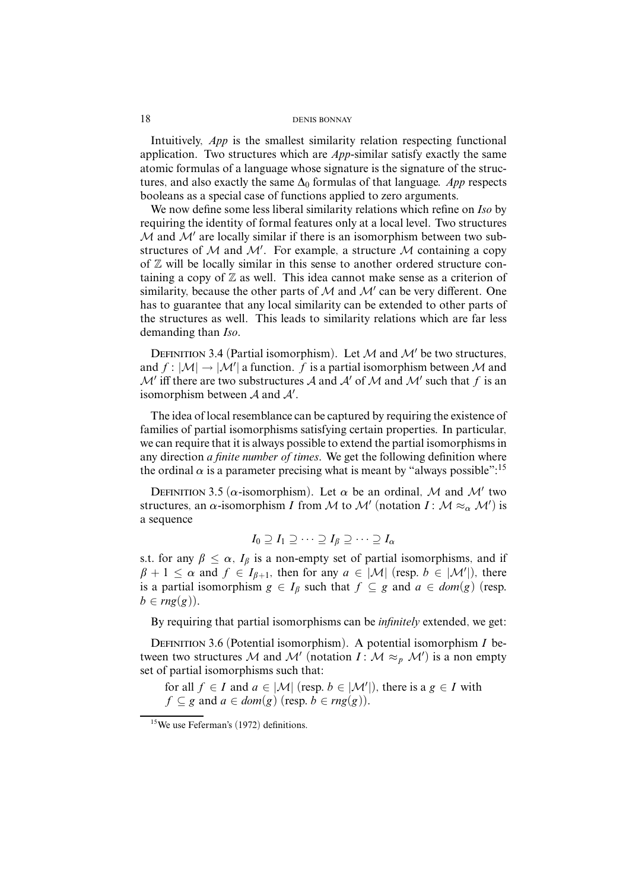Intuitively, *App* is the smallest similarity relation respecting functional application. Two structures which are *App*-similar satisfy exactly the same atomic formulas of a language whose signature is the signature of the structures, and also exactly the same $\Delta_0$ formulas of that language. *App* respects booleans as a special case of functions applied to zero arguments.

We now define some less liberal similarity relations which refine on *Iso* by requiring the identity of formal features only at a local level. Two structures $\mathcal{M}$ and $\mathcal{M}'$ are locally similar if there is an isomorphism between two substructures of $\mathcal{M}$ and $\mathcal{M}'$. For example, a structure $\mathcal{M}$ containing a copy of $\mathbb{Z}$ will be locally similar in this sense to another ordered structure containing a copy of $\mathbb{Z}$ as well. This idea cannot make sense as a criterion of similarity, because the other parts of $\mathcal{M}$ and $\mathcal{M}'$ can be very different. One has to guarantee that any local similarity can be extended to other parts of the structures as well. This leads to similarity relations which are far less demanding than *Iso*.

Definition 3.4 (Partial isomorphism). Let $\mathcal{M}$ and $\mathcal{M}'$ be two structures, and $f : |\mathcal{M}| \to |\mathcal{M}'|$ a function. $f$ is a partial isomorphism between $\mathcal{M}$ and $\mathcal{M}'$ iff there are two substructures $\mathcal{A}$ and $\mathcal{A}'$ of $\mathcal{M}$ and $\mathcal{M}'$ such that $f$ is an isomorphism between $\mathcal{A}$ and $\mathcal{A}'$.

The idea of local resemblance can be captured by requiring the existence of families of partial isomorphisms satisfying certain properties. In particular, we can require that it is always possible to extend the partial isomorphisms in any direction *a finite number of times*. We get the following definition where the ordinal $\alpha$ is a parameter precising what is meant by "always possible":[15]

Definition 3.5 ($\alpha$-isomorphism). Let $\alpha$ be an ordinal, $\mathcal{M}$ and $\mathcal{M}'$ two structures, an $\alpha$-isomorphism $I$ from $\mathcal{M}$ to $\mathcal{M}'$ (notation $I : \mathcal{M} \approx_\alpha \mathcal{M}'$) is a sequence

$$I_0 \supseteq I_1 \supseteq \cdots \supseteq I_\beta \supseteq \cdots \supseteq I_\alpha$$

s.t. for any $\beta \leq \alpha$, $I_\beta$ is a non-empty set of partial isomorphisms, and if $\beta + 1 \leq \alpha$ and $f \in I_{\beta+1}$, then for any $a \in |\mathcal{M}|$ (resp. $b \in |\mathcal{M}'|$), there is a partial isomorphism $g \in I_\beta$ such that $f \subseteq g$ and $a \in dom(g)$ (resp. $b \in rng(g)$).

By requiring that partial isomorphisms can be *infinitely* extended, we get:

Definition 3.6 (Potential isomorphism). A potential isomorphism $I$ between two structures $\mathcal{M}$ and $\mathcal{M}'$ (notation $I : \mathcal{M} \approx_p \mathcal{M}'$) is a non empty set of partial isomorphisms such that:

for all $f \in I$ and $a \in |\mathcal{M}|$ (resp. $b \in |\mathcal{M}'|$), there is a $g \in I$ with $f \subseteq g$ and $a \in dom(g)$ (resp. $b \in rng(g)$).

[15] We use Feferman's (1972) definitions.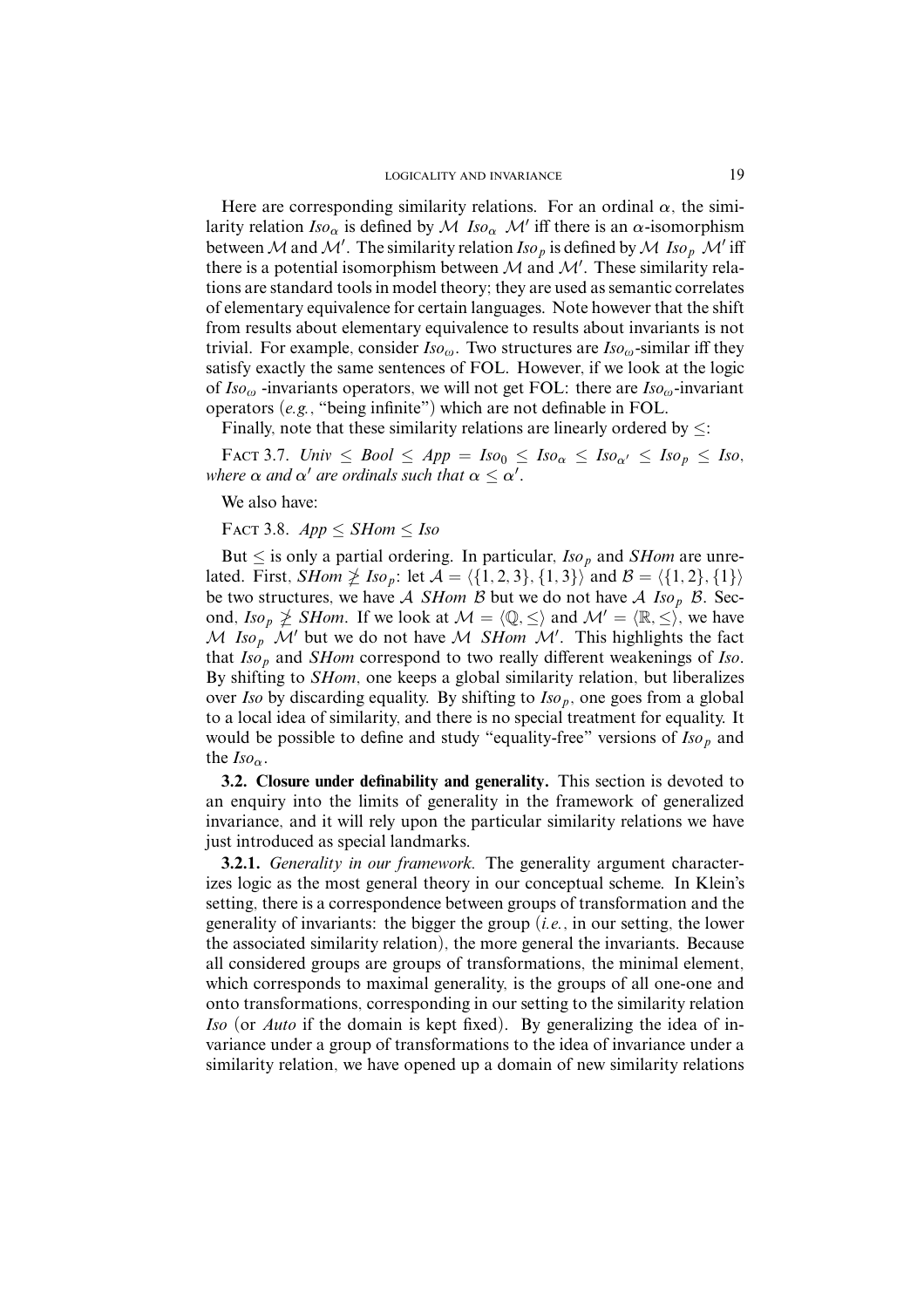Here are corresponding similarity relations. For an ordinal $\alpha$, the similarity relation $Iso_\alpha$ is defined by $\mathcal{M}$ $Iso_\alpha$ $\mathcal{M}'$ iff there is an $\alpha$-isomorphism between $\mathcal{M}$ and $\mathcal{M}'$. The similarity relation $Iso_p$ is defined by $\mathcal{M}$ $Iso_p$ $\mathcal{M}'$ iff there is a potential isomorphism between $\mathcal{M}$ and $\mathcal{M}'$. These similarity relations are standard tools in model theory; they are used as semantic correlates of elementary equivalence for certain languages. Note however that the shift from results about elementary equivalence to results about invariants is not trivial. For example, consider $Iso_\omega$. Two structures are $Iso_\omega$-similar iff they satisfy exactly the same sentences of FOL. However, if we look at the logic of $Iso_\omega$ -invariants operators, we will not get FOL: there are $Iso_\omega$-invariant operators (*e.g.*, "being infinite") which are not definable in FOL.

Finally, note that these similarity relations are linearly ordered by $\leq$:

FACT 3.7. *$Univ \leq Bool \leq App = Iso_0 \leq Iso_\alpha \leq Iso_{\alpha'} \leq Iso_p \leq Iso$, where $\alpha$ and $\alpha'$ are ordinals such that $\alpha \leq \alpha'$.*

We also have:

FACT 3.8. *$App \leq SHom \leq Iso$*

But $\leq$ is only a partial ordering. In particular, $Iso_p$ and $SHom$ are unrelated. First, $SHom \not\geq Iso_p$: let $\mathcal{A} = \langle\{1, 2, 3\}, \{1, 3\}\rangle$ and $\mathcal{B} = \langle\{1, 2\}, \{1\}\rangle$ be two structures, we have $\mathcal{A}$ $SHom$ $\mathcal{B}$ but we do not have $\mathcal{A}$ $Iso_p$ $\mathcal{B}$. Second, $Iso_p \not\geq SHom$. If we look at $\mathcal{M} = \langle\mathbb{Q}, \leq\rangle$ and $\mathcal{M}' = \langle\mathbb{R}, \leq\rangle$, we have $\mathcal{M}$ $Iso_p$ $\mathcal{M}'$ but we do not have $\mathcal{M}$ $SHom$ $\mathcal{M}'$. This highlights the fact that $Iso_p$ and $SHom$ correspond to two really different weakenings of $Iso$. By shifting to $SHom$, one keeps a global similarity relation, but liberalizes over $Iso$ by discarding equality. By shifting to $Iso_p$, one goes from a global to a local idea of similarity, and there is no special treatment for equality. It would be possible to define and study "equality-free" versions of $Iso_p$ and the $Iso_\alpha$.

**3.2. Closure under definability and generality.** This section is devoted to an enquiry into the limits of generality in the framework of generalized invariance, and it will rely upon the particular similarity relations we have just introduced as special landmarks.

**3.2.1.** *Generality in our framework.* The generality argument characterizes logic as the most general theory in our conceptual scheme. In Klein's setting, there is a correspondence between groups of transformation and the generality of invariants: the bigger the group (*i.e.*, in our setting, the lower the associated similarity relation), the more general the invariants. Because all considered groups are groups of transformations, the minimal element, which corresponds to maximal generality, is the groups of all one-one and onto transformations, corresponding in our setting to the similarity relation $Iso$ (or $Auto$ if the domain is kept fixed). By generalizing the idea of invariance under a group of transformations to the idea of invariance under a similarity relation, we have opened up a domain of new similarity relations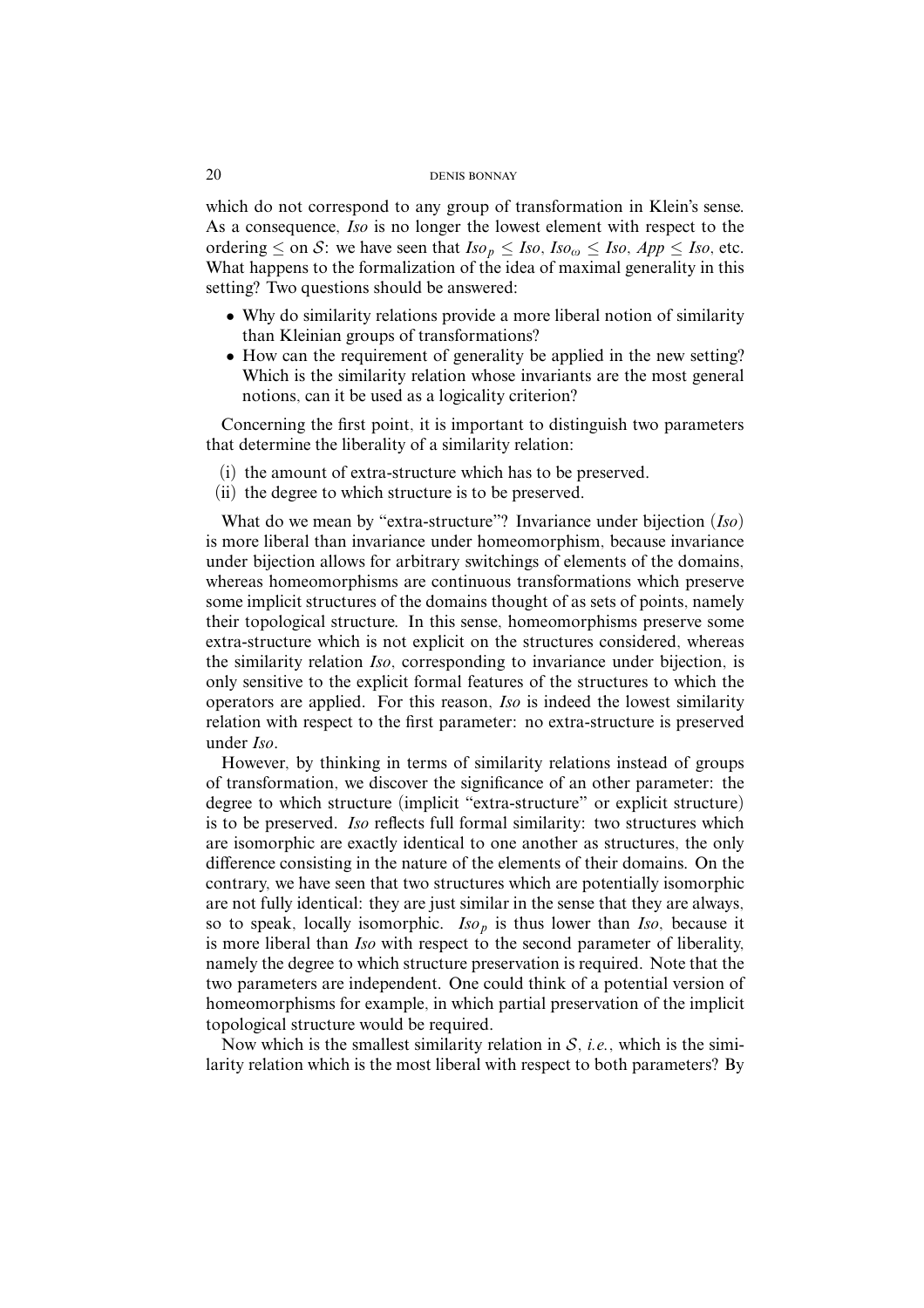which do not correspond to any group of transformation in Klein's sense. As a consequence, *Iso* is no longer the lowest element with respect to the ordering $\leq$ on $\mathcal{S}$: we have seen that $Iso_p \leq Iso$, $Iso_\omega \leq Iso$, $App \leq Iso$, etc. What happens to the formalization of the idea of maximal generality in this setting? Two questions should be answered:

- Why do similarity relations provide a more liberal notion of similarity than Kleinian groups of transformations?
- How can the requirement of generality be applied in the new setting? Which is the similarity relation whose invariants are the most general notions, can it be used as a logicality criterion?

Concerning the first point, it is important to distinguish two parameters that determine the liberality of a similarity relation:

(i) the amount of extra-structure which has to be preserved.
(ii) the degree to which structure is to be preserved.

What do we mean by "extra-structure"? Invariance under bijection (*Iso*) is more liberal than invariance under homeomorphism, because invariance under bijection allows for arbitrary switchings of elements of the domains, whereas homeomorphisms are continuous transformations which preserve some implicit structures of the domains thought of as sets of points, namely their topological structure. In this sense, homeomorphisms preserve some extra-structure which is not explicit on the structures considered, whereas the similarity relation *Iso*, corresponding to invariance under bijection, is only sensitive to the explicit formal features of the structures to which the operators are applied. For this reason, *Iso* is indeed the lowest similarity relation with respect to the first parameter: no extra-structure is preserved under *Iso*.

However, by thinking in terms of similarity relations instead of groups of transformation, we discover the significance of an other parameter: the degree to which structure (implicit "extra-structure" or explicit structure) is to be preserved. *Iso* reflects full formal similarity: two structures which are isomorphic are exactly identical to one another as structures, the only difference consisting in the nature of the elements of their domains. On the contrary, we have seen that two structures which are potentially isomorphic are not fully identical: they are just similar in the sense that they are always, so to speak, locally isomorphic. $Iso_p$ is thus lower than *Iso*, because it is more liberal than *Iso* with respect to the second parameter of liberality, namely the degree to which structure preservation is required. Note that the two parameters are independent. One could think of a potential version of homeomorphisms for example, in which partial preservation of the implicit topological structure would be required.

Now which is the smallest similarity relation in $\mathcal{S}$, *i.e.*, which is the similarity relation which is the most liberal with respect to both parameters? By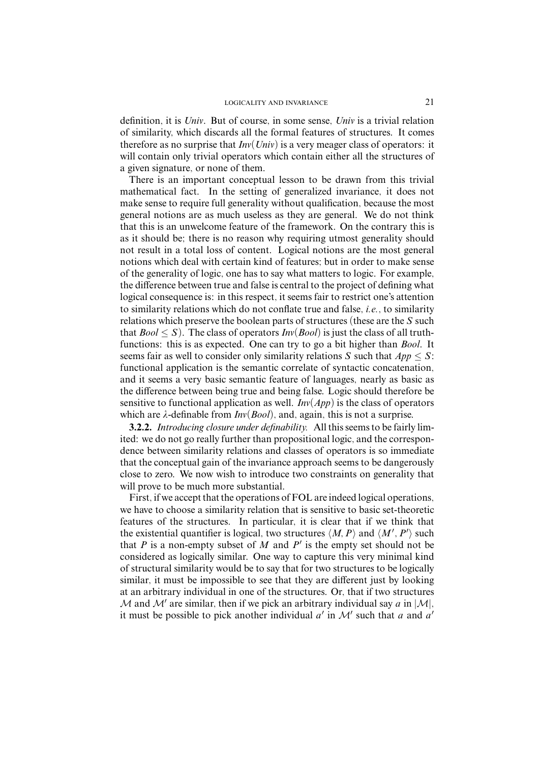definition, it is *Univ*. But of course, in some sense, *Univ* is a trivial relation of similarity, which discards all the formal features of structures. It comes therefore as no surprise that $Inv(Univ)$ is a very meager class of operators: it will contain only trivial operators which contain either all the structures of a given signature, or none of them.

There is an important conceptual lesson to be drawn from this trivial mathematical fact. In the setting of generalized invariance, it does not make sense to require full generality without qualification, because the most general notions are as much useless as they are general. We do not think that this is an unwelcome feature of the framework. On the contrary this is as it should be; there is no reason why requiring utmost generality should not result in a total loss of content. Logical notions are the most general notions which deal with certain kind of features; but in order to make sense of the generality of logic, one has to say what matters to logic. For example, the difference between true and false is central to the project of defining what logical consequence is: in this respect, it seems fair to restrict one's attention to similarity relations which do not conflate true and false, *i.e.*, to similarity relations which preserve the boolean parts of structures (these are the $S$ such that $Bool \leq S$). The class of operators $Inv(Bool)$ is just the class of all truth-functions: this is as expected. One can try to go a bit higher than *Bool*. It seems fair as well to consider only similarity relations $S$ such that $App \leq S$: functional application is the semantic correlate of syntactic concatenation, and it seems a very basic semantic feature of languages, nearly as basic as the difference between being true and being false. Logic should therefore be sensitive to functional application as well. $Inv(App)$ is the class of operators which are $\lambda$-definable from $Inv(Bool)$, and, again, this is not a surprise.

**3.2.2.** *Introducing closure under definability.* All this seems to be fairly limited: we do not go really further than propositional logic, and the correspondence between similarity relations and classes of operators is so immediate that the conceptual gain of the invariance approach seems to be dangerously close to zero. We now wish to introduce two constraints on generality that will prove to be much more substantial.

First, if we accept that the operations of FOL are indeed logical operations, we have to choose a similarity relation that is sensitive to basic set-theoretic features of the structures. In particular, it is clear that if we think that the existential quantifier is logical, two structures $\langle M, P \rangle$ and $\langle M', P' \rangle$ such that $P$ is a non-empty subset of $M$ and $P'$ is the empty set should not be considered as logically similar. One way to capture this very minimal kind of structural similarity would be to say that for two structures to be logically similar, it must be impossible to see that they are different just by looking at an arbitrary individual in one of the structures. Or, that if two structures $\mathcal{M}$ and $\mathcal{M}'$ are similar, then if we pick an arbitrary individual say $a$ in $|\mathcal{M}|$, it must be possible to pick another individual $a'$ in $\mathcal{M}'$ such that $a$ and $a'$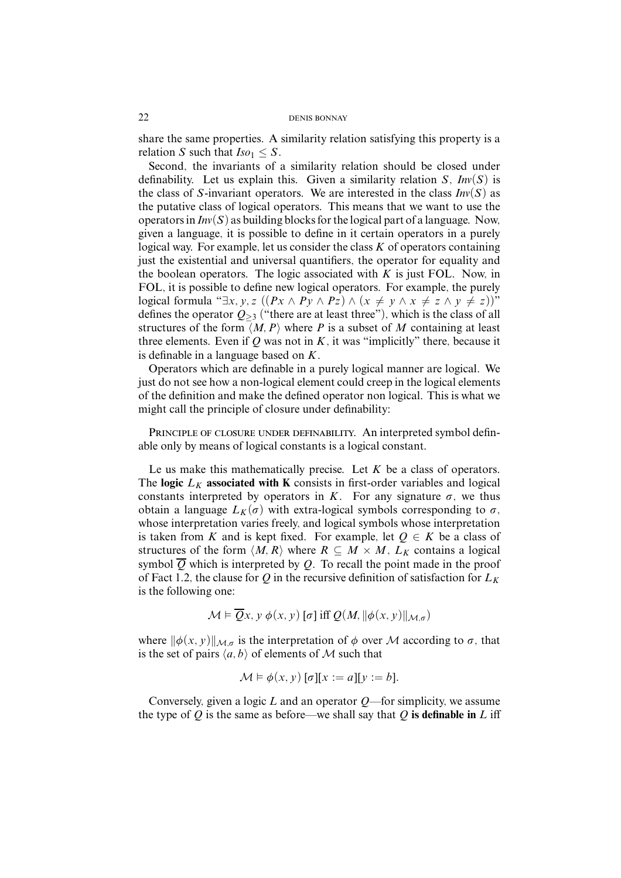share the same properties. A similarity relation satisfying this property is a relation $S$ such that $Iso_1 \leq S$.

Second, the invariants of a similarity relation should be closed under definability. Let us explain this. Given a similarity relation $S$, $Inv(S)$ is the class of $S$-invariant operators. We are interested in the class $Inv(S)$ as the putative class of logical operators. This means that we want to use the operators in $Inv(S)$ as building blocks for the logical part of a language. Now, given a language, it is possible to define in it certain operators in a purely logical way. For example, let us consider the class $K$ of operators containing just the existential and universal quantifiers, the operator for equality and the boolean operators. The logic associated with $K$ is just FOL. Now, in FOL, it is possible to define new logical operators. For example, the purely logical formula "$\exists x, y, z\ ((Px \wedge Py \wedge Pz) \wedge (x \neq y \wedge x \neq z \wedge y \neq z))$" defines the operator $Q_{\geq 3}$ ("there are at least three"), which is the class of all structures of the form $\langle M, P\rangle$ where $P$ is a subset of $M$ containing at least three elements. Even if $Q$ was not in $K$, it was "implicitly" there, because it is definable in a language based on $K$.

Operators which are definable in a purely logical manner are logical. We just do not see how a non-logical element could creep in the logical elements of the definition and make the defined operator non logical. This is what we might call the principle of closure under definability:

Principle of closure under definability. An interpreted symbol definable only by means of logical constants is a logical constant.

Le us make this mathematically precise. Let $K$ be a class of operators. The **logic $L_K$ associated with K** consists in first-order variables and logical constants interpreted by operators in $K$. For any signature $\sigma$, we thus obtain a language $L_K(\sigma)$ with extra-logical symbols corresponding to $\sigma$, whose interpretation varies freely, and logical symbols whose interpretation is taken from $K$ and is kept fixed. For example, let $Q \in K$ be a class of structures of the form $\langle M, R\rangle$ where $R \subseteq M \times M$, $L_K$ contains a logical symbol $\overline{Q}$ which is interpreted by $Q$. To recall the point made in the proof of Fact 1.2, the clause for $Q$ in the recursive definition of satisfaction for $L_K$ is the following one:

$$\mathcal{M} \vDash \overline{Q}x, y\ \phi(x, y)\ [\sigma] \text{ iff } Q(M, \|\phi(x, y)\|_{\mathcal{M},\sigma})$$

where $\|\phi(x, y)\|_{\mathcal{M},\sigma}$ is the interpretation of $\phi$ over $\mathcal{M}$ according to $\sigma$, that is the set of pairs $\langle a, b\rangle$ of elements of $\mathcal{M}$ such that

$$\mathcal{M} \vDash \phi(x, y)\ [\sigma][x := a][y := b].$$

Conversely, given a logic $L$ and an operator $Q$—for simplicity, we assume the type of $Q$ is the same as before—we shall say that **$Q$ is definable in $L$** iff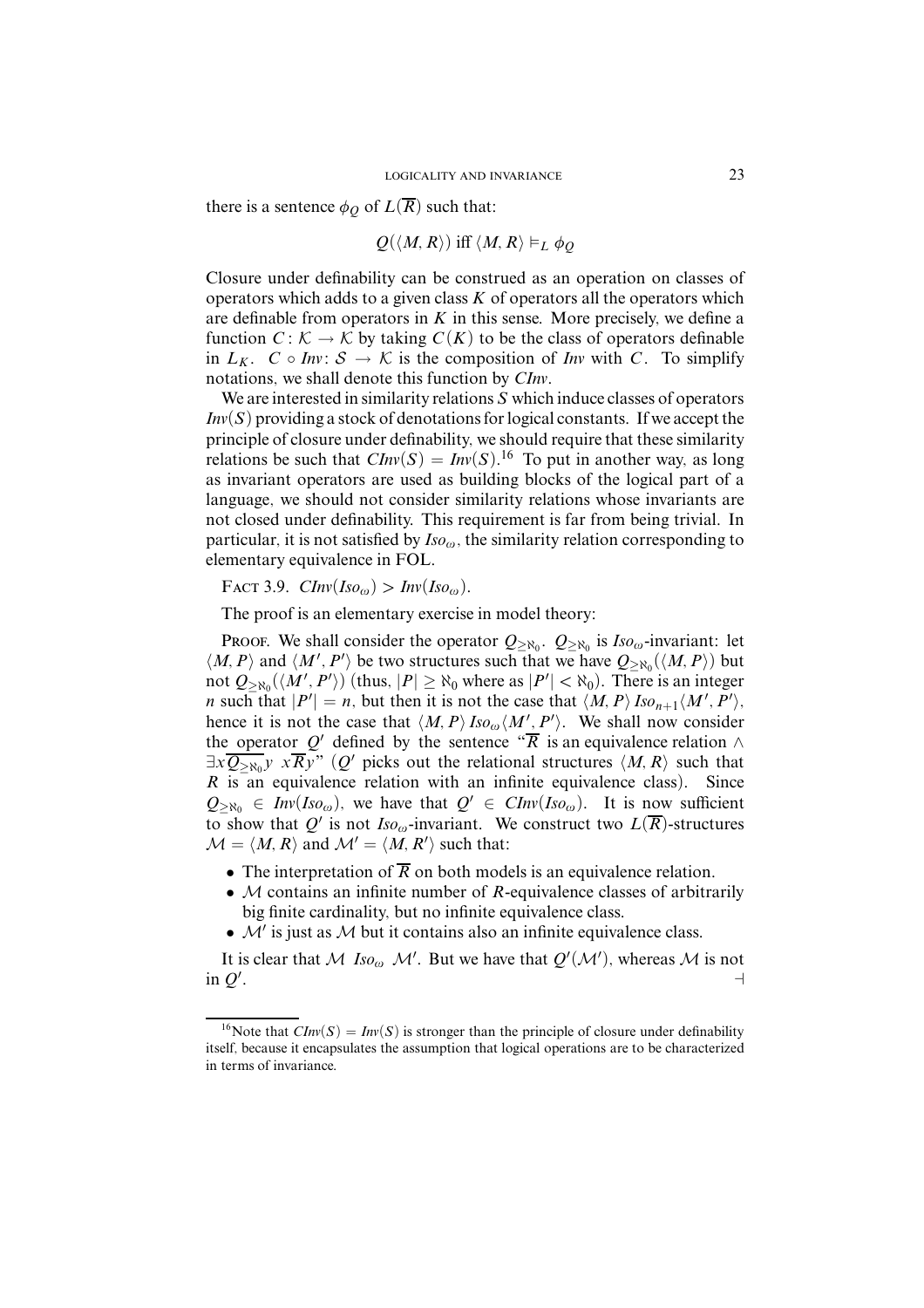there is a sentence $\phi_Q$ of $L(\overline{R})$ such that:

$$Q(\langle M, R\rangle) \text{ iff } \langle M, R\rangle \vDash_L \phi_Q$$

Closure under definability can be construed as an operation on classes of operators which adds to a given class $K$ of operators all the operators which are definable from operators in $K$ in this sense. More precisely, we define a function $C : \mathcal{K} \to \mathcal{K}$ by taking $C(K)$ to be the class of operators definable in $L_K$. $C \circ Inv : \mathcal{S} \to \mathcal{K}$ is the composition of $Inv$ with $C$. To simplify notations, we shall denote this function by $CInv$.

We are interested in similarity relations $S$ which induce classes of operators $Inv(S)$ providing a stock of denotations for logical constants. If we accept the principle of closure under definability, we should require that these similarity relations be such that $CInv(S) = Inv(S)$.[16] To put in another way, as long as invariant operators are used as building blocks of the logical part of a language, we should not consider similarity relations whose invariants are not closed under definability. This requirement is far from being trivial. In particular, it is not satisfied by $Iso_\omega$, the similarity relation corresponding to elementary equivalence in FOL.

Fact 3.9. $CInv(Iso_\omega) > Inv(Iso_\omega)$.

The proof is an elementary exercise in model theory:

Proof. We shall consider the operator $Q_{\geq\aleph_0}$. $Q_{\geq\aleph_0}$ is $Iso_\omega$-invariant: let $\langle M, P\rangle$ and $\langle M', P'\rangle$ be two structures such that we have $Q_{\geq\aleph_0}(\langle M, P\rangle)$ but not $Q_{\geq\aleph_0}(\langle M', P'\rangle)$ (thus, $|P| \geq \aleph_0$ where as $|P'| < \aleph_0$). There is an integer $n$ such that $|P'| = n$, but then it is not the case that $\langle M, P\rangle\, Iso_{n+1} \langle M', P'\rangle$, hence it is not the case that $\langle M, P\rangle\, Iso_\omega \langle M', P'\rangle$. We shall now consider the operator $Q'$ defined by the sentence "$\overline{R}$ is an equivalence relation $\wedge$ $\exists x \overline{Q_{\geq\aleph_0}} y\ x\overline{R}y$" ($Q'$ picks out the relational structures $\langle M, R\rangle$ such that $R$ is an equivalence relation with an infinite equivalence class). Since $Q_{\geq\aleph_0} \in Inv(Iso_\omega)$, we have that $Q' \in CInv(Iso_\omega)$. It is now sufficient to show that $Q'$ is not $Iso_\omega$-invariant. We construct two $L(\overline{R})$-structures $\mathcal{M} = \langle M, R\rangle$ and $\mathcal{M}' = \langle M, R'\rangle$ such that:

- The interpretation of $\overline{R}$ on both models is an equivalence relation.
- $\mathcal{M}$ contains an infinite number of $R$-equivalence classes of arbitrarily big finite cardinality, but no infinite equivalence class.
- $\mathcal{M}'$ is just as $\mathcal{M}$ but it contains also an infinite equivalence class.

It is clear that $\mathcal{M}\ Iso_\omega\ \mathcal{M}'$. But we have that $Q'(\mathcal{M}')$, whereas $\mathcal{M}$ is not in $Q'$. $\dashv$

[16] Note that $CInv(S) = Inv(S)$ is stronger than the principle of closure under definability itself, because it encapsulates the assumption that logical operations are to be characterized in terms of invariance.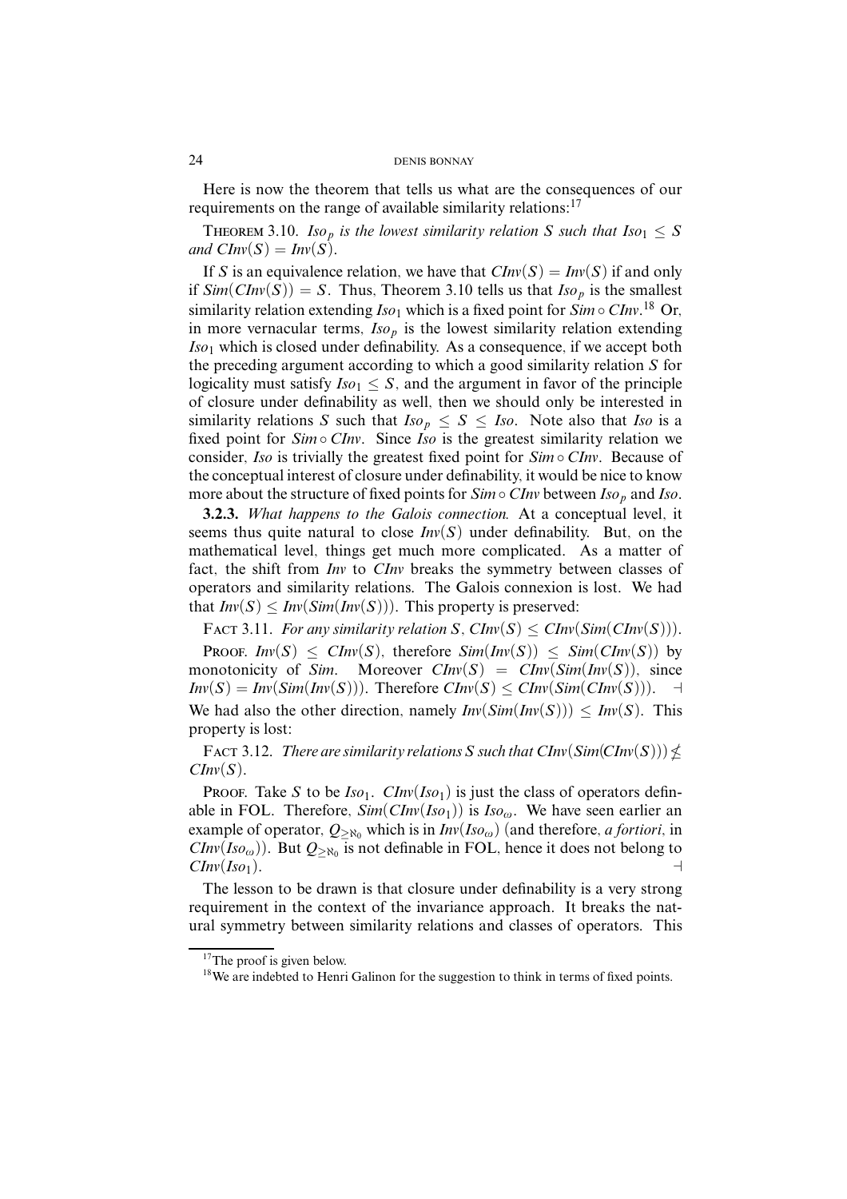Here is now the theorem that tells us what are the consequences of our requirements on the range of available similarity relations:[17]

THEOREM 3.10. *$Iso_p$ is the lowest similarity relation $S$ such that $Iso_1 \leq S$ and $CInv(S) = Inv(S)$.*

If $S$ is an equivalence relation, we have that $CInv(S) = Inv(S)$ if and only if $Sim(CInv(S)) = S$. Thus, Theorem 3.10 tells us that $Iso_p$ is the smallest similarity relation extending $Iso_1$ which is a fixed point for $Sim \circ CInv$.[18] Or, in more vernacular terms, $Iso_p$ is the lowest similarity relation extending $Iso_1$ which is closed under definability. As a consequence, if we accept both the preceding argument according to which a good similarity relation $S$ for logicality must satisfy $Iso_1 \leq S$, and the argument in favor of the principle of closure under definability as well, then we should only be interested in similarity relations $S$ such that $Iso_p \leq S \leq Iso$. Note also that $Iso$ is a fixed point for $Sim \circ CInv$. Since $Iso$ is the greatest similarity relation we consider, $Iso$ is trivially the greatest fixed point for $Sim \circ CInv$. Because of the conceptual interest of closure under definability, it would be nice to know more about the structure of fixed points for $Sim \circ CInv$ between $Iso_p$ and $Iso$.

**3.2.3.** *What happens to the Galois connection.* At a conceptual level, it seems thus quite natural to close $Inv(S)$ under definability. But, on the mathematical level, things get much more complicated. As a matter of fact, the shift from $Inv$ to $CInv$ breaks the symmetry between classes of operators and similarity relations. The Galois connexion is lost. We had that $Inv(S) \leq Inv(Sim(Inv(S)))$. This property is preserved:

FACT 3.11. *For any similarity relation $S$, $CInv(S) \leq CInv(Sim(CInv(S)))$.*

PROOF. $Inv(S) \leq CInv(S)$, therefore $Sim(Inv(S)) \leq Sim(CInv(S))$ by monotonicity of $Sim$. Moreover $CInv(S) = CInv(Sim(Inv(S))$, since $Inv(S) = Inv(Sim(Inv(S)))$. Therefore $CInv(S) \leq CInv(Sim(CInv(S)))$. ⊣

We had also the other direction, namely $Inv(Sim(Inv(S))) \leq Inv(S)$. This property is lost:

FACT 3.12. *There are similarity relations $S$ such that $CInv(Sim(CInv(S))) \not\leq CInv(S)$.*

PROOF. Take $S$ to be $Iso_1$. $CInv(Iso_1)$ is just the class of operators definable in FOL. Therefore, $Sim(CInv(Iso_1))$ is $Iso_\omega$. We have seen earlier an example of operator, $Q_{\geq\aleph_0}$ which is in $Inv(Iso_\omega)$ (and therefore, *a fortiori*, in $CInv(Iso_\omega)$). But $Q_{\geq\aleph_0}$ is not definable in FOL, hence it does not belong to $CInv(Iso_1)$. ⊣

The lesson to be drawn is that closure under definability is a very strong requirement in the context of the invariance approach. It breaks the natural symmetry between similarity relations and classes of operators. This

[17] The proof is given below.

[18] We are indebted to Henri Galinon for the suggestion to think in terms of fixed points.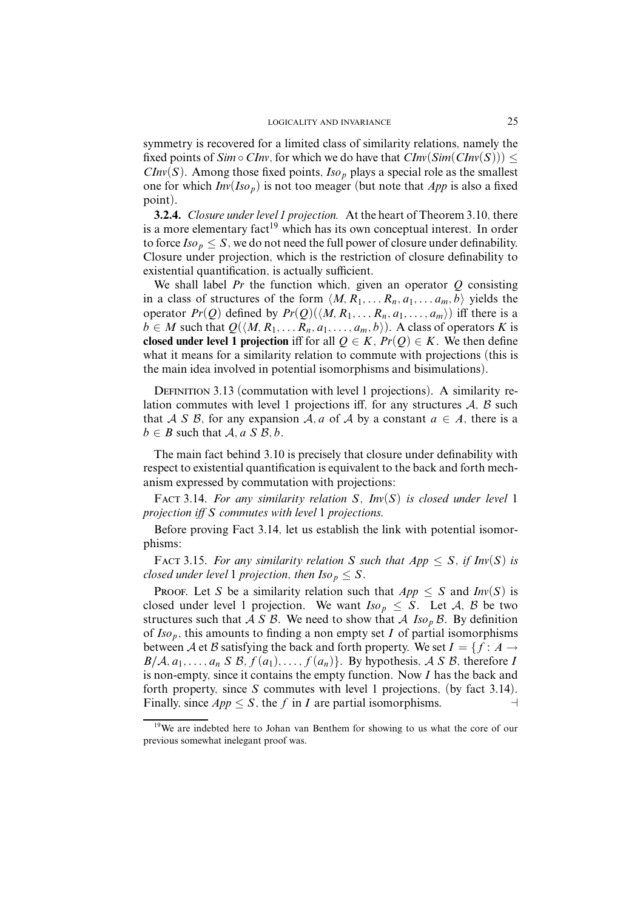symmetry is recovered for a limited class of similarity relations, namely the fixed points of $Sim \circ CInv$, for which we do have that $CInv(Sim(CInv(S))) \leq CInv(S)$. Among those fixed points, $Iso_p$ plays a special role as the smallest one for which $Inv(Iso_p)$ is not too meager (but note that $App$ is also a fixed point).

**3.2.4.** *Closure under level 1 projection.* At the heart of Theorem 3.10, there is a more elementary fact[19] which has its own conceptual interest. In order to force $Iso_p \leq S$, we do not need the full power of closure under definability. Closure under projection, which is the restriction of closure definability to existential quantification, is actually sufficient.

We shall label $Pr$ the function which, given an operator $Q$ consisting in a class of structures of the form $\langle M, R_1, \dots R_n, a_1, \dots a_m, b\rangle$ yields the operator $Pr(Q)$ defined by $Pr(Q)(\langle M, R_1, \dots R_n, a_1, \dots, a_m\rangle)$ iff there is a $b \in M$ such that $Q(\langle M, R_1, \dots R_n, a_1, \dots, a_m, b\rangle)$. A class of operators $K$ is **closed under level 1 projection** iff for all $Q \in K$, $Pr(Q) \in K$. We then define what it means for a similarity relation to commute with projections (this is the main idea involved in potential isomorphisms and bisimulations).

Definition 3.13 (commutation with level 1 projections). A similarity relation commutes with level 1 projections iff, for any structures $\mathcal{A}$, $\mathcal{B}$ such that $\mathcal{A}\ S\ \mathcal{B}$, for any expansion $\mathcal{A}, a$ of $\mathcal{A}$ by a constant $a \in A$, there is a $b \in B$ such that $\mathcal{A}, a\ S\ \mathcal{B}, b$.

The main fact behind 3.10 is precisely that closure under definability with respect to existential quantification is equivalent to the back and forth mechanism expressed by commutation with projections:

Fact 3.14. *For any similarity relation $S$, $Inv(S)$ is closed under level 1 projection iff $S$ commutes with level 1 projections.*

Before proving Fact 3.14, let us establish the link with potential isomorphisms:

Fact 3.15. *For any similarity relation $S$ such that $App \leq S$, if $Inv(S)$ is closed under level 1 projection, then $Iso_p \leq S$.*

Proof. Let $S$ be a similarity relation such that $App \leq S$ and $Inv(S)$ is closed under level 1 projection. We want $Iso_p \leq S$. Let $\mathcal{A}$, $\mathcal{B}$ be two structures such that $\mathcal{A}\ S\ \mathcal{B}$. We need to show that $\mathcal{A}\ Iso_p\,\mathcal{B}$. By definition of $Iso_p$, this amounts to finding a non empty set $I$ of partial isomorphisms between $\mathcal{A}$ et $\mathcal{B}$ satisfying the back and forth property. We set $I = \{f : A \to B / \mathcal{A}, a_1, \dots, a_n\ S\ \mathcal{B}, f(a_1), \dots, f(a_n)\}$. By hypothesis, $\mathcal{A}\ S\ \mathcal{B}$, therefore $I$ is non-empty, since it contains the empty function. Now $I$ has the back and forth property, since $S$ commutes with level 1 projections, (by fact 3.14). Finally, since $App \leq S$, the $f$ in $I$ are partial isomorphisms. ⊣

[19] We are indebted here to Johan van Benthem for showing to us what the core of our previous somewhat inelegant proof was.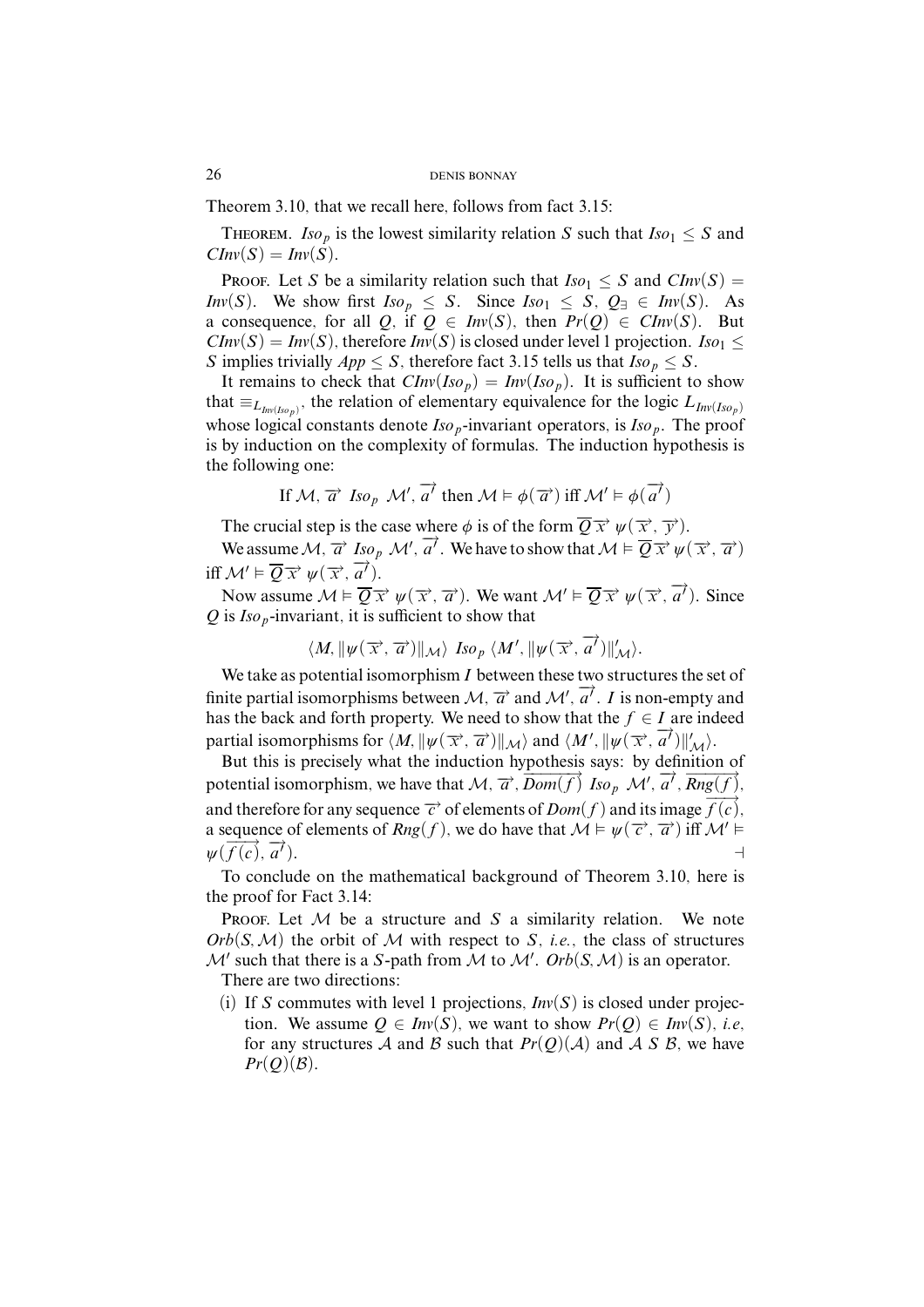Theorem 3.10, that we recall here, follows from fact 3.15:

THEOREM. $Iso_p$ is the lowest similarity relation $S$ such that $Iso_1 \leq S$ and $CInv(S) = Inv(S)$.

PROOF. Let $S$ be a similarity relation such that $Iso_1 \leq S$ and $CInv(S) = Inv(S)$. We show first $Iso_p \leq S$. Since $Iso_1 \leq S$, $Q_\exists \in Inv(S)$. As a consequence, for all $Q$, if $Q \in Inv(S)$, then $Pr(Q) \in CInv(S)$. But $CInv(S) = Inv(S)$, therefore $Inv(S)$ is closed under level 1 projection. $Iso_1 \leq S$ implies trivially $App \leq S$, therefore fact 3.15 tells us that $Iso_p \leq S$.

It remains to check that $CInv(Iso_p) = Inv(Iso_p)$. It is sufficient to show that $\equiv_{L_{Inv(Iso_p)}}$, the relation of elementary equivalence for the logic $L_{Inv(Iso_p)}$ whose logical constants denote $Iso_p$-invariant operators, is $Iso_p$. The proof is by induction on the complexity of formulas. The induction hypothesis is the following one:

$$\text{If } \mathcal{M}, \overrightarrow{a}\ Iso_p\ \mathcal{M}', \overrightarrow{a'} \text{ then } \mathcal{M} \vDash \phi(\overrightarrow{a}) \text{ iff } \mathcal{M}' \vDash \phi(\overrightarrow{a'})$$

The crucial step is the case where $\phi$ is of the form $\overline{Q}\,\overrightarrow{x}\ \psi(\overrightarrow{x}, \overrightarrow{y})$.

We assume $\mathcal{M}, \overrightarrow{a}\ Iso_p\ \mathcal{M}', \overrightarrow{a'}$. We have to show that $\mathcal{M} \vDash \overline{Q}\,\overrightarrow{x}\ \psi(\overrightarrow{x}, \overrightarrow{a})$ iff $\mathcal{M}' \vDash \overline{Q}\,\overrightarrow{x}\ \psi(\overrightarrow{x}, \overrightarrow{a'})$.

Now assume $\mathcal{M} \vDash \overline{Q}\,\overrightarrow{x}\ \psi(\overrightarrow{x}, \overrightarrow{a})$. We want $\mathcal{M}' \vDash \overline{Q}\,\overrightarrow{x}\ \psi(\overrightarrow{x}, \overrightarrow{a'})$. Since $Q$ is $Iso_p$-invariant, it is sufficient to show that

$$\langle M, \|\psi(\overrightarrow{x}, \overrightarrow{a})\|_{\mathcal{M}}\rangle\ Iso_p\ \langle M', \|\psi(\overrightarrow{x}, \overrightarrow{a'})\|'_{\mathcal{M}}\rangle.$$

We take as potential isomorphism $I$ between these two structures the set of finite partial isomorphisms between $\mathcal{M}, \overrightarrow{a}$ and $\mathcal{M}', \overrightarrow{a'}$. $I$ is non-empty and has the back and forth property. We need to show that the $f \in I$ are indeed partial isomorphisms for $\langle M, \|\psi(\overrightarrow{x}, \overrightarrow{a})\|_{\mathcal{M}}\rangle$ and $\langle M', \|\psi(\overrightarrow{x}, \overrightarrow{a'})\|'_{\mathcal{M}}\rangle$.

But this is precisely what the induction hypothesis says: by definition of potential isomorphism, we have that $\mathcal{M}, \overrightarrow{a}, \overrightarrow{Dom(f)}\ Iso_p\ \mathcal{M}', \overrightarrow{a'}, \overrightarrow{Rng(f)}$, and therefore for any sequence $\overrightarrow{c}$ of elements of $Dom(f)$ and its image $\overrightarrow{f(c)}$, a sequence of elements of $Rng(f)$, we do have that $\mathcal{M} \vDash \psi(\overrightarrow{c}, \overrightarrow{a})$ iff $\mathcal{M}' \vDash \psi(\overrightarrow{f(c)}, \overrightarrow{a'})$. ⊣

To conclude on the mathematical background of Theorem 3.10, here is the proof for Fact 3.14:

PROOF. Let $\mathcal{M}$ be a structure and $S$ a similarity relation. We note $Orb(S, \mathcal{M})$ the orbit of $\mathcal{M}$ with respect to $S$, *i.e.*, the class of structures $\mathcal{M}'$ such that there is a $S$-path from $\mathcal{M}$ to $\mathcal{M}'$. $Orb(S, \mathcal{M})$ is an operator.

There are two directions:

(i) If $S$ commutes with level 1 projections, $Inv(S)$ is closed under projection. We assume $Q \in Inv(S)$, we want to show $Pr(Q) \in Inv(S)$, *i.e*, for any structures $\mathcal{A}$ and $\mathcal{B}$ such that $Pr(Q)(\mathcal{A})$ and $\mathcal{A}\ S\ \mathcal{B}$, we have $Pr(Q)(\mathcal{B})$.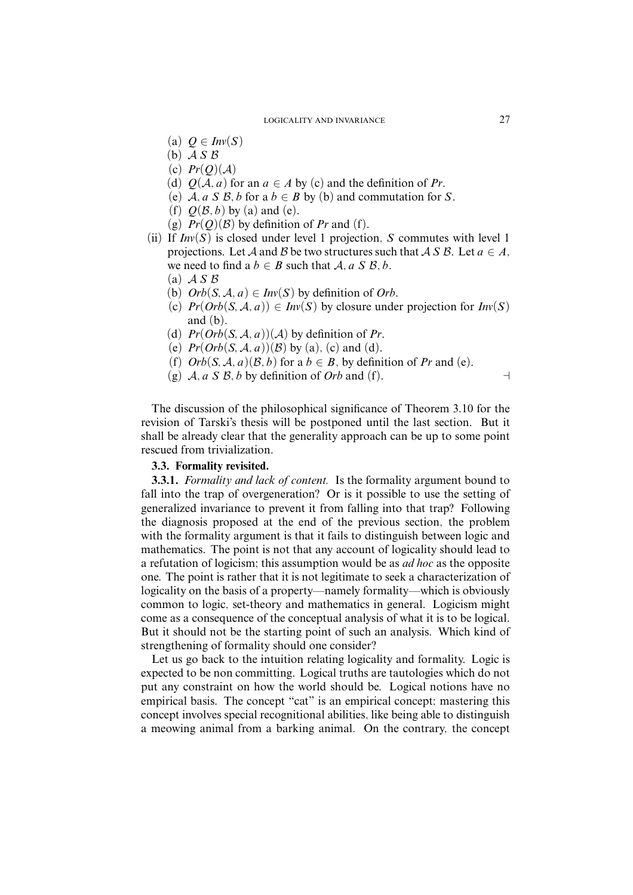(a) $Q \in Inv(S)$

(b) $\mathcal{A}\ S\ \mathcal{B}$

(c) $Pr(Q)(\mathcal{A})$

(d) $Q(\mathcal{A}, a)$ for an $a \in A$ by (c) and the definition of *Pr*.

(e) $\mathcal{A}, a\ S\ \mathcal{B}, b$ for a $b \in B$ by (b) and commutation for $S$.

(f) $Q(\mathcal{B}, b)$ by (a) and (e).

(g) $Pr(Q)(\mathcal{B})$ by definition of *Pr* and (f).

(ii) If $Inv(S)$ is closed under level 1 projection, $S$ commutes with level 1 projections. Let $\mathcal{A}$ and $\mathcal{B}$ be two structures such that $\mathcal{A}\ S\ \mathcal{B}$. Let $a \in A$, we need to find a $b \in B$ such that $\mathcal{A}, a\ S\ \mathcal{B}, b$.

(a) $\mathcal{A}\ S\ \mathcal{B}$

(b) $Orb(S, \mathcal{A}, a) \in Inv(S)$ by definition of *Orb*.

(c) $Pr(Orb(S, \mathcal{A}, a)) \in Inv(S)$ by closure under projection for $Inv(S)$ and (b).

(d) $Pr(Orb(S, \mathcal{A}, a))(\mathcal{A})$ by definition of *Pr*.

(e) $Pr(Orb(S, \mathcal{A}, a))(\mathcal{B})$ by (a), (c) and (d).

(f) $Orb(S, \mathcal{A}, a)(\mathcal{B}, b)$ for a $b \in B$, by definition of *Pr* and (e).

(g) $\mathcal{A}, a\ S\ \mathcal{B}, b$ by definition of *Orb* and (f). ⊣

The discussion of the philosophical significance of Theorem 3.10 for the revision of Tarski's thesis will be postponed until the last section. But it shall be already clear that the generality approach can be up to some point rescued from trivialization.

### 3.3. Formality revisited.

**3.3.1.** *Formality and lack of content.* Is the formality argument bound to fall into the trap of overgeneration? Or is it possible to use the setting of generalized invariance to prevent it from falling into that trap? Following the diagnosis proposed at the end of the previous section, the problem with the formality argument is that it fails to distinguish between logic and mathematics. The point is not that any account of logicality should lead to a refutation of logicism; this assumption would be as *ad hoc* as the opposite one. The point is rather that it is not legitimate to seek a characterization of logicality on the basis of a property—namely formality—which is obviously common to logic, set-theory and mathematics in general. Logicism might come as a consequence of the conceptual analysis of what it is to be logical. But it should not be the starting point of such an analysis. Which kind of strengthening of formality should one consider?

Let us go back to the intuition relating logicality and formality. Logic is expected to be non committing. Logical truths are tautologies which do not put any constraint on how the world should be. Logical notions have no empirical basis. The concept "cat" is an empirical concept; mastering this concept involves special recognitional abilities, like being able to distinguish a meowing animal from a barking animal. On the contrary, the concept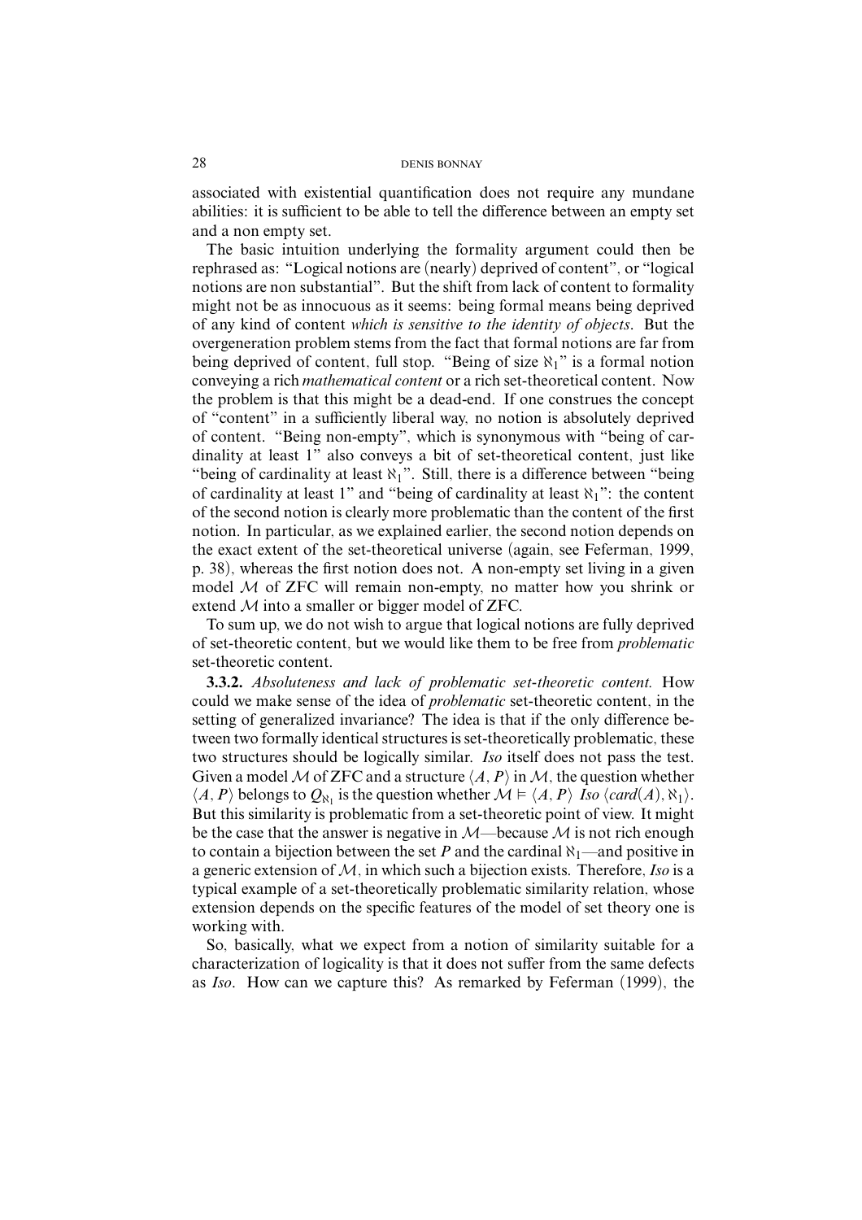associated with existential quantification does not require any mundane abilities: it is sufficient to be able to tell the difference between an empty set and a non empty set.

The basic intuition underlying the formality argument could then be rephrased as: "Logical notions are (nearly) deprived of content", or "logical notions are non substantial". But the shift from lack of content to formality might not be as innocuous as it seems: being formal means being deprived of any kind of content *which is sensitive to the identity of objects*. But the overgeneration problem stems from the fact that formal notions are far from being deprived of content, full stop. "Being of size $\aleph_1$" is a formal notion conveying a rich *mathematical content* or a rich set-theoretical content. Now the problem is that this might be a dead-end. If one construes the concept of "content" in a sufficiently liberal way, no notion is absolutely deprived of content. "Being non-empty", which is synonymous with "being of cardinality at least 1" also conveys a bit of set-theoretical content, just like "being of cardinality at least $\aleph_1$". Still, there is a difference between "being of cardinality at least 1" and "being of cardinality at least $\aleph_1$": the content of the second notion is clearly more problematic than the content of the first notion. In particular, as we explained earlier, the second notion depends on the exact extent of the set-theoretical universe (again, see Feferman, 1999, p. 38), whereas the first notion does not. A non-empty set living in a given model $\mathcal{M}$ of ZFC will remain non-empty, no matter how you shrink or extend $\mathcal{M}$ into a smaller or bigger model of ZFC.

To sum up, we do not wish to argue that logical notions are fully deprived of set-theoretic content, but we would like them to be free from *problematic* set-theoretic content.

**3.3.2.** *Absoluteness and lack of problematic set-theoretic content.* How could we make sense of the idea of *problematic* set-theoretic content, in the setting of generalized invariance? The idea is that if the only difference between two formally identical structures is set-theoretically problematic, these two structures should be logically similar. *Iso* itself does not pass the test. Given a model $\mathcal{M}$ of ZFC and a structure $\langle A, P\rangle$ in $\mathcal{M}$, the question whether $\langle A, P\rangle$ belongs to $Q_{\aleph_1}$ is the question whether $\mathcal{M} \vDash \langle A, P\rangle$ *Iso* $\langle card(A), \aleph_1\rangle$. But this similarity is problematic from a set-theoretic point of view. It might be the case that the answer is negative in $\mathcal{M}$—because $\mathcal{M}$ is not rich enough to contain a bijection between the set $P$ and the cardinal $\aleph_1$—and positive in a generic extension of $\mathcal{M}$, in which such a bijection exists. Therefore, *Iso* is a typical example of a set-theoretically problematic similarity relation, whose extension depends on the specific features of the model of set theory one is working with.

So, basically, what we expect from a notion of similarity suitable for a characterization of logicality is that it does not suffer from the same defects as *Iso*. How can we capture this? As remarked by Feferman (1999), the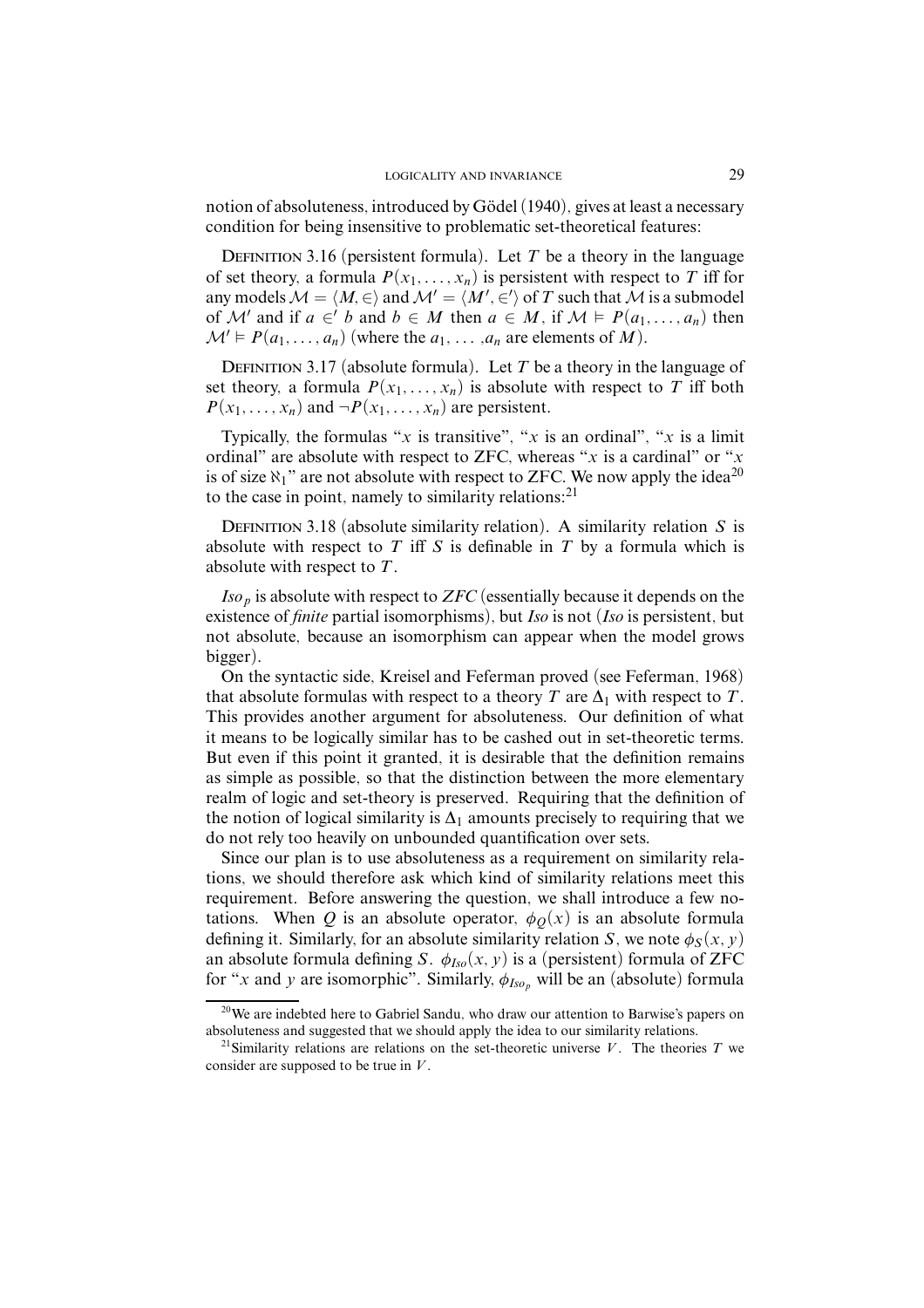notion of absoluteness, introduced by Gödel (1940), gives at least a necessary condition for being insensitive to problematic set-theoretical features:

Definition 3.16 (persistent formula). Let $T$ be a theory in the language of set theory, a formula $P(x_1, \ldots, x_n)$ is persistent with respect to $T$ iff for any models $\mathcal{M} = \langle M, \in \rangle$ and $\mathcal{M}' = \langle M', \in' \rangle$ of $T$ such that $\mathcal{M}$ is a submodel of $\mathcal{M}'$ and if $a \in' b$ and $b \in M$ then $a \in M$, if $\mathcal{M} \vDash P(a_1, \ldots, a_n)$ then $\mathcal{M}' \vDash P(a_1, \ldots, a_n)$ (where the $a_1, \ldots, a_n$ are elements of $M$).

Definition 3.17 (absolute formula). Let $T$ be a theory in the language of set theory, a formula $P(x_1, \ldots, x_n)$ is absolute with respect to $T$ iff both $P(x_1, \ldots, x_n)$ and $\neg P(x_1, \ldots, x_n)$ are persistent.

Typically, the formulas "$x$ is transitive", "$x$ is an ordinal", "$x$ is a limit ordinal" are absolute with respect to ZFC, whereas "$x$ is a cardinal" or "$x$ is of size $\aleph_1$" are not absolute with respect to ZFC. We now apply the idea[20] to the case in point, namely to similarity relations:[21]

Definition 3.18 (absolute similarity relation). A similarity relation $S$ is absolute with respect to $T$ iff $S$ is definable in $T$ by a formula which is absolute with respect to $T$.

$Iso_p$ is absolute with respect to $ZFC$ (essentially because it depends on the existence of *finite* partial isomorphisms), but $Iso$ is not ($Iso$ is persistent, but not absolute, because an isomorphism can appear when the model grows bigger).

On the syntactic side, Kreisel and Feferman proved (see Feferman, 1968) that absolute formulas with respect to a theory $T$ are $\Delta_1$ with respect to $T$. This provides another argument for absoluteness. Our definition of what it means to be logically similar has to be cashed out in set-theoretic terms. But even if this point it granted, it is desirable that the definition remains as simple as possible, so that the distinction between the more elementary realm of logic and set-theory is preserved. Requiring that the definition of the notion of logical similarity is $\Delta_1$ amounts precisely to requiring that we do not rely too heavily on unbounded quantification over sets.

Since our plan is to use absoluteness as a requirement on similarity relations, we should therefore ask which kind of similarity relations meet this requirement. Before answering the question, we shall introduce a few notations. When $Q$ is an absolute operator, $\phi_Q(x)$ is an absolute formula defining it. Similarly, for an absolute similarity relation $S$, we note $\phi_S(x, y)$ an absolute formula defining $S$. $\phi_{Iso}(x, y)$ is a (persistent) formula of ZFC for "$x$ and $y$ are isomorphic". Similarly, $\phi_{Iso_p}$ will be an (absolute) formula

[20] We are indebted here to Gabriel Sandu, who draw our attention to Barwise's papers on absoluteness and suggested that we should apply the idea to our similarity relations.

[21] Similarity relations are relations on the set-theoretic universe $V$. The theories $T$ we consider are supposed to be true in $V$.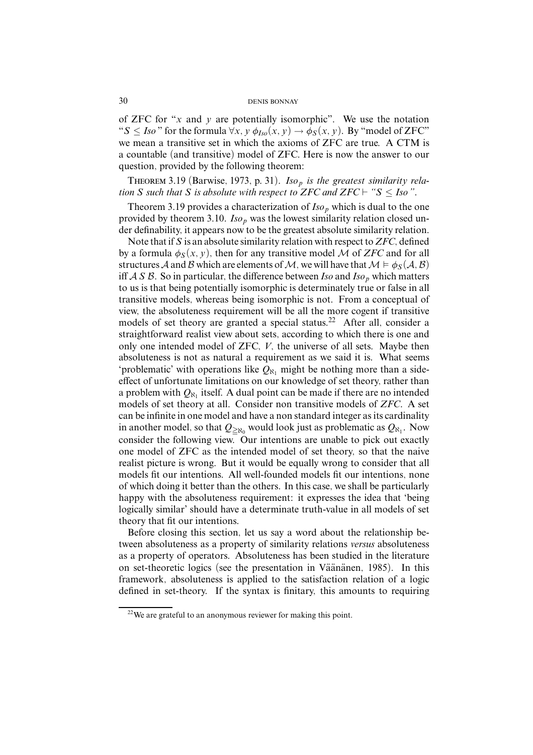of ZFC for "$x$ and $y$ are potentially isomorphic". We use the notation "$S \leq Iso$" for the formula $\forall x, y\ \phi_{Iso}(x, y) \rightarrow \phi_S(x, y)$. By "model of ZFC" we mean a transitive set in which the axioms of ZFC are true. A CTM is a countable (and transitive) model of ZFC. Here is now the answer to our question, provided by the following theorem:

Theorem 3.19 (Barwise, 1973, p. 31). *$Iso_p$ is the greatest similarity relation $S$ such that $S$ is absolute with respect to ZFC and ZFC$\vdash$ "$S \leq Iso$".*

Theorem 3.19 provides a characterization of $Iso_p$ which is dual to the one provided by theorem 3.10. $Iso_p$ was the lowest similarity relation closed under definability, it appears now to be the greatest absolute similarity relation.

Note that if $S$ is an absolute similarity relation with respect to *ZFC*, defined by a formula $\phi_S(x, y)$, then for any transitive model $\mathcal{M}$ of *ZFC* and for all structures $\mathcal{A}$ and $\mathcal{B}$ which are elements of $\mathcal{M}$, we will have that $\mathcal{M} \vDash \phi_S(\mathcal{A}, \mathcal{B})$ iff $\mathcal{A}\ S\ \mathcal{B}$. So in particular, the difference between *Iso* and $Iso_p$ which matters to us is that being potentially isomorphic is determinately true or false in all transitive models, whereas being isomorphic is not. From a conceptual of view, the absoluteness requirement will be all the more cogent if transitive models of set theory are granted a special status.[22] After all, consider a straightforward realist view about sets, according to which there is one and only one intended model of ZFC, $V$, the universe of all sets. Maybe then absoluteness is not as natural a requirement as we said it is. What seems 'problematic' with operations like $Q_{\aleph_1}$ might be nothing more than a side-effect of unfortunate limitations on our knowledge of set theory, rather than a problem with $Q_{\aleph_1}$ itself. A dual point can be made if there are no intended models of set theory at all. Consider non transitive models of *ZFC*. A set can be infinite in one model and have a non standard integer as its cardinality in another model, so that $Q_{\geqq\aleph_0}$ would look just as problematic as $Q_{\aleph_1}$. Now consider the following view. Our intentions are unable to pick out exactly one model of ZFC as the intended model of set theory, so that the naive realist picture is wrong. But it would be equally wrong to consider that all models fit our intentions. All well-founded models fit our intentions, none of which doing it better than the others. In this case, we shall be particularly happy with the absoluteness requirement: it expresses the idea that 'being logically similar' should have a determinate truth-value in all models of set theory that fit our intentions.

Before closing this section, let us say a word about the relationship between absoluteness as a property of similarity relations *versus* absoluteness as a property of operators. Absoluteness has been studied in the literature on set-theoretic logics (see the presentation in Väänänen, 1985). In this framework, absoluteness is applied to the satisfaction relation of a logic defined in set-theory. If the syntax is finitary, this amounts to requiring

[22] We are grateful to an anonymous reviewer for making this point.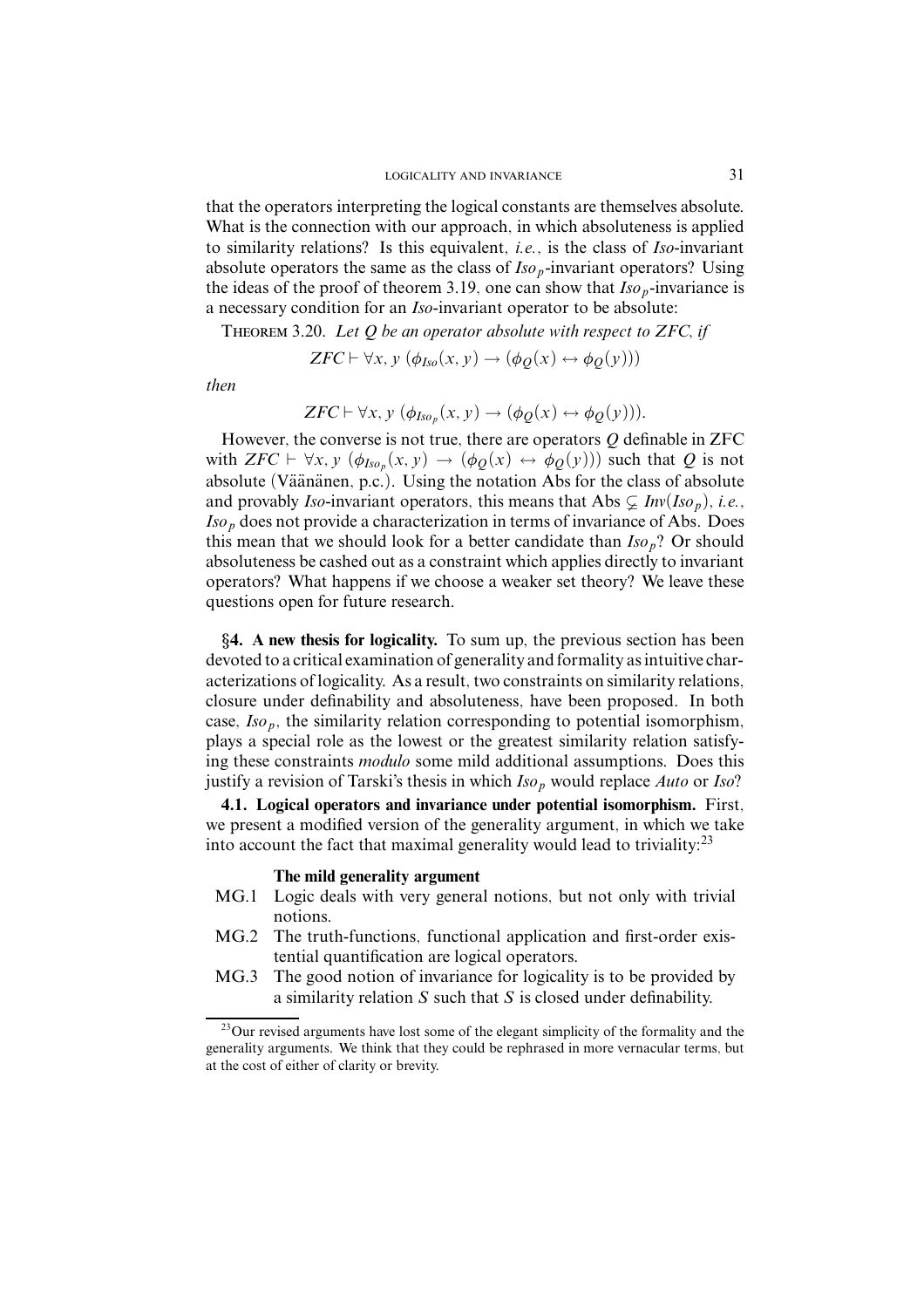that the operators interpreting the logical constants are themselves absolute. What is the connection with our approach, in which absoluteness is applied to similarity relations? Is this equivalent, *i.e.*, is the class of *Iso*-invariant absolute operators the same as the class of $Iso_p$-invariant operators? Using the ideas of the proof of theorem 3.19, one can show that $Iso_p$-invariance is a necessary condition for an *Iso*-invariant operator to be absolute:

Theorem 3.20. *Let Q be an operator absolute with respect to ZFC, if*

$$ZFC \vdash \forall x, y\ (\phi_{Iso}(x, y) \rightarrow (\phi_Q(x) \leftrightarrow \phi_Q(y)))$$

*then*

$$ZFC \vdash \forall x, y\ (\phi_{Iso_p}(x, y) \rightarrow (\phi_Q(x) \leftrightarrow \phi_Q(y))).$$

However, the converse is not true, there are operators $Q$ definable in ZFC with $ZFC \vdash \forall x, y\ (\phi_{Iso_p}(x, y) \rightarrow (\phi_Q(x) \leftrightarrow \phi_Q(y)))$ such that $Q$ is not absolute (Väänänen, p.c.). Using the notation Abs for the class of absolute and provably *Iso*-invariant operators, this means that $\text{Abs} \subsetneq Inv(Iso_p)$, *i.e.*, $Iso_p$ does not provide a characterization in terms of invariance of Abs. Does this mean that we should look for a better candidate than $Iso_p$? Or should absoluteness be cashed out as a constraint which applies directly to invariant operators? What happens if we choose a weaker set theory? We leave these questions open for future research.

## §4. A new thesis for logicality.

To sum up, the previous section has been devoted to a critical examination of generality and formality as intuitive characterizations of logicality. As a result, two constraints on similarity relations, closure under definability and absoluteness, have been proposed. In both case, $Iso_p$, the similarity relation corresponding to potential isomorphism, plays a special role as the lowest or the greatest similarity relation satisfying these constraints *modulo* some mild additional assumptions. Does this justify a revision of Tarski's thesis in which $Iso_p$ would replace *Auto* or *Iso*?

### 4.1. Logical operators and invariance under potential isomorphism.

First, we present a modified version of the generality argument, in which we take into account the fact that maximal generality would lead to triviality:[23]

**The mild generality argument**

- MG.1 Logic deals with very general notions, but not only with trivial notions.
- MG.2 The truth-functions, functional application and first-order existential quantification are logical operators.
- MG.3 The good notion of invariance for logicality is to be provided by a similarity relation $S$ such that $S$ is closed under definability.

[23] Our revised arguments have lost some of the elegant simplicity of the formality and the generality arguments. We think that they could be rephrased in more vernacular terms, but at the cost of either of clarity or brevity.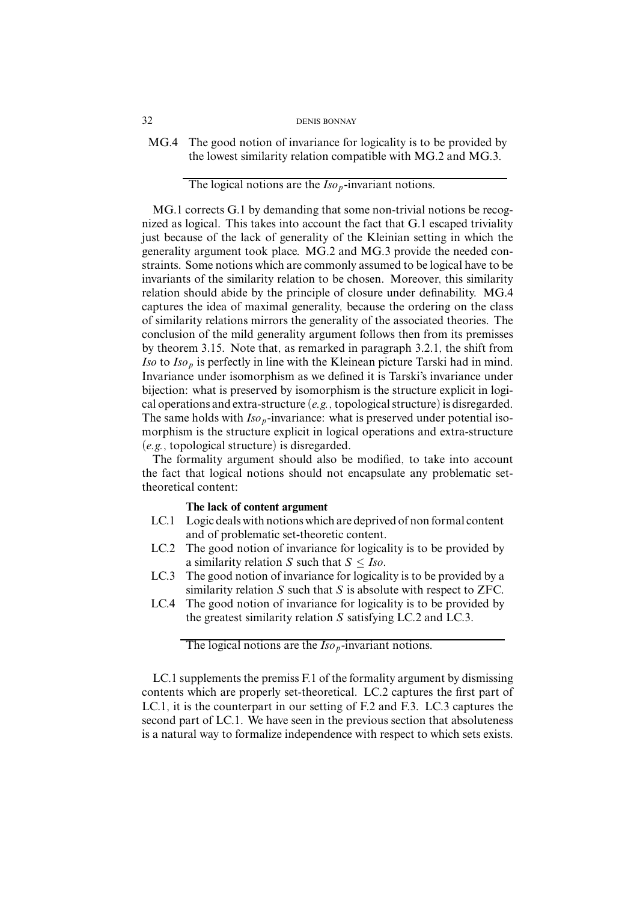MG.4 The good notion of invariance for logicality is to be provided by the lowest similarity relation compatible with MG.2 and MG.3.

---

The logical notions are the $Iso_p$-invariant notions.

MG.1 corrects G.1 by demanding that some non-trivial notions be recognized as logical. This takes into account the fact that G.1 escaped triviality just because of the lack of generality of the Kleinian setting in which the generality argument took place. MG.2 and MG.3 provide the needed constraints. Some notions which are commonly assumed to be logical have to be invariants of the similarity relation to be chosen. Moreover, this similarity relation should abide by the principle of closure under definability. MG.4 captures the idea of maximal generality, because the ordering on the class of similarity relations mirrors the generality of the associated theories. The conclusion of the mild generality argument follows then from its premisses by theorem 3.15. Note that, as remarked in paragraph 3.2.1, the shift from *Iso* to $Iso_p$ is perfectly in line with the Kleinean picture Tarski had in mind. Invariance under isomorphism as we defined it is Tarski's invariance under bijection: what is preserved by isomorphism is the structure explicit in logical operations and extra-structure (*e.g.*, topological structure) is disregarded. The same holds with $Iso_p$-invariance: what is preserved under potential isomorphism is the structure explicit in logical operations and extra-structure (*e.g.*, topological structure) is disregarded.

The formality argument should also be modified, to take into account the fact that logical notions should not encapsulate any problematic set-theoretical content:

**The lack of content argument**

LC.1 Logic deals with notions which are deprived of non formal content and of problematic set-theoretic content.

LC.2 The good notion of invariance for logicality is to be provided by a similarity relation $S$ such that $S \leq Iso$.

LC.3 The good notion of invariance for logicality is to be provided by a similarity relation $S$ such that $S$ is absolute with respect to ZFC.

LC.4 The good notion of invariance for logicality is to be provided by the greatest similarity relation $S$ satisfying LC.2 and LC.3.

---

The logical notions are the $Iso_p$-invariant notions.

LC.1 supplements the premiss F.1 of the formality argument by dismissing contents which are properly set-theoretical. LC.2 captures the first part of LC.1, it is the counterpart in our setting of F.2 and F.3. LC.3 captures the second part of LC.1. We have seen in the previous section that absoluteness is a natural way to formalize independence with respect to which sets exists.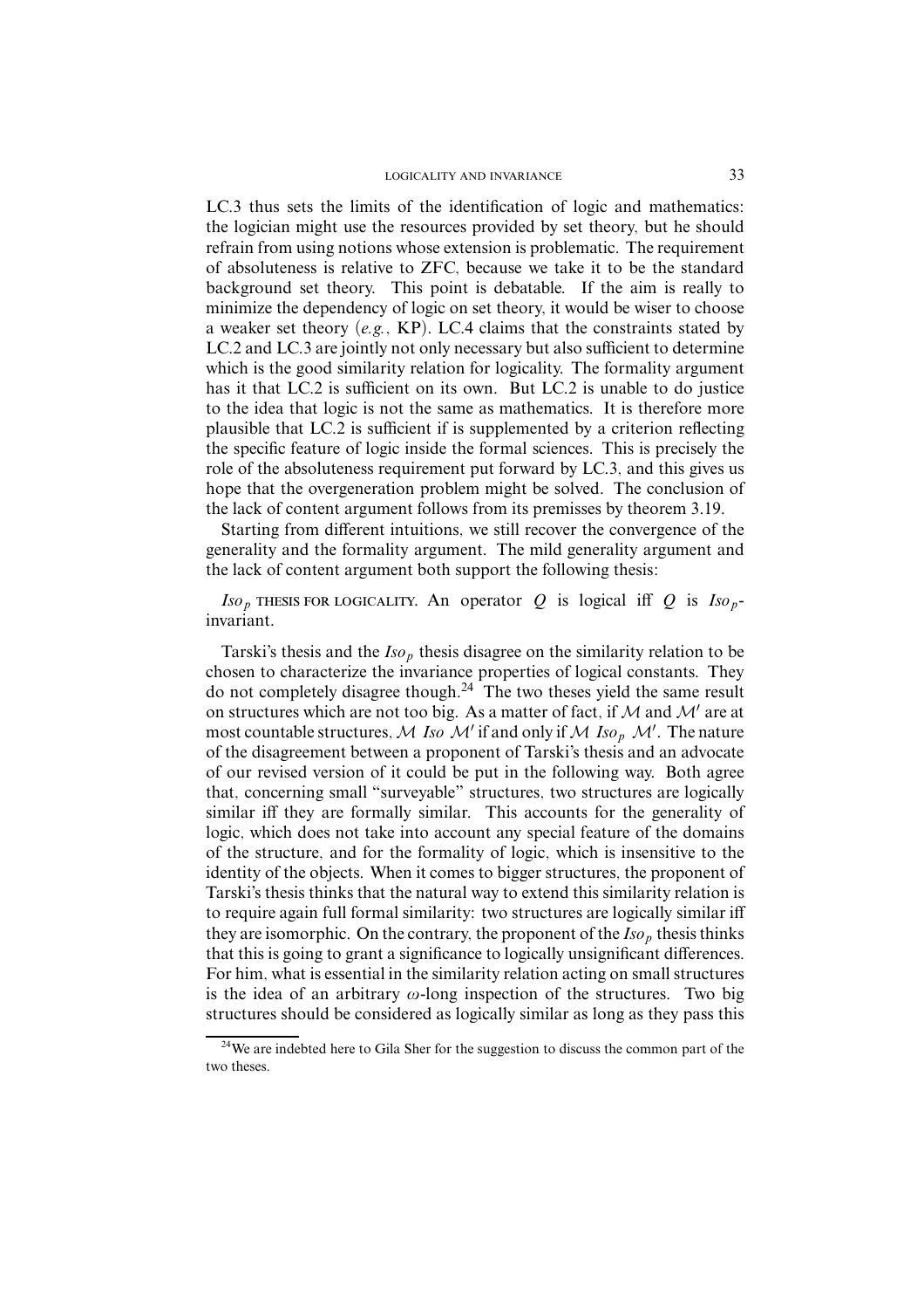LC.3 thus sets the limits of the identification of logic and mathematics: the logician might use the resources provided by set theory, but he should refrain from using notions whose extension is problematic. The requirement of absoluteness is relative to ZFC, because we take it to be the standard background set theory. This point is debatable. If the aim is really to minimize the dependency of logic on set theory, it would be wiser to choose a weaker set theory (*e.g.*, KP). LC.4 claims that the constraints stated by LC.2 and LC.3 are jointly not only necessary but also sufficient to determine which is the good similarity relation for logicality. The formality argument has it that LC.2 is sufficient on its own. But LC.2 is unable to do justice to the idea that logic is not the same as mathematics. It is therefore more plausible that LC.2 is sufficient if is supplemented by a criterion reflecting the specific feature of logic inside the formal sciences. This is precisely the role of the absoluteness requirement put forward by LC.3, and this gives us hope that the overgeneration problem might be solved. The conclusion of the lack of content argument follows from its premisses by theorem 3.19.

Starting from different intuitions, we still recover the convergence of the generality and the formality argument. The mild generality argument and the lack of content argument both support the following thesis:

$Iso_p$ THESIS FOR LOGICALITY. An operator $Q$ is logical iff $Q$ is $Iso_p$-invariant.

Tarski's thesis and the $Iso_p$ thesis disagree on the similarity relation to be chosen to characterize the invariance properties of logical constants. They do not completely disagree though.[24] The two theses yield the same result on structures which are not too big. As a matter of fact, if $\mathcal{M}$ and $\mathcal{M}'$ are at most countable structures, $\mathcal{M}$ *Iso* $\mathcal{M}'$ if and only if $\mathcal{M}$ $Iso_p$ $\mathcal{M}'$. The nature of the disagreement between a proponent of Tarski's thesis and an advocate of our revised version of it could be put in the following way. Both agree that, concerning small "surveyable" structures, two structures are logically similar iff they are formally similar. This accounts for the generality of logic, which does not take into account any special feature of the domains of the structure, and for the formality of logic, which is insensitive to the identity of the objects. When it comes to bigger structures, the proponent of Tarski's thesis thinks that the natural way to extend this similarity relation is to require again full formal similarity: two structures are logically similar iff they are isomorphic. On the contrary, the proponent of the $Iso_p$ thesis thinks that this is going to grant a significance to logically unsignificant differences. For him, what is essential in the similarity relation acting on small structures is the idea of an arbitrary $\omega$-long inspection of the structures. Two big structures should be considered as logically similar as long as they pass this

[24] We are indebted here to Gila Sher for the suggestion to discuss the common part of the two theses.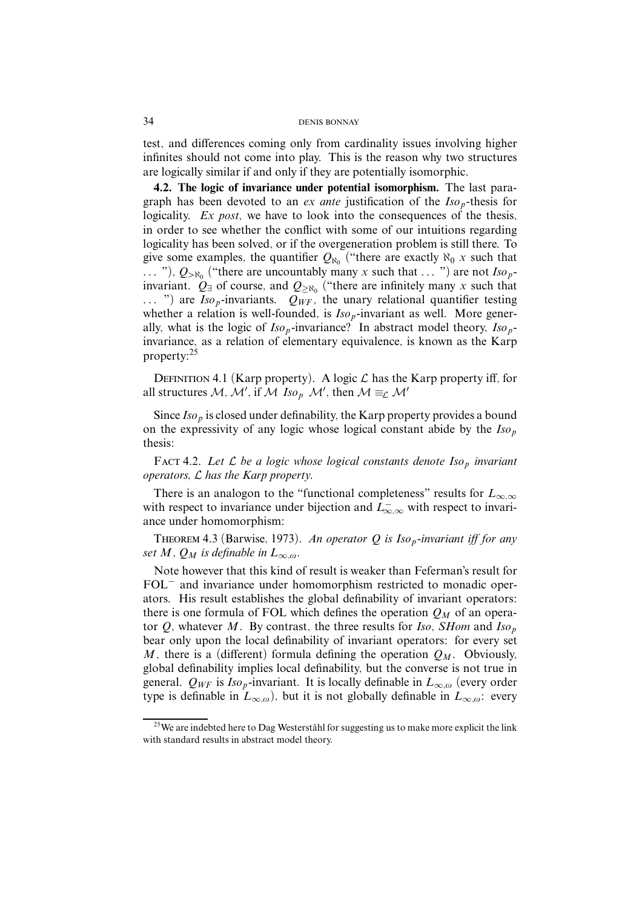test, and differences coming only from cardinality issues involving higher infinites should not come into play. This is the reason why two structures are logically similar if and only if they are potentially isomorphic.

**4.2. The logic of invariance under potential isomorphism.** The last paragraph has been devoted to an *ex ante* justification of the $Iso_p$-thesis for logicality. *Ex post*, we have to look into the consequences of the thesis, in order to see whether the conflict with some of our intuitions regarding logicality has been solved, or if the overgeneration problem is still there. To give some examples, the quantifier $Q_{\aleph_0}$ ("there are exactly $\aleph_0$ $x$ such that ... "), $Q_{>\aleph_0}$ ("there are uncountably many $x$ such that ... ") are not $Iso_p$-invariant. $Q_\exists$ of course, and $Q_{\geq\aleph_0}$ ("there are infinitely many $x$ such that ... ") are $Iso_p$-invariants. $Q_{WF}$, the unary relational quantifier testing whether a relation is well-founded, is $Iso_p$-invariant as well. More generally, what is the logic of $Iso_p$-invariance? In abstract model theory, $Iso_p$-invariance, as a relation of elementary equivalence, is known as the Karp property:[25]

Definition 4.1 (Karp property). A logic $\mathcal{L}$ has the Karp property iff, for all structures $\mathcal{M}$, $\mathcal{M}'$, if $\mathcal{M}$ $Iso_p$ $\mathcal{M}'$, then $\mathcal{M} \equiv_{\mathcal{L}} \mathcal{M}'$

Since $Iso_p$ is closed under definability, the Karp property provides a bound on the expressivity of any logic whose logical constant abide by the $Iso_p$ thesis:

Fact 4.2. *Let $\mathcal{L}$ be a logic whose logical constants denote $Iso_p$ invariant operators, $\mathcal{L}$ has the Karp property.*

There is an analogon to the "functional completeness" results for $L_{\infty,\infty}$ with respect to invariance under bijection and $L^-_{\infty,\infty}$ with respect to invariance under homomorphism:

Theorem 4.3 (Barwise, 1973). *An operator $Q$ is $Iso_p$-invariant iff for any set $M$, $Q_M$ is definable in $L_{\infty,\omega}$.*

Note however that this kind of result is weaker than Feferman's result for $\text{FOL}^-$ and invariance under homomorphism restricted to monadic operators. His result establishes the global definability of invariant operators: there is one formula of FOL which defines the operation $Q_M$ of an operator $Q$, whatever $M$. By contrast, the three results for *Iso*, *SHom* and $Iso_p$ bear only upon the local definability of invariant operators: for every set $M$, there is a (different) formula defining the operation $Q_M$. Obviously, global definability implies local definability, but the converse is not true in general. $Q_{WF}$ is $Iso_p$-invariant. It is locally definable in $L_{\infty,\omega}$ (every order type is definable in $L_{\infty,\omega}$), but it is not globally definable in $L_{\infty,\omega}$: every

[25] We are indebted here to Dag Westerståhl for suggesting us to make more explicit the link with standard results in abstract model theory.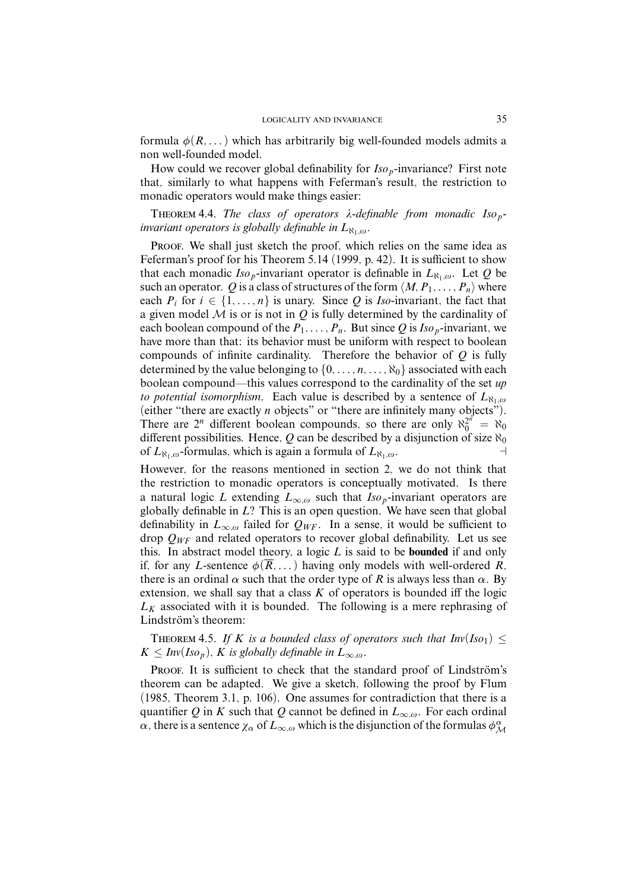formula $\phi(R, \dots)$ which has arbitrarily big well-founded models admits a non well-founded model.

How could we recover global definability for $Iso_p$-invariance? First note that, similarly to what happens with Feferman's result, the restriction to monadic operators would make things easier:

THEOREM 4.4. *The class of operators $\lambda$-definable from monadic $Iso_p$-invariant operators is globally definable in $L_{\aleph_1,\omega}$.*

PROOF. We shall just sketch the proof, which relies on the same idea as Feferman's proof for his Theorem 5.14 (1999, p. 42). It is sufficient to show that each monadic $Iso_p$-invariant operator is definable in $L_{\aleph_1,\omega}$. Let $Q$ be such an operator. $Q$ is a class of structures of the form $\langle M, P_1, \dots, P_n \rangle$ where each $P_i$ for $i \in \{1, \dots, n\}$ is unary. Since $Q$ is *Iso*-invariant, the fact that a given model $\mathcal{M}$ is or is not in $Q$ is fully determined by the cardinality of each boolean compound of the $P_1, \dots, P_n$. But since $Q$ is $Iso_p$-invariant, we have more than that: its behavior must be uniform with respect to boolean compounds of infinite cardinality. Therefore the behavior of $Q$ is fully determined by the value belonging to $\{0, \dots, n, \dots, \aleph_0\}$ associated with each boolean compound—this values correspond to the cardinality of the set *up to potential isomorphism*. Each value is described by a sentence of $L_{\aleph_1,\omega}$ (either "there are exactly $n$ objects" or "there are infinitely many objects"). There are $2^n$ different boolean compounds, so there are only $\aleph_0^{2^n} = \aleph_0$ different possibilities. Hence, $Q$ can be described by a disjunction of size $\aleph_0$ of $L_{\aleph_1,\omega}$-formulas, which is again a formula of $L_{\aleph_1,\omega}$. $\dashv$

However, for the reasons mentioned in section 2, we do not think that the restriction to monadic operators is conceptually motivated. Is there a natural logic $L$ extending $L_{\infty,\omega}$ such that $Iso_p$-invariant operators are globally definable in $L$? This is an open question. We have seen that global definability in $L_{\infty,\omega}$ failed for $Q_{WF}$. In a sense, it would be sufficient to drop $Q_{WF}$ and related operators to recover global definability. Let us see this. In abstract model theory, a logic $L$ is said to be **bounded** if and only if, for any $L$-sentence $\phi(\overline{R}, \dots)$ having only models with well-ordered $R$, there is an ordinal $\alpha$ such that the order type of $R$ is always less than $\alpha$. By extension, we shall say that a class $K$ of operators is bounded iff the logic $L_K$ associated with it is bounded. The following is a mere rephrasing of Lindström's theorem:

THEOREM 4.5. *If $K$ is a bounded class of operators such that $Inv(Iso_1) \leq K \leq Inv(Iso_p)$, $K$ is globally definable in $L_{\infty,\omega}$.*

PROOF. It is sufficient to check that the standard proof of Lindström's theorem can be adapted. We give a sketch, following the proof by Flum (1985, Theorem 3.1, p. 106). One assumes for contradiction that there is a quantifier $Q$ in $K$ such that $Q$ cannot be defined in $L_{\infty,\omega}$. For each ordinal $\alpha$, there is a sentence $\chi_\alpha$ of $L_{\infty,\omega}$ which is the disjunction of the formulas $\phi^\alpha_{\mathcal{M}}$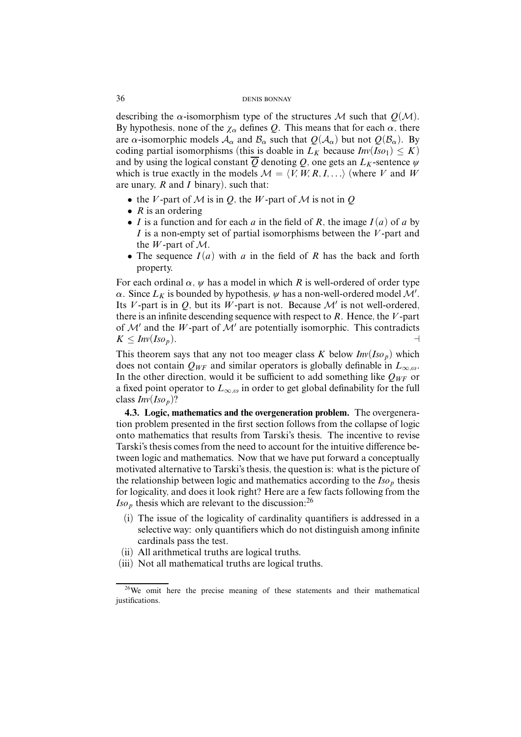describing the $\alpha$-isomorphism type of the structures $\mathcal{M}$ such that $Q(\mathcal{M})$. By hypothesis, none of the $\chi_\alpha$ defines $Q$. This means that for each $\alpha$, there are $\alpha$-isomorphic models $\mathcal{A}_\alpha$ and $\mathcal{B}_\alpha$ such that $Q(\mathcal{A}_\alpha)$ but not $Q(\mathcal{B}_\alpha)$. By coding partial isomorphisms (this is doable in $L_K$ because $Inv(Iso_1) \leq K$) and by using the logical constant $\overline{Q}$ denoting $Q$, one gets an $L_K$-sentence $\psi$ which is true exactly in the models $\mathcal{M} = \langle V, W, R, I, \ldots \rangle$ (where $V$ and $W$ are unary, $R$ and $I$ binary), such that:

- the $V$-part of $\mathcal{M}$ is in $Q$, the $W$-part of $\mathcal{M}$ is not in $Q$
- $R$ is an ordering
- $I$ is a function and for each $a$ in the field of $R$, the image $I(a)$ of $a$ by $I$ is a non-empty set of partial isomorphisms between the $V$-part and the $W$-part of $\mathcal{M}$.
- The sequence $I(a)$ with $a$ in the field of $R$ has the back and forth property.

For each ordinal $\alpha$, $\psi$ has a model in which $R$ is well-ordered of order type $\alpha$. Since $L_K$ is bounded by hypothesis, $\psi$ has a non-well-ordered model $\mathcal{M}'$. Its $V$-part is in $Q$, but its $W$-part is not. Because $\mathcal{M}'$ is not well-ordered, there is an infinite descending sequence with respect to $R$. Hence, the $V$-part of $\mathcal{M}'$ and the $W$-part of $\mathcal{M}'$ are potentially isomorphic. This contradicts $K \leq Inv(Iso_p)$. ⊣

This theorem says that any not too meager class $K$ below $Inv(Iso_p)$ which does not contain $Q_{WF}$ and similar operators is globally definable in $L_{\infty,\omega}$. In the other direction, would it be sufficient to add something like $Q_{WF}$ or a fixed point operator to $L_{\infty,\omega}$ in order to get global definability for the full class $Inv(Iso_p)$?

**4.3. Logic, mathematics and the overgeneration problem.** The overgeneration problem presented in the first section follows from the collapse of logic onto mathematics that results from Tarski's thesis. The incentive to revise Tarski's thesis comes from the need to account for the intuitive difference between logic and mathematics. Now that we have put forward a conceptually motivated alternative to Tarski's thesis, the question is: what is the picture of the relationship between logic and mathematics according to the $Iso_p$ thesis for logicality, and does it look right? Here are a few facts following from the $Iso_p$ thesis which are relevant to the discussion:[26]

(i) The issue of the logicality of cardinality quantifiers is addressed in a selective way: only quantifiers which do not distinguish among infinite cardinals pass the test.
(ii) All arithmetical truths are logical truths.
(iii) Not all mathematical truths are logical truths.

[26]We omit here the precise meaning of these statements and their mathematical justifications.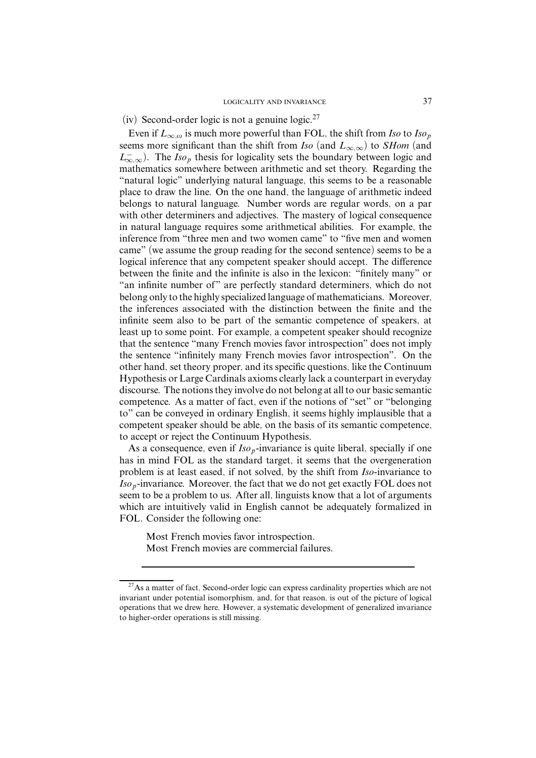(iv) Second-order logic is not a genuine logic.[27]

Even if $L_{\infty,\omega}$ is much more powerful than FOL, the shift from *Iso* to $Iso_p$ seems more significant than the shift from *Iso* (and $L_{\infty,\infty}$) to *SHom* (and $L^{-}_{\infty,\infty}$). The $Iso_p$ thesis for logicality sets the boundary between logic and mathematics somewhere between arithmetic and set theory. Regarding the "natural logic" underlying natural language, this seems to be a reasonable place to draw the line. On the one hand, the language of arithmetic indeed belongs to natural language. Number words are regular words, on a par with other determiners and adjectives. The mastery of logical consequence in natural language requires some arithmetical abilities. For example, the inference from "three men and two women came" to "five men and women came" (we assume the group reading for the second sentence) seems to be a logical inference that any competent speaker should accept. The difference between the finite and the infinite is also in the lexicon: "finitely many" or "an infinite number of" are perfectly standard determiners, which do not belong only to the highly specialized language of mathematicians. Moreover, the inferences associated with the distinction between the finite and the infinite seem also to be part of the semantic competence of speakers, at least up to some point. For example, a competent speaker should recognize that the sentence "many French movies favor introspection" does not imply the sentence "infinitely many French movies favor introspection". On the other hand, set theory proper, and its specific questions, like the Continuum Hypothesis or Large Cardinals axioms clearly lack a counterpart in everyday discourse. The notions they involve do not belong at all to our basic semantic competence. As a matter of fact, even if the notions of "set" or "belonging to" can be conveyed in ordinary English, it seems highly implausible that a competent speaker should be able, on the basis of its semantic competence, to accept or reject the Continuum Hypothesis.

As a consequence, even if $Iso_p$-invariance is quite liberal, specially if one has in mind FOL as the standard target, it seems that the overgeneration problem is at least eased, if not solved, by the shift from *Iso*-invariance to $Iso_p$-invariance. Moreover, the fact that we do not get exactly FOL does not seem to be a problem to us. After all, linguists know that a lot of arguments which are intuitively valid in English cannot be adequately formalized in FOL. Consider the following one:

Most French movies favor introspection.
Most French movies are commercial failures.

---

[27] As a matter of fact, Second-order logic can express cardinality properties which are not invariant under potential isomorphism, and, for that reason, is out of the picture of logical operations that we drew here. However, a systematic development of generalized invariance to higher-order operations is still missing.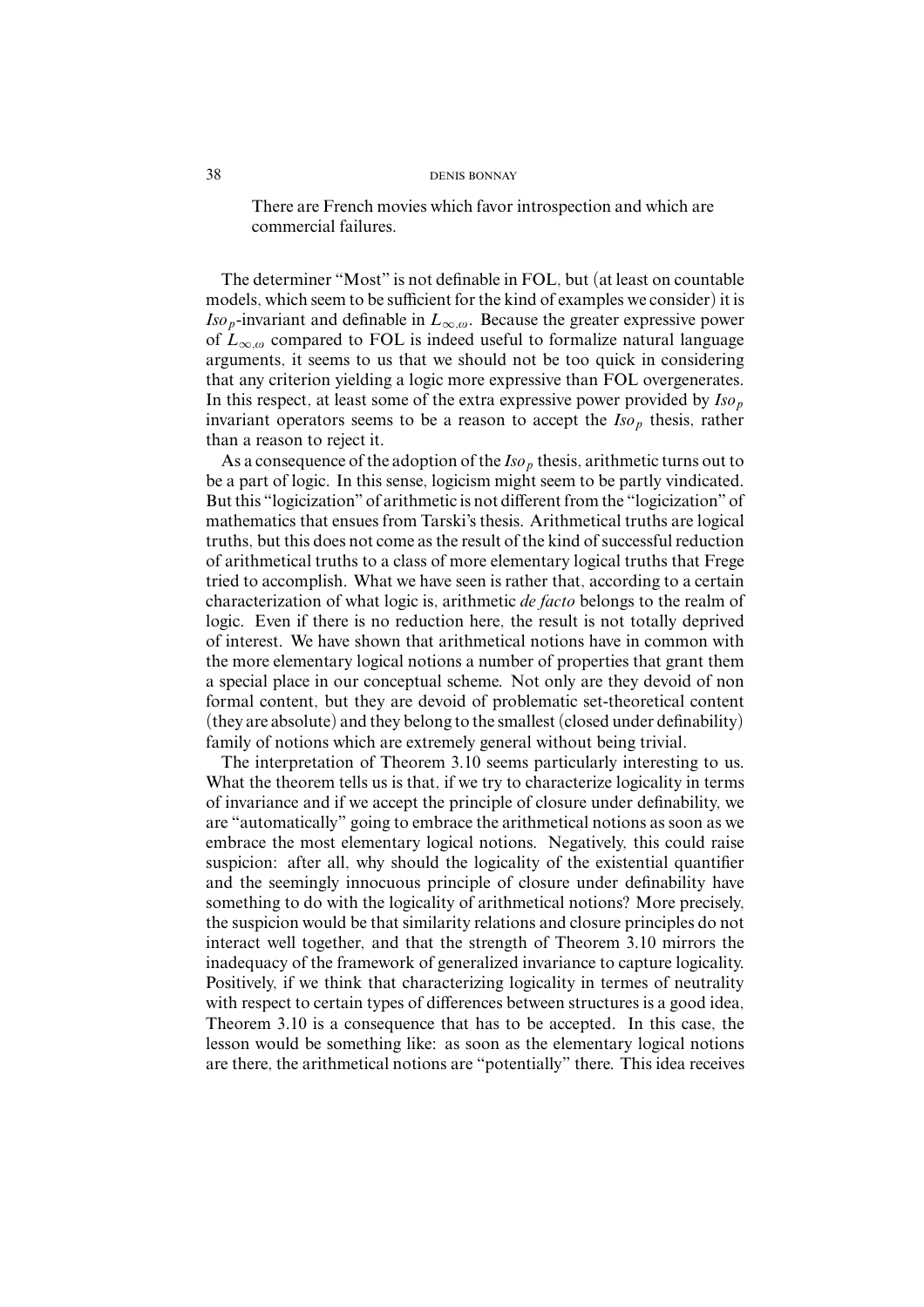There are French movies which favor introspection and which are commercial failures.

The determiner "Most" is not definable in FOL, but (at least on countable models, which seem to be sufficient for the kind of examples we consider) it is $Iso_p$-invariant and definable in $L_{\infty,\omega}$. Because the greater expressive power of $L_{\infty,\omega}$ compared to FOL is indeed useful to formalize natural language arguments, it seems to us that we should not be too quick in considering that any criterion yielding a logic more expressive than FOL overgenerates. In this respect, at least some of the extra expressive power provided by $Iso_p$ invariant operators seems to be a reason to accept the $Iso_p$ thesis, rather than a reason to reject it.

As a consequence of the adoption of the $Iso_p$ thesis, arithmetic turns out to be a part of logic. In this sense, logicism might seem to be partly vindicated. But this "logicization" of arithmetic is not different from the "logicization" of mathematics that ensues from Tarski's thesis. Arithmetical truths are logical truths, but this does not come as the result of the kind of successful reduction of arithmetical truths to a class of more elementary logical truths that Frege tried to accomplish. What we have seen is rather that, according to a certain characterization of what logic is, arithmetic *de facto* belongs to the realm of logic. Even if there is no reduction here, the result is not totally deprived of interest. We have shown that arithmetical notions have in common with the more elementary logical notions a number of properties that grant them a special place in our conceptual scheme. Not only are they devoid of non formal content, but they are devoid of problematic set-theoretical content (they are absolute) and they belong to the smallest (closed under definability) family of notions which are extremely general without being trivial.

The interpretation of Theorem 3.10 seems particularly interesting to us. What the theorem tells us is that, if we try to characterize logicality in terms of invariance and if we accept the principle of closure under definability, we are "automatically" going to embrace the arithmetical notions as soon as we embrace the most elementary logical notions. Negatively, this could raise suspicion: after all, why should the logicality of the existential quantifier and the seemingly innocuous principle of closure under definability have something to do with the logicality of arithmetical notions? More precisely, the suspicion would be that similarity relations and closure principles do not interact well together, and that the strength of Theorem 3.10 mirrors the inadequacy of the framework of generalized invariance to capture logicality. Positively, if we think that characterizing logicality in termes of neutrality with respect to certain types of differences between structures is a good idea, Theorem 3.10 is a consequence that has to be accepted. In this case, the lesson would be something like: as soon as the elementary logical notions are there, the arithmetical notions are "potentially" there. This idea receives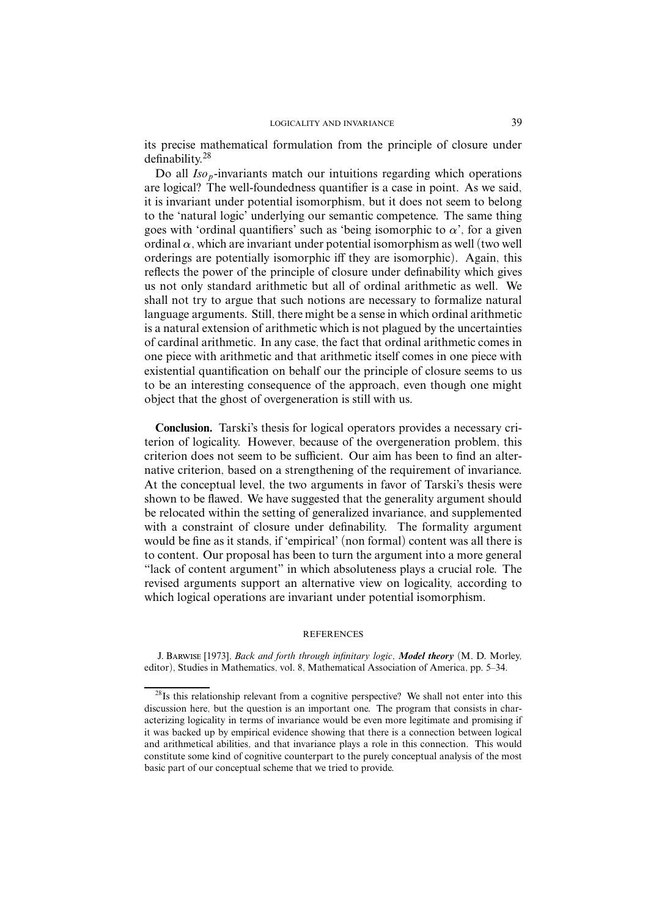its precise mathematical formulation from the principle of closure under definability.[28]

Do all $Iso_p$-invariants match our intuitions regarding which operations are logical? The well-foundedness quantifier is a case in point. As we said, it is invariant under potential isomorphism, but it does not seem to belong to the 'natural logic' underlying our semantic competence. The same thing goes with 'ordinal quantifiers' such as 'being isomorphic to $\alpha$', for a given ordinal $\alpha$, which are invariant under potential isomorphism as well (two well orderings are potentially isomorphic iff they are isomorphic). Again, this reflects the power of the principle of closure under definability which gives us not only standard arithmetic but all of ordinal arithmetic as well. We shall not try to argue that such notions are necessary to formalize natural language arguments. Still, there might be a sense in which ordinal arithmetic is a natural extension of arithmetic which is not plagued by the uncertainties of cardinal arithmetic. In any case, the fact that ordinal arithmetic comes in one piece with arithmetic and that arithmetic itself comes in one piece with existential quantification on behalf our the principle of closure seems to us to be an interesting consequence of the approach, even though one might object that the ghost of overgeneration is still with us.

**Conclusion.** Tarski's thesis for logical operators provides a necessary criterion of logicality. However, because of the overgeneration problem, this criterion does not seem to be sufficient. Our aim has been to find an alternative criterion, based on a strengthening of the requirement of invariance. At the conceptual level, the two arguments in favor of Tarski's thesis were shown to be flawed. We have suggested that the generality argument should be relocated within the setting of generalized invariance, and supplemented with a constraint of closure under definability. The formality argument would be fine as it stands, if 'empirical' (non formal) content was all there is to content. Our proposal has been to turn the argument into a more general "lack of content argument" in which absoluteness plays a crucial role. The revised arguments support an alternative view on logicality, according to which logical operations are invariant under potential isomorphism.

## REFERENCES

J. Barwise [1973], *Back and forth through infinitary logic*, ***Model theory*** (M. D. Morley, editor), Studies in Mathematics, vol. 8, Mathematical Association of America, pp. 5–34.

[28] Is this relationship relevant from a cognitive perspective? We shall not enter into this discussion here, but the question is an important one. The program that consists in characterizing logicality in terms of invariance would be even more legitimate and promising if it was backed up by empirical evidence showing that there is a connection between logical and arithmetical abilities, and that invariance plays a role in this connection. This would constitute some kind of cognitive counterpart to the purely conceptual analysis of the most basic part of our conceptual scheme that we tried to provide.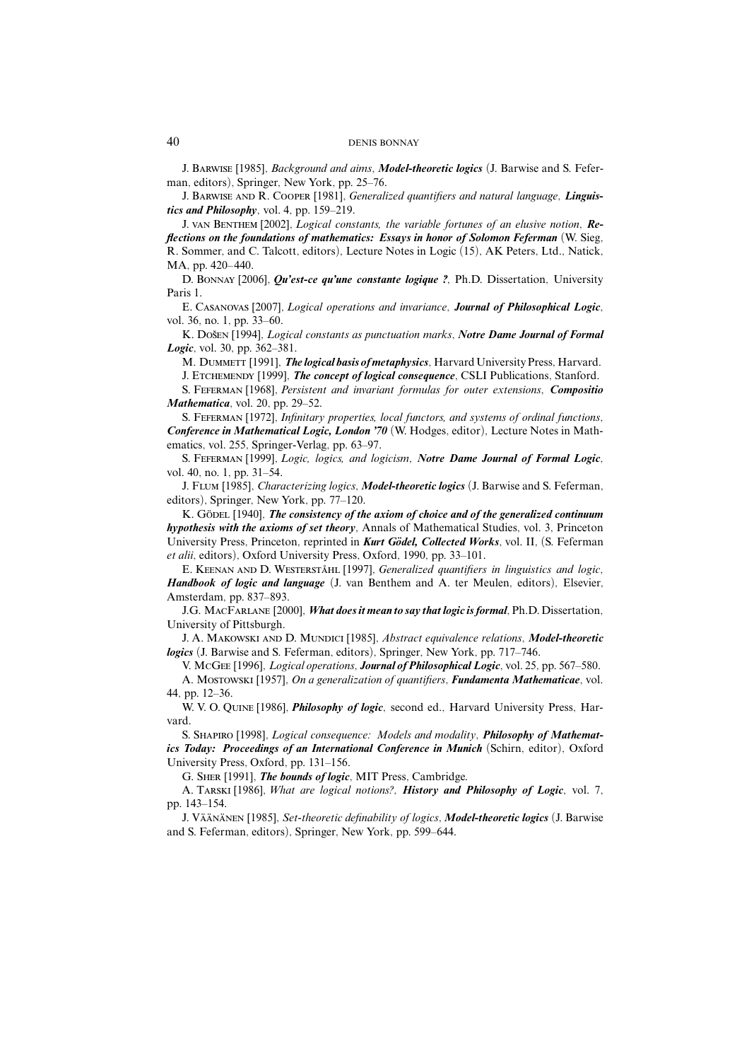J. Barwise [1985], *Background and aims*, ***Model-theoretic logics*** (J. Barwise and S. Feferman, editors), Springer, New York, pp. 25–76.

J. Barwise and R. Cooper [1981], *Generalized quantifiers and natural language*, ***Linguistics and Philosophy***, vol. 4, pp. 159–219.

J. van Benthem [2002], *Logical constants, the variable fortunes of an elusive notion*, ***Reflections on the foundations of mathematics: Essays in honor of Solomon Feferman*** (W. Sieg, R. Sommer, and C. Talcott, editors), Lecture Notes in Logic (15), AK Peters, Ltd., Natick, MA, pp. 420–440.

D. Bonnay [2006], ***Qu'est-ce qu'une constante logique ?***, Ph.D. Dissertation, University Paris 1.

E. Casanovas [2007], *Logical operations and invariance*, ***Journal of Philosophical Logic***, vol. 36, no. 1, pp. 33–60.

K. Došen [1994], *Logical constants as punctuation marks*, ***Notre Dame Journal of Formal Logic***, vol. 30, pp. 362–381.

M. Dummett [1991], ***The logical basis of metaphysics***, Harvard University Press, Harvard.

J. Etchemendy [1999], ***The concept of logical consequence***, CSLI Publications, Stanford.

S. Feferman [1968], *Persistent and invariant formulas for outer extensions*, ***Compositio Mathematica***, vol. 20, pp. 29–52.

S. Feferman [1972], *Infinitary properties, local functors, and systems of ordinal functions*, ***Conference in Mathematical Logic, London '70*** (W. Hodges, editor), Lecture Notes in Mathematics, vol. 255, Springer-Verlag, pp. 63–97.

S. Feferman [1999], *Logic, logics, and logicism*, ***Notre Dame Journal of Formal Logic***, vol. 40, no. 1, pp. 31–54.

J. Flum [1985], *Characterizing logics*, ***Model-theoretic logics*** (J. Barwise and S. Feferman, editors), Springer, New York, pp. 77–120.

K. Gödel [1940], ***The consistency of the axiom of choice and of the generalized continuum hypothesis with the axioms of set theory***, Annals of Mathematical Studies, vol. 3, Princeton University Press, Princeton, reprinted in ***Kurt Gödel, Collected Works***, vol. II, (S. Feferman *et alii*, editors), Oxford University Press, Oxford, 1990, pp. 33–101.

E. Keenan and D. Westerståhl [1997], *Generalized quantifiers in linguistics and logic*, ***Handbook of logic and language*** (J. van Benthem and A. ter Meulen, editors), Elsevier, Amsterdam, pp. 837–893.

J.G. MacFarlane [2000], ***What does it mean to say that logic is formal***, Ph.D. Dissertation, University of Pittsburgh.

J. A. Makowski and D. Mundici [1985], *Abstract equivalence relations*, ***Model-theoretic logics*** (J. Barwise and S. Feferman, editors), Springer, New York, pp. 717–746.

V. McGee [1996], *Logical operations*, ***Journal of Philosophical Logic***, vol. 25, pp. 567–580.

A. Mostowski [1957], *On a generalization of quantifiers*, ***Fundamenta Mathematicae***, vol. 44, pp. 12–36.

W. V. O. Quine [1986], ***Philosophy of logic***, second ed., Harvard University Press, Harvard.

S. Shapiro [1998], *Logical consequence: Models and modality*, ***Philosophy of Mathematics Today: Proceedings of an International Conference in Munich*** (Schirn, editor), Oxford University Press, Oxford, pp. 131–156.

G. Sher [1991], ***The bounds of logic***, MIT Press, Cambridge.

A. Tarski [1986], *What are logical notions?*, ***History and Philosophy of Logic***, vol. 7, pp. 143–154.

J. Väänänen [1985], *Set-theoretic definability of logics*, ***Model-theoretic logics*** (J. Barwise and S. Feferman, editors), Springer, New York, pp. 599–644.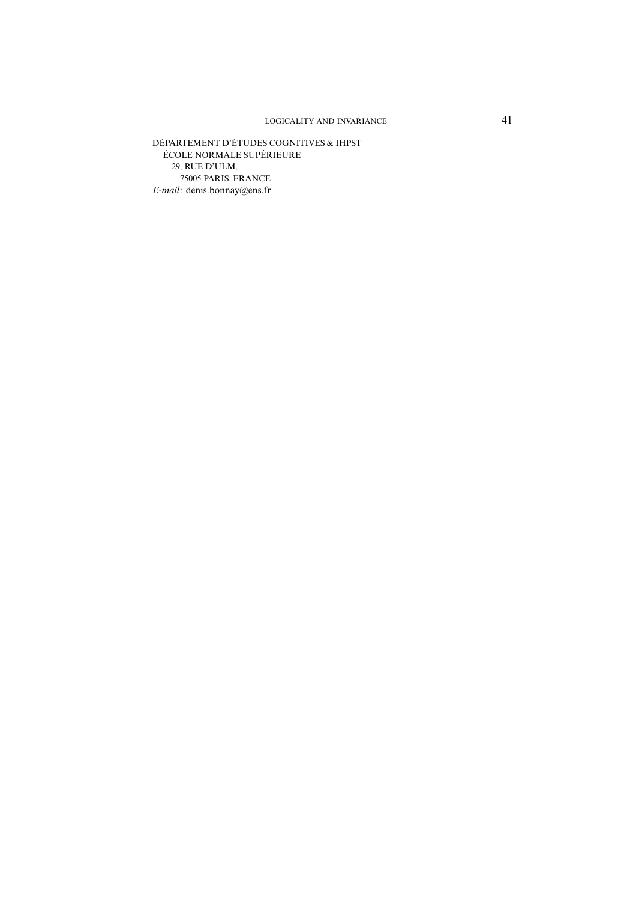DÉPARTEMENT D'ÉTUDES COGNITIVES & IHPST
ÉCOLE NORMALE SUPÉRIEURE
29, RUE D'ULM,
75005 PARIS, FRANCE
*E-mail*: denis.bonnay@ens.fr